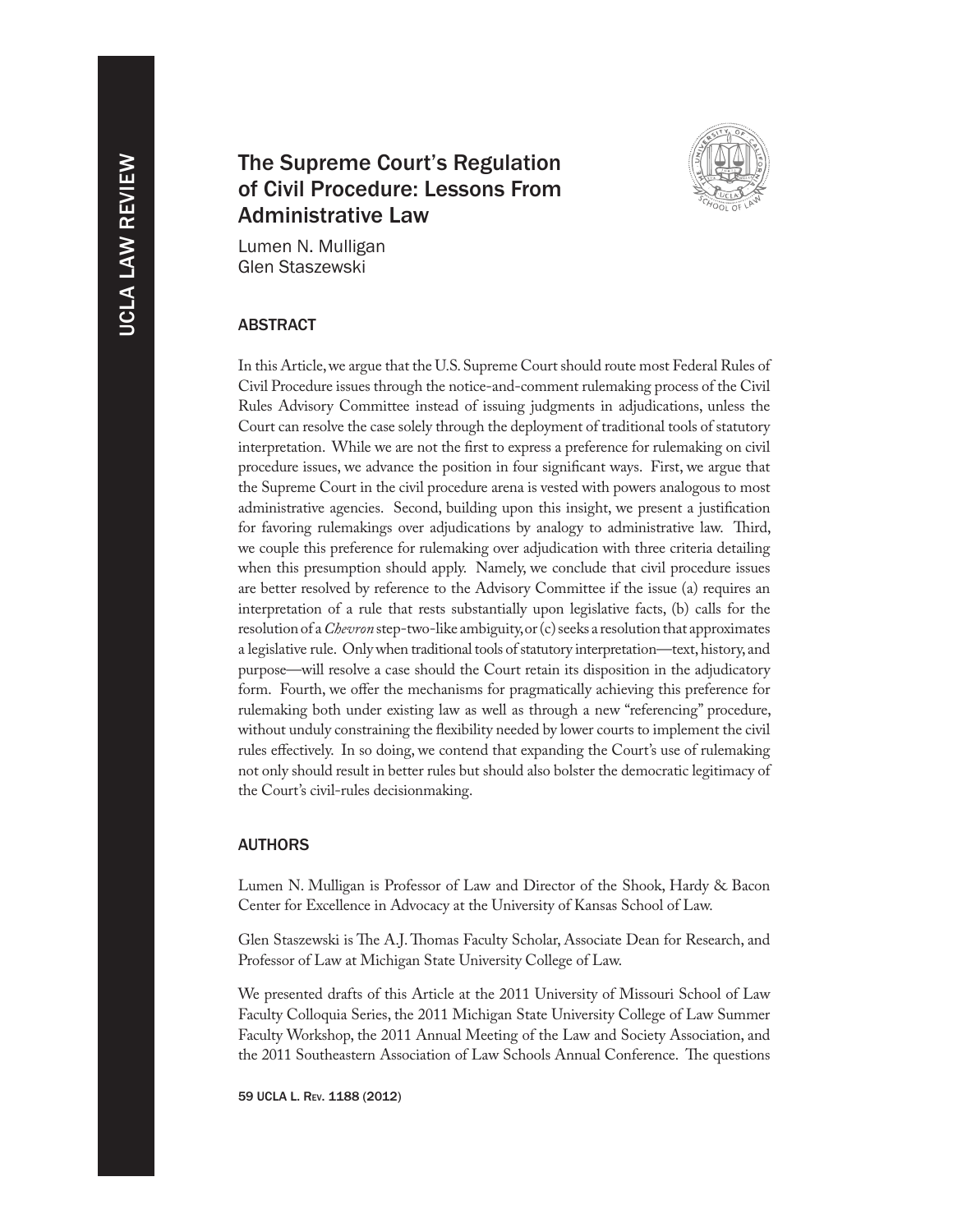# The Supreme Court's Regulation of Civil Procedure: Lessons From Administrative Law

Lumen N. Mulligan
Glen Staszewski

## ABSTRACT

In this Article, we argue that the U.S. Supreme Court should route most Federal Rules of Civil Procedure issues through the notice-and-comment rulemaking process of the Civil Rules Advisory Committee instead of issuing judgments in adjudications, unless the Court can resolve the case solely through the deployment of traditional tools of statutory interpretation. While we are not the first to express a preference for rulemaking on civil procedure issues, we advance the position in four significant ways. First, we argue that the Supreme Court in the civil procedure arena is vested with powers analogous to most administrative agencies. Second, building upon this insight, we present a justification for favoring rulemakings over adjudications by analogy to administrative law. Third, we couple this preference for rulemaking over adjudication with three criteria detailing when this presumption should apply. Namely, we conclude that civil procedure issues are better resolved by reference to the Advisory Committee if the issue (a) requires an interpretation of a rule that rests substantially upon legislative facts, (b) calls for the resolution of a *Chevron* step-two-like ambiguity, or (c) seeks a resolution that approximates a legislative rule. Only when traditional tools of statutory interpretation—text, history, and purpose—will resolve a case should the Court retain its disposition in the adjudicatory form. Fourth, we offer the mechanisms for pragmatically achieving this preference for rulemaking both under existing law as well as through a new "referencing" procedure, without unduly constraining the flexibility needed by lower courts to implement the civil rules effectively. In so doing, we contend that expanding the Court's use of rulemaking not only should result in better rules but should also bolster the democratic legitimacy of the Court's civil-rules decisionmaking.

## AUTHORS

Lumen N. Mulligan is Professor of Law and Director of the Shook, Hardy & Bacon Center for Excellence in Advocacy at the University of Kansas School of Law.

Glen Staszewski is The A.J. Thomas Faculty Scholar, Associate Dean for Research, and Professor of Law at Michigan State University College of Law.

We presented drafts of this Article at the 2011 University of Missouri School of Law Faculty Colloquia Series, the 2011 Michigan State University College of Law Summer Faculty Workshop, the 2011 Annual Meeting of the Law and Society Association, and the 2011 Southeastern Association of Law Schools Annual Conference. The questions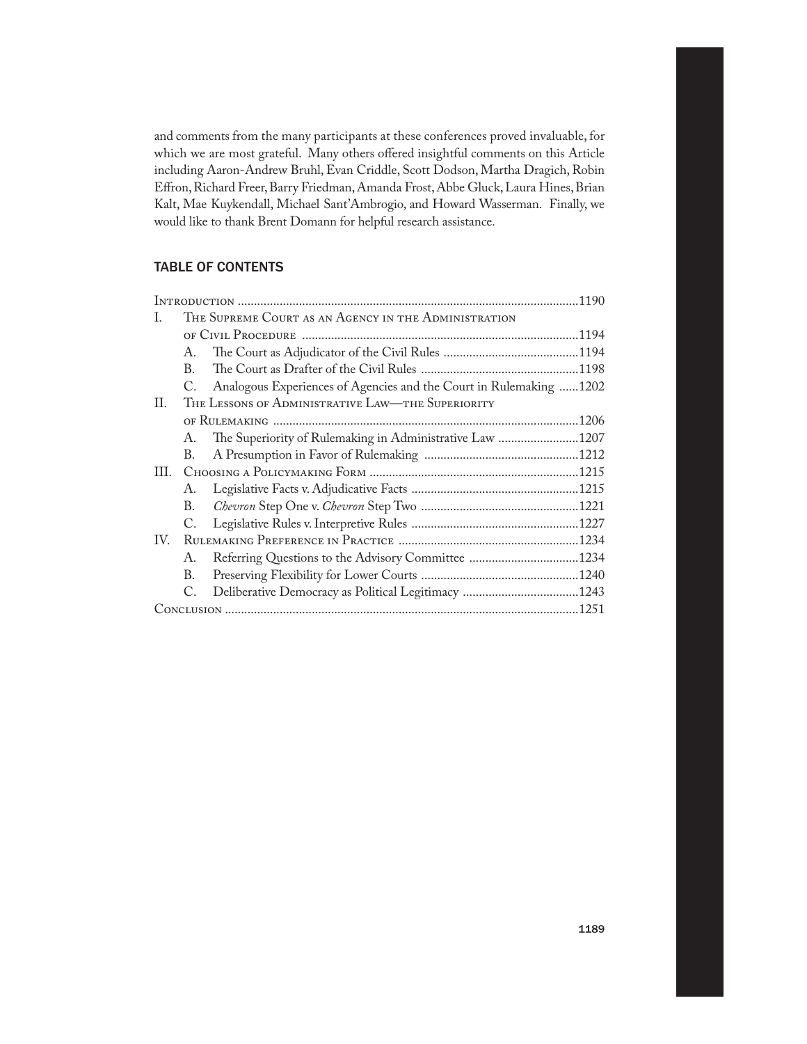and comments from the many participants at these conferences proved invaluable, for which we are most grateful. Many others offered insightful comments on this Article including Aaron-Andrew Bruhl, Evan Criddle, Scott Dodson, Martha Dragich, Robin Effron, Richard Freer, Barry Friedman, Amanda Frost, Abbe Gluck, Laura Hines, Brian Kalt, Mae Kuykendall, Michael Sant'Ambrogio, and Howard Wasserman. Finally, we would like to thank Brent Domann for helpful research assistance.

## TABLE OF CONTENTS

Introduction ........................................................................................................1190

I. The Supreme Court as an Agency in the Administration of Civil Procedure .....................................................................................1194
   - A. The Court as Adjudicator of the Civil Rules .........................................1194
   - B. The Court as Drafter of the Civil Rules ................................................1198
   - C. Analogous Experiences of Agencies and the Court in Rulemaking ......1202

II. The Lessons of Administrative Law—the Superiority of Rulemaking ..............................................................................................1206
   - A. The Superiority of Rulemaking in Administrative Law .........................1207
   - B. A Presumption in Favor of Rulemaking ...............................................1212

III. Choosing a Policymaking Form ................................................................1215
   - A. Legislative Facts v. Adjudicative Facts ...................................................1215
   - B. *Chevron* Step One v. *Chevron* Step Two ................................................1221
   - C. Legislative Rules v. Interpretive Rules ...................................................1227

IV. Rulemaking Preference in Practice .......................................................1234
   - A. Referring Questions to the Advisory Committee ..................................1234
   - B. Preserving Flexibility for Lower Courts ................................................1240
   - C. Deliberative Democracy as Political Legitimacy ....................................1243

Conclusion ............................................................................................................1251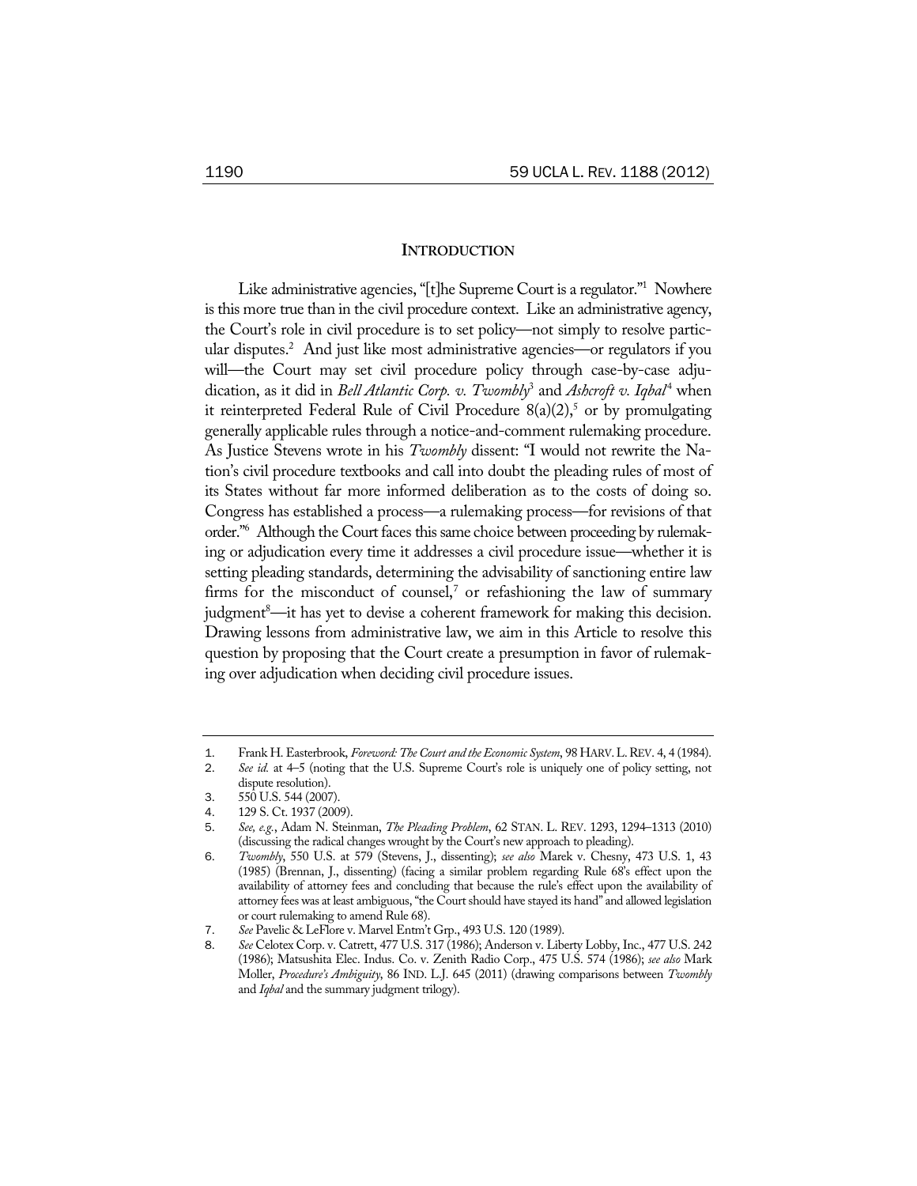## INTRODUCTION

Like administrative agencies, "[t]he Supreme Court is a regulator."[1] Nowhere is this more true than in the civil procedure context. Like an administrative agency, the Court's role in civil procedure is to set policy—not simply to resolve particular disputes.[2] And just like most administrative agencies—or regulators if you will—the Court may set civil procedure policy through case-by-case adjudication, as it did in *Bell Atlantic Corp. v. Twombly*[3] and *Ashcroft v. Iqbal*[4] when it reinterpreted Federal Rule of Civil Procedure 8(a)(2),[5] or by promulgating generally applicable rules through a notice-and-comment rulemaking procedure. As Justice Stevens wrote in his *Twombly* dissent: "I would not rewrite the Nation's civil procedure textbooks and call into doubt the pleading rules of most of its States without far more informed deliberation as to the costs of doing so. Congress has established a process—a rulemaking process—for revisions of that order."[6] Although the Court faces this same choice between proceeding by rulemaking or adjudication every time it addresses a civil procedure issue—whether it is setting pleading standards, determining the advisability of sanctioning entire law firms for the misconduct of counsel,[7] or refashioning the law of summary judgment[8]—it has yet to devise a coherent framework for making this decision. Drawing lessons from administrative law, we aim in this Article to resolve this question by proposing that the Court create a presumption in favor of rulemaking over adjudication when deciding civil procedure issues.

---

1. Frank H. Easterbrook, *Foreword: The Court and the Economic System*, 98 HARV. L. REV. 4, 4 (1984).
2. *See id.* at 4–5 (noting that the U.S. Supreme Court's role is uniquely one of policy setting, not dispute resolution).
3. 550 U.S. 544 (2007).
4. 129 S. Ct. 1937 (2009).
5. *See, e.g.*, Adam N. Steinman, *The Pleading Problem*, 62 STAN. L. REV. 1293, 1294–1313 (2010) (discussing the radical changes wrought by the Court's new approach to pleading).
6. *Twombly*, 550 U.S. at 579 (Stevens, J., dissenting); *see also* Marek v. Chesny, 473 U.S. 1, 43 (1985) (Brennan, J., dissenting) (facing a similar problem regarding Rule 68's effect upon the availability of attorney fees and concluding that because the rule's effect upon the availability of attorney fees was at least ambiguous, "the Court should have stayed its hand" and allowed legislation or court rulemaking to amend Rule 68).
7. *See* Pavelic & LeFlore v. Marvel Entm't Grp., 493 U.S. 120 (1989).
8. *See* Celotex Corp. v. Catrett, 477 U.S. 317 (1986); Anderson v. Liberty Lobby, Inc., 477 U.S. 242 (1986); Matsushita Elec. Indus. Co. v. Zenith Radio Corp., 475 U.S. 574 (1986); *see also* Mark Moller, *Procedure's Ambiguity*, 86 IND. L.J. 645 (2011) (drawing comparisons between *Twombly* and *Iqbal* and the summary judgment trilogy).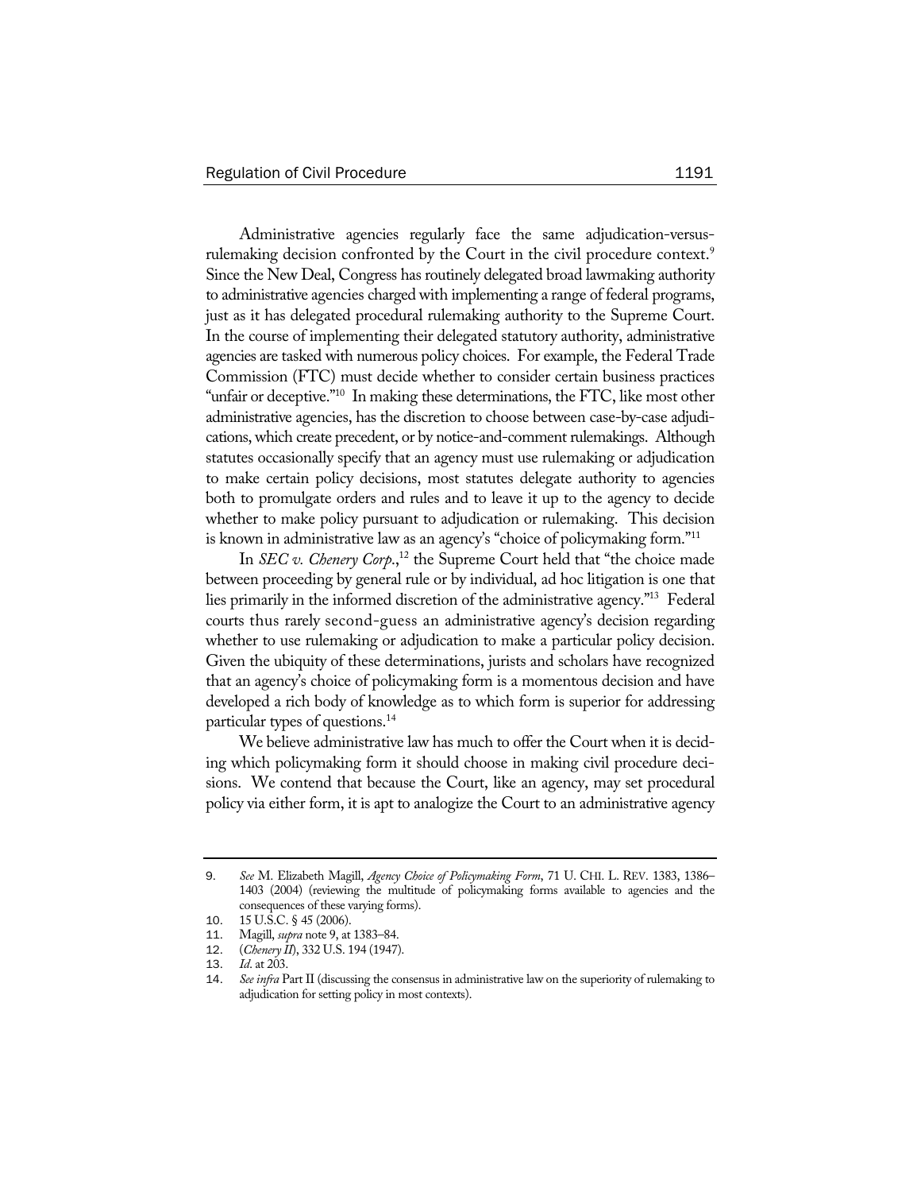Administrative agencies regularly face the same adjudication-versus-rulemaking decision confronted by the Court in the civil procedure context.[9] Since the New Deal, Congress has routinely delegated broad lawmaking authority to administrative agencies charged with implementing a range of federal programs, just as it has delegated procedural rulemaking authority to the Supreme Court. In the course of implementing their delegated statutory authority, administrative agencies are tasked with numerous policy choices. For example, the Federal Trade Commission (FTC) must decide whether to consider certain business practices "unfair or deceptive."[10] In making these determinations, the FTC, like most other administrative agencies, has the discretion to choose between case-by-case adjudications, which create precedent, or by notice-and-comment rulemakings. Although statutes occasionally specify that an agency must use rulemaking or adjudication to make certain policy decisions, most statutes delegate authority to agencies both to promulgate orders and rules and to leave it up to the agency to decide whether to make policy pursuant to adjudication or rulemaking. This decision is known in administrative law as an agency's "choice of policymaking form."[11]

In *SEC v. Chenery Corp.*,[12] the Supreme Court held that "the choice made between proceeding by general rule or by individual, ad hoc litigation is one that lies primarily in the informed discretion of the administrative agency."[13] Federal courts thus rarely second-guess an administrative agency's decision regarding whether to use rulemaking or adjudication to make a particular policy decision. Given the ubiquity of these determinations, jurists and scholars have recognized that an agency's choice of policymaking form is a momentous decision and have developed a rich body of knowledge as to which form is superior for addressing particular types of questions.[14]

We believe administrative law has much to offer the Court when it is deciding which policymaking form it should choose in making civil procedure decisions. We contend that because the Court, like an agency, may set procedural policy via either form, it is apt to analogize the Court to an administrative agency

---

9. *See* M. Elizabeth Magill, *Agency Choice of Policymaking Form*, 71 U. CHI. L. REV. 1383, 1386–1403 (2004) (reviewing the multitude of policymaking forms available to agencies and the consequences of these varying forms).
10. 15 U.S.C. § 45 (2006).
11. Magill, *supra* note 9, at 1383–84.
12. (*Chenery II*), 332 U.S. 194 (1947).
13. *Id.* at 203.
14. *See infra* Part II (discussing the consensus in administrative law on the superiority of rulemaking to adjudication for setting policy in most contexts).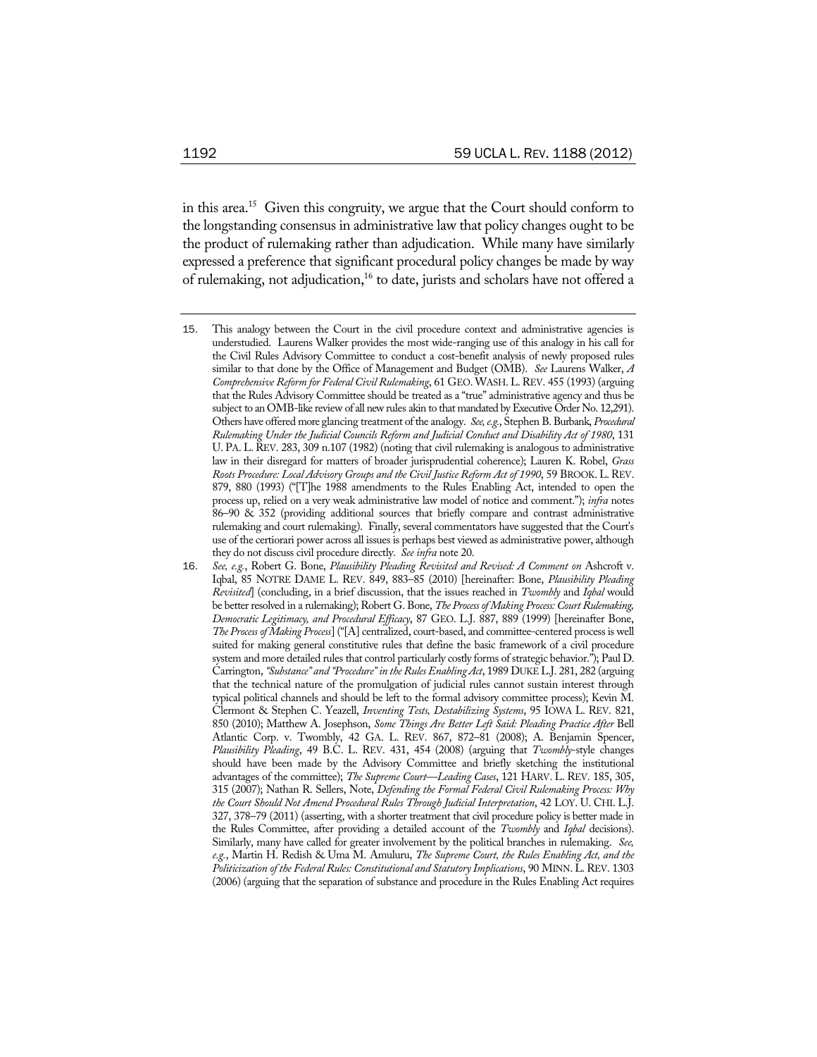in this area.[15] Given this congruity, we argue that the Court should conform to the longstanding consensus in administrative law that policy changes ought to be the product of rulemaking rather than adjudication. While many have similarly expressed a preference that significant procedural policy changes be made by way of rulemaking, not adjudication,[16] to date, jurists and scholars have not offered a

---

15. This analogy between the Court in the civil procedure context and administrative agencies is understudied. Laurens Walker provides the most wide-ranging use of this analogy in his call for the Civil Rules Advisory Committee to conduct a cost-benefit analysis of newly proposed rules similar to that done by the Office of Management and Budget (OMB). *See* Laurens Walker, *A Comprehensive Reform for Federal Civil Rulemaking*, 61 GEO. WASH. L. REV. 455 (1993) (arguing that the Rules Advisory Committee should be treated as a "true" administrative agency and thus be subject to an OMB-like review of all new rules akin to that mandated by Executive Order No. 12,291). Others have offered more glancing treatment of the analogy. *See, e.g.*, Stephen B. Burbank, *Procedural Rulemaking Under the Judicial Councils Reform and Judicial Conduct and Disability Act of 1980*, 131 U. PA. L. REV. 283, 309 n.107 (1982) (noting that civil rulemaking is analogous to administrative law in their disregard for matters of broader jurisprudential coherence); Lauren K. Robel, *Grass Roots Procedure: Local Advisory Groups and the Civil Justice Reform Act of 1990*, 59 BROOK. L. REV. 879, 880 (1993) ("[T]he 1988 amendments to the Rules Enabling Act, intended to open the process up, relied on a very weak administrative law model of notice and comment."); *infra* notes 86–90 & 352 (providing additional sources that briefly compare and contrast administrative rulemaking and court rulemaking). Finally, several commentators have suggested that the Court's use of the certiorari power across all issues is perhaps best viewed as administrative power, although they do not discuss civil procedure directly. *See infra* note 20.

16. *See, e.g.*, Robert G. Bone, *Plausibility Pleading Revisited and Revised: A Comment on* Ashcroft v. Iqbal, 85 NOTRE DAME L. REV. 849, 883–85 (2010) [hereinafter: Bone, *Plausibility Pleading Revisited*] (concluding, in a brief discussion, that the issues reached in *Twombly* and *Iqbal* would be better resolved in a rulemaking); Robert G. Bone, *The Process of Making Process: Court Rulemaking, Democratic Legitimacy, and Procedural Efficacy*, 87 GEO. L.J. 887, 889 (1999) [hereinafter Bone, *The Process of Making Process*] ("[A] centralized, court-based, and committee-centered process is well suited for making general constitutive rules that define the basic framework of a civil procedure system and more detailed rules that control particularly costly forms of strategic behavior."); Paul D. Carrington, *"Substance" and "Procedure" in the Rules Enabling Act*, 1989 DUKE L.J. 281, 282 (arguing that the technical nature of the promulgation of judicial rules cannot sustain interest through typical political channels and should be left to the formal advisory committee process); Kevin M. Clermont & Stephen C. Yeazell, *Inventing Tests, Destabilizing Systems*, 95 IOWA L. REV. 821, 850 (2010); Matthew A. Josephson, *Some Things Are Better Left Said: Pleading Practice After* Bell Atlantic Corp. v. Twombly, 42 GA. L. REV. 867, 872–81 (2008); A. Benjamin Spencer, *Plausibility Pleading*, 49 B.C. L. REV. 431, 454 (2008) (arguing that *Twombly*-style changes should have been made by the Advisory Committee and briefly sketching the institutional advantages of the committee); *The Supreme Court—Leading Cases*, 121 HARV. L. REV. 185, 305, 315 (2007); Nathan R. Sellers, Note, *Defending the Formal Federal Civil Rulemaking Process: Why the Court Should Not Amend Procedural Rules Through Judicial Interpretation*, 42 LOY. U. CHI. L.J. 327, 378–79 (2011) (asserting, with a shorter treatment that civil procedure policy is better made in the Rules Committee, after providing a detailed account of the *Twombly* and *Iqbal* decisions). Similarly, many have called for greater involvement by the political branches in rulemaking. *See, e.g.*, Martin H. Redish & Uma M. Amuluru, *The Supreme Court, the Rules Enabling Act, and the Politicization of the Federal Rules: Constitutional and Statutory Implications*, 90 MINN. L. REV. 1303 (2006) (arguing that the separation of substance and procedure in the Rules Enabling Act requires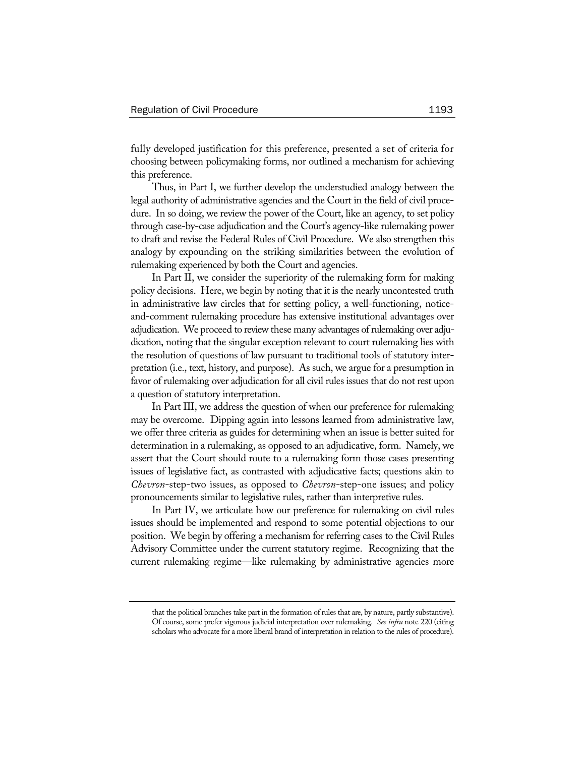fully developed justification for this preference, presented a set of criteria for choosing between policymaking forms, nor outlined a mechanism for achieving this preference.

Thus, in Part I, we further develop the understudied analogy between the legal authority of administrative agencies and the Court in the field of civil procedure. In so doing, we review the power of the Court, like an agency, to set policy through case-by-case adjudication and the Court's agency-like rulemaking power to draft and revise the Federal Rules of Civil Procedure. We also strengthen this analogy by expounding on the striking similarities between the evolution of rulemaking experienced by both the Court and agencies.

In Part II, we consider the superiority of the rulemaking form for making policy decisions. Here, we begin by noting that it is the nearly uncontested truth in administrative law circles that for setting policy, a well-functioning, notice-and-comment rulemaking procedure has extensive institutional advantages over adjudication. We proceed to review these many advantages of rulemaking over adjudication, noting that the singular exception relevant to court rulemaking lies with the resolution of questions of law pursuant to traditional tools of statutory interpretation (i.e., text, history, and purpose). As such, we argue for a presumption in favor of rulemaking over adjudication for all civil rules issues that do not rest upon a question of statutory interpretation.

In Part III, we address the question of when our preference for rulemaking may be overcome. Dipping again into lessons learned from administrative law, we offer three criteria as guides for determining when an issue is better suited for determination in a rulemaking, as opposed to an adjudicative, form. Namely, we assert that the Court should route to a rulemaking form those cases presenting issues of legislative fact, as contrasted with adjudicative facts; questions akin to *Chevron*-step-two issues, as opposed to *Chevron*-step-one issues; and policy pronouncements similar to legislative rules, rather than interpretive rules.

In Part IV, we articulate how our preference for rulemaking on civil rules issues should be implemented and respond to some potential objections to our position. We begin by offering a mechanism for referring cases to the Civil Rules Advisory Committee under the current statutory regime. Recognizing that the current rulemaking regime—like rulemaking by administrative agencies more

---

that the political branches take part in the formation of rules that are, by nature, partly substantive). Of course, some prefer vigorous judicial interpretation over rulemaking. *See infra* note 220 (citing scholars who advocate for a more liberal brand of interpretation in relation to the rules of procedure).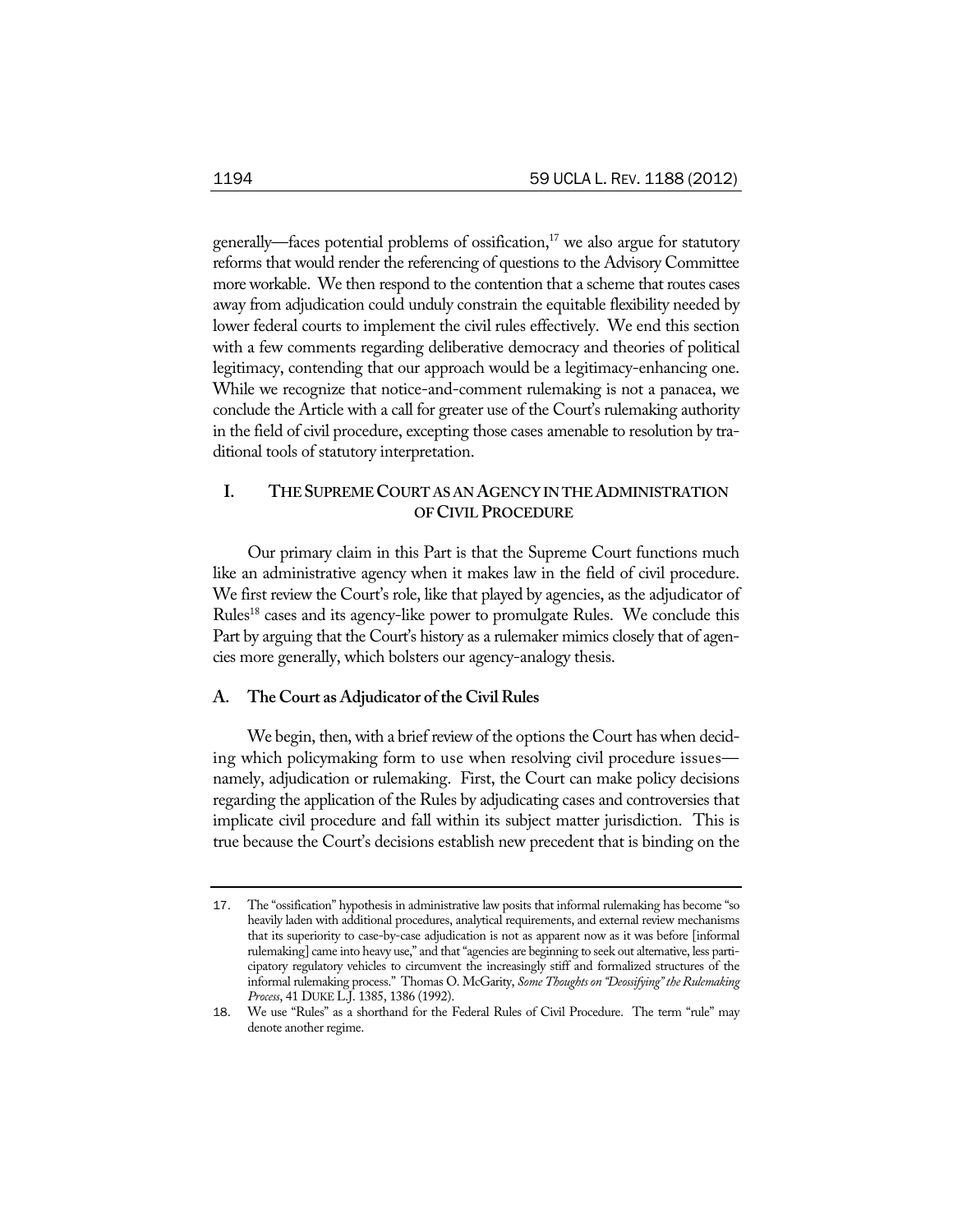generally—faces potential problems of ossification,[17] we also argue for statutory reforms that would render the referencing of questions to the Advisory Committee more workable. We then respond to the contention that a scheme that routes cases away from adjudication could unduly constrain the equitable flexibility needed by lower federal courts to implement the civil rules effectively. We end this section with a few comments regarding deliberative democracy and theories of political legitimacy, contending that our approach would be a legitimacy-enhancing one. While we recognize that notice-and-comment rulemaking is not a panacea, we conclude the Article with a call for greater use of the Court's rulemaking authority in the field of civil procedure, excepting those cases amenable to resolution by traditional tools of statutory interpretation.

## I. THE SUPREME COURT AS AN AGENCY IN THE ADMINISTRATION OF CIVIL PROCEDURE

Our primary claim in this Part is that the Supreme Court functions much like an administrative agency when it makes law in the field of civil procedure. We first review the Court's role, like that played by agencies, as the adjudicator of Rules[18] cases and its agency-like power to promulgate Rules. We conclude this Part by arguing that the Court's history as a rulemaker mimics closely that of agencies more generally, which bolsters our agency-analogy thesis.

### A. The Court as Adjudicator of the Civil Rules

We begin, then, with a brief review of the options the Court has when deciding which policymaking form to use when resolving civil procedure issues—namely, adjudication or rulemaking. First, the Court can make policy decisions regarding the application of the Rules by adjudicating cases and controversies that implicate civil procedure and fall within its subject matter jurisdiction. This is true because the Court's decisions establish new precedent that is binding on the

---

17. The "ossification" hypothesis in administrative law posits that informal rulemaking has become "so heavily laden with additional procedures, analytical requirements, and external review mechanisms that its superiority to case-by-case adjudication is not as apparent now as it was before [informal rulemaking] came into heavy use," and that "agencies are beginning to seek out alternative, less participatory regulatory vehicles to circumvent the increasingly stiff and formalized structures of the informal rulemaking process." Thomas O. McGarity, *Some Thoughts on "Deossifying" the Rulemaking Process*, 41 DUKE L.J. 1385, 1386 (1992).

18. We use "Rules" as a shorthand for the Federal Rules of Civil Procedure. The term "rule" may denote another regime.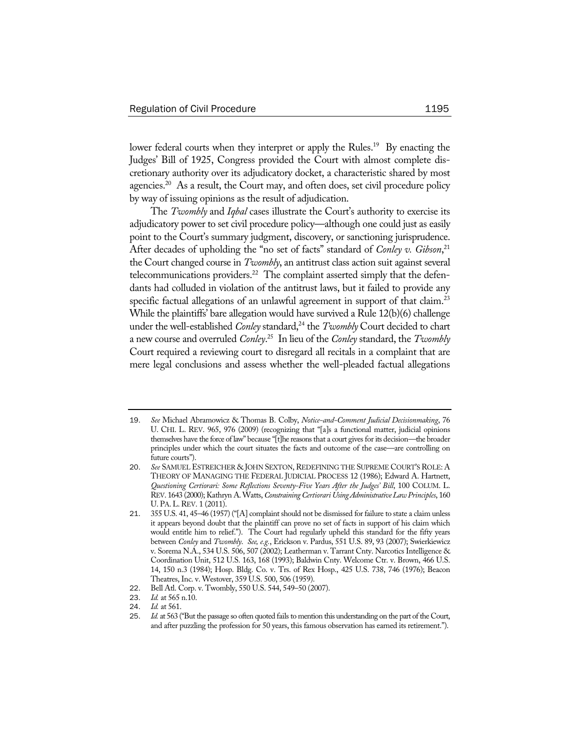lower federal courts when they interpret or apply the Rules.[19] By enacting the Judges' Bill of 1925, Congress provided the Court with almost complete discretionary authority over its adjudicatory docket, a characteristic shared by most agencies.[20] As a result, the Court may, and often does, set civil procedure policy by way of issuing opinions as the result of adjudication.

The *Twombly* and *Iqbal* cases illustrate the Court's authority to exercise its adjudicatory power to set civil procedure policy—although one could just as easily point to the Court's summary judgment, discovery, or sanctioning jurisprudence. After decades of upholding the "no set of facts" standard of *Conley v. Gibson*,[21] the Court changed course in *Twombly*, an antitrust class action suit against several telecommunications providers.[22] The complaint asserted simply that the defendants had colluded in violation of the antitrust laws, but it failed to provide any specific factual allegations of an unlawful agreement in support of that claim.[23] While the plaintiffs' bare allegation would have survived a Rule 12(b)(6) challenge under the well-established *Conley* standard,[24] the *Twombly* Court decided to chart a new course and overruled *Conley*.[25] In lieu of the *Conley* standard, the *Twombly* Court required a reviewing court to disregard all recitals in a complaint that are mere legal conclusions and assess whether the well-pleaded factual allegations

---

19. *See* Michael Abramowicz & Thomas B. Colby, *Notice-and-Comment Judicial Decisionmaking*, 76 U. CHI. L. REV. 965, 976 (2009) (recognizing that "[a]s a functional matter, judicial opinions themselves have the force of law" because "[t]he reasons that a court gives for its decision—the broader principles under which the court situates the facts and outcome of the case—are controlling on future courts").
20. *See* SAMUEL ESTREICHER & JOHN SEXTON, REDEFINING THE SUPREME COURT'S ROLE: A THEORY OF MANAGING THE FEDERAL JUDICIAL PROCESS 12 (1986); Edward A. Hartnett, *Questioning Certiorari: Some Reflections Seventy-Five Years After the Judges' Bill*, 100 COLUM. L. REV. 1643 (2000); Kathryn A. Watts, *Constraining Certiorari Using Administrative Law Principles*, 160 U. PA. L. REV. 1 (2011).
21. 355 U.S. 41, 45–46 (1957) ("[A] complaint should not be dismissed for failure to state a claim unless it appears beyond doubt that the plaintiff can prove no set of facts in support of his claim which would entitle him to relief."). The Court had regularly upheld this standard for the fifty years between *Conley* and *Twombly*. *See, e.g.*, Erickson v. Pardus, 551 U.S. 89, 93 (2007); Swierkiewicz v. Sorema N.A., 534 U.S. 506, 507 (2002); Leatherman v. Tarrant Cnty. Narcotics Intelligence & Coordination Unit, 512 U.S. 163, 168 (1993); Baldwin Cnty. Welcome Ctr. v. Brown, 466 U.S. 14, 150 n.3 (1984); Hosp. Bldg. Co. v. Trs. of Rex Hosp., 425 U.S. 738, 746 (1976); Beacon Theatres, Inc. v. Westover, 359 U.S. 500, 506 (1959).
22. Bell Atl. Corp. v. Twombly, 550 U.S. 544, 549–50 (2007).
23. *Id.* at 565 n.10.
24. *Id.* at 561.
25. *Id.* at 563 ("But the passage so often quoted fails to mention this understanding on the part of the Court, and after puzzling the profession for 50 years, this famous observation has earned its retirement.").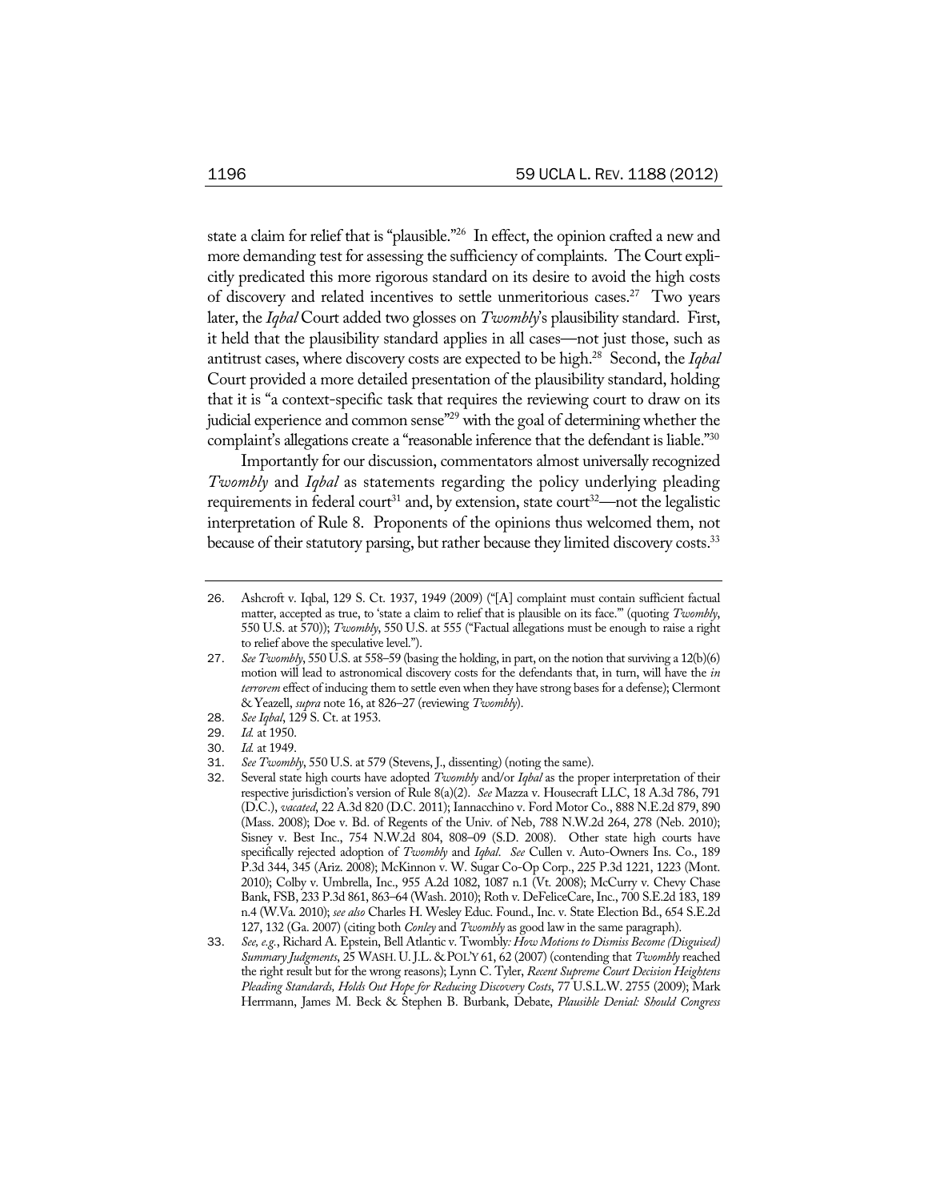state a claim for relief that is "plausible."[26] In effect, the opinion crafted a new and more demanding test for assessing the sufficiency of complaints. The Court explicitly predicated this more rigorous standard on its desire to avoid the high costs of discovery and related incentives to settle unmeritorious cases.[27] Two years later, the *Iqbal* Court added two glosses on *Twombly*'s plausibility standard. First, it held that the plausibility standard applies in all cases—not just those, such as antitrust cases, where discovery costs are expected to be high.[28] Second, the *Iqbal* Court provided a more detailed presentation of the plausibility standard, holding that it is "a context-specific task that requires the reviewing court to draw on its judicial experience and common sense"[29] with the goal of determining whether the complaint's allegations create a "reasonable inference that the defendant is liable."[30]

Importantly for our discussion, commentators almost universally recognized *Twombly* and *Iqbal* as statements regarding the policy underlying pleading requirements in federal court[31] and, by extension, state court[32]—not the legalistic interpretation of Rule 8. Proponents of the opinions thus welcomed them, not because of their statutory parsing, but rather because they limited discovery costs.[33]

---

26. Ashcroft v. Iqbal, 129 S. Ct. 1937, 1949 (2009) ("[A] complaint must contain sufficient factual matter, accepted as true, to 'state a claim to relief that is plausible on its face.'" (quoting *Twombly*, 550 U.S. at 570)); *Twombly*, 550 U.S. at 555 ("Factual allegations must be enough to raise a right to relief above the speculative level.").

27. *See Twombly*, 550 U.S. at 558–59 (basing the holding, in part, on the notion that surviving a 12(b)(6) motion will lead to astronomical discovery costs for the defendants that, in turn, will have the *in terrorem* effect of inducing them to settle even when they have strong bases for a defense); Clermont & Yeazell, *supra* note 16, at 826–27 (reviewing *Twombly*).

28. *See Iqbal*, 129 S. Ct. at 1953.

29. *Id.* at 1950.

30. *Id.* at 1949.

31. *See Twombly*, 550 U.S. at 579 (Stevens, J., dissenting) (noting the same).

32. Several state high courts have adopted *Twombly* and/or *Iqbal* as the proper interpretation of their respective jurisdiction's version of Rule 8(a)(2). *See* Mazza v. Housecraft LLC, 18 A.3d 786, 791 (D.C.), *vacated*, 22 A.3d 820 (D.C. 2011); Iannacchino v. Ford Motor Co., 888 N.E.2d 879, 890 (Mass. 2008); Doe v. Bd. of Regents of the Univ. of Neb, 788 N.W.2d 264, 278 (Neb. 2010); Sisney v. Best Inc., 754 N.W.2d 804, 808–09 (S.D. 2008). Other state high courts have specifically rejected adoption of *Twombly* and *Iqbal*. *See* Cullen v. Auto-Owners Ins. Co., 189 P.3d 344, 345 (Ariz. 2008); McKinnon v. W. Sugar Co-Op Corp., 225 P.3d 1221, 1223 (Mont. 2010); Colby v. Umbrella, Inc., 955 A.2d 1082, 1087 n.1 (Vt. 2008); McCurry v. Chevy Chase Bank, FSB, 233 P.3d 861, 863–64 (Wash. 2010); Roth v. DeFeliceCare, Inc., 700 S.E.2d 183, 189 n.4 (W.Va. 2010); *see also* Charles H. Wesley Educ. Found., Inc. v. State Election Bd., 654 S.E.2d 127, 132 (Ga. 2007) (citing both *Conley* and *Twombly* as good law in the same paragraph).

33. *See, e.g.*, Richard A. Epstein, Bell Atlantic v. Twombly*: How Motions to Dismiss Become (Disguised) Summary Judgments*, 25 WASH. U. J.L. & POL'Y 61, 62 (2007) (contending that *Twombly* reached the right result but for the wrong reasons); Lynn C. Tyler, *Recent Supreme Court Decision Heightens Pleading Standards, Holds Out Hope for Reducing Discovery Costs*, 77 U.S.L.W. 2755 (2009); Mark Herrmann, James M. Beck & Stephen B. Burbank, Debate, *Plausible Denial: Should Congress*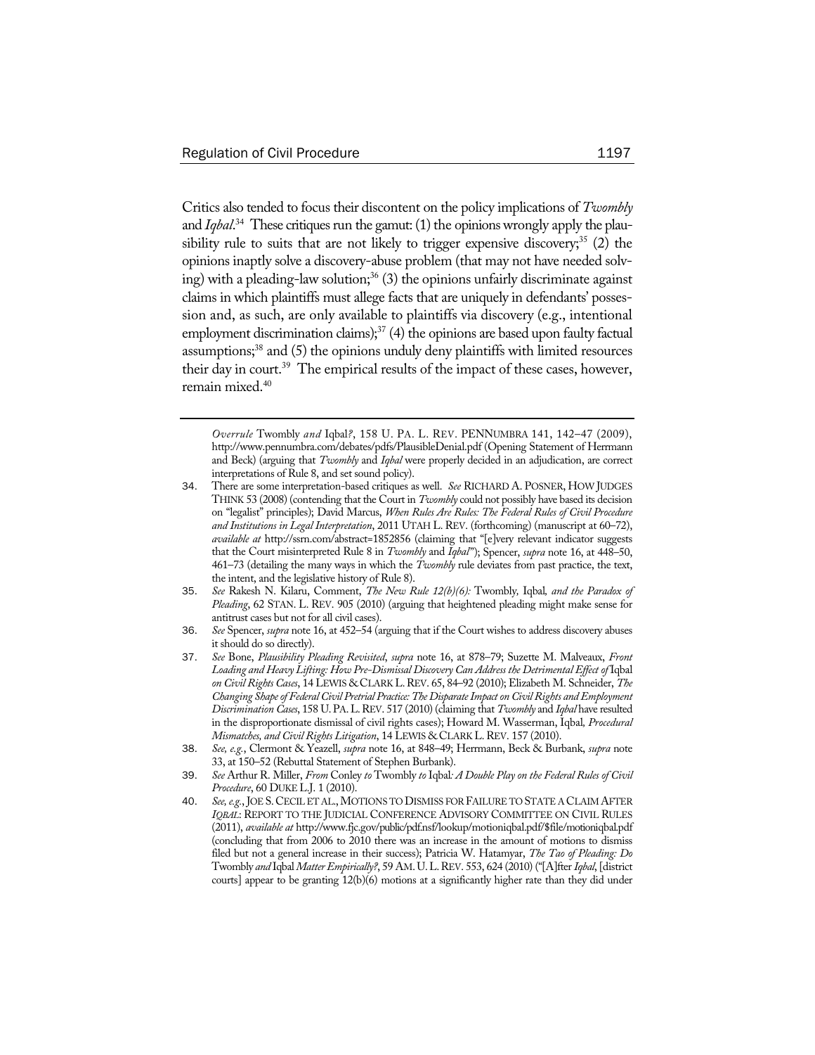Critics also tended to focus their discontent on the policy implications of *Twombly* and *Iqbal*.[34] These critiques run the gamut: (1) the opinions wrongly apply the plausibility rule to suits that are not likely to trigger expensive discovery;[35] (2) the opinions inaptly solve a discovery-abuse problem (that may not have needed solving) with a pleading-law solution;[36] (3) the opinions unfairly discriminate against claims in which plaintiffs must allege facts that are uniquely in defendants' possession and, as such, are only available to plaintiffs via discovery (e.g., intentional employment discrimination claims);[37] (4) the opinions are based upon faulty factual assumptions;[38] and (5) the opinions unduly deny plaintiffs with limited resources their day in court.[39] The empirical results of the impact of these cases, however, remain mixed.[40]

---

*Overrule* Twombly *and* Iqbal*?*, 158 U. PA. L. REV. PENNUMBRA 141, 142–47 (2009), http://www.pennumbra.com/debates/pdfs/PlausibleDenial.pdf (Opening Statement of Herrmann and Beck) (arguing that *Twombly* and *Iqbal* were properly decided in an adjudication, are correct interpretations of Rule 8, and set sound policy).

34. There are some interpretation-based critiques as well. *See* RICHARD A. POSNER, HOW JUDGES THINK 53 (2008) (contending that the Court in *Twombly* could not possibly have based its decision on "legalist" principles); David Marcus, *When Rules Are Rules: The Federal Rules of Civil Procedure and Institutions in Legal Interpretation*, 2011 UTAH L. REV. (forthcoming) (manuscript at 60–72), *available at* http://ssrn.com/abstract=1852856 (claiming that "[e]very relevant indicator suggests that the Court misinterpreted Rule 8 in *Twombly* and *Iqbal*"); Spencer, *supra* note 16, at 448–50, 461–73 (detailing the many ways in which the *Twombly* rule deviates from past practice, the text, the intent, and the legislative history of Rule 8).

35. *See* Rakesh N. Kilaru, Comment, *The New Rule 12(b)(6):* Twombly*,* Iqbal*, and the Paradox of Pleading*, 62 STAN. L. REV. 905 (2010) (arguing that heightened pleading might make sense for antitrust cases but not for all civil cases).

36. *See* Spencer, *supra* note 16, at 452–54 (arguing that if the Court wishes to address discovery abuses it should do so directly).

37. *See* Bone, *Plausibility Pleading Revisited*, *supra* note 16, at 878–79; Suzette M. Malveaux, *Front Loading and Heavy Lifting: How Pre-Dismissal Discovery Can Address the Detrimental Effect of* Iqbal *on Civil Rights Cases*, 14 LEWIS & CLARK L. REV. 65, 84–92 (2010); Elizabeth M. Schneider, *The Changing Shape of Federal Civil Pretrial Practice: The Disparate Impact on Civil Rights and Employment Discrimination Cases*, 158 U. PA. L. REV. 517 (2010) (claiming that *Twombly* and *Iqbal* have resulted in the disproportionate dismissal of civil rights cases); Howard M. Wasserman, Iqbal*, Procedural Mismatches, and Civil Rights Litigation*, 14 LEWIS & CLARK L. REV. 157 (2010).

38. *See, e.g.*, Clermont & Yeazell, *supra* note 16, at 848–49; Herrmann, Beck & Burbank, *supra* note 33, at 150–52 (Rebuttal Statement of Stephen Burbank).

39. *See* Arthur R. Miller, *From* Conley *to* Twombly *to* Iqbal*: A Double Play on the Federal Rules of Civil Procedure*, 60 DUKE L.J. 1 (2010).

40. *See, e.g.*, JOE S. CECIL ET AL., MOTIONS TO DISMISS FOR FAILURE TO STATE A CLAIM AFTER *IQBAL*: REPORT TO THE JUDICIAL CONFERENCE ADVISORY COMMITTEE ON CIVIL RULES (2011), *available at* http://www.fjc.gov/public/pdf.nsf/lookup/motioniqbal.pdf/$file/motioniqbal.pdf (concluding that from 2006 to 2010 there was an increase in the amount of motions to dismiss filed but not a general increase in their success); Patricia W. Hatamyar, *The Tao of Pleading: Do* Twombly *and* Iqbal *Matter Empirically?*, 59 AM. U. L. REV. 553, 624 (2010) ("[A]fter *Iqbal*, [district courts] appear to be granting 12(b)(6) motions at a significantly higher rate than they did under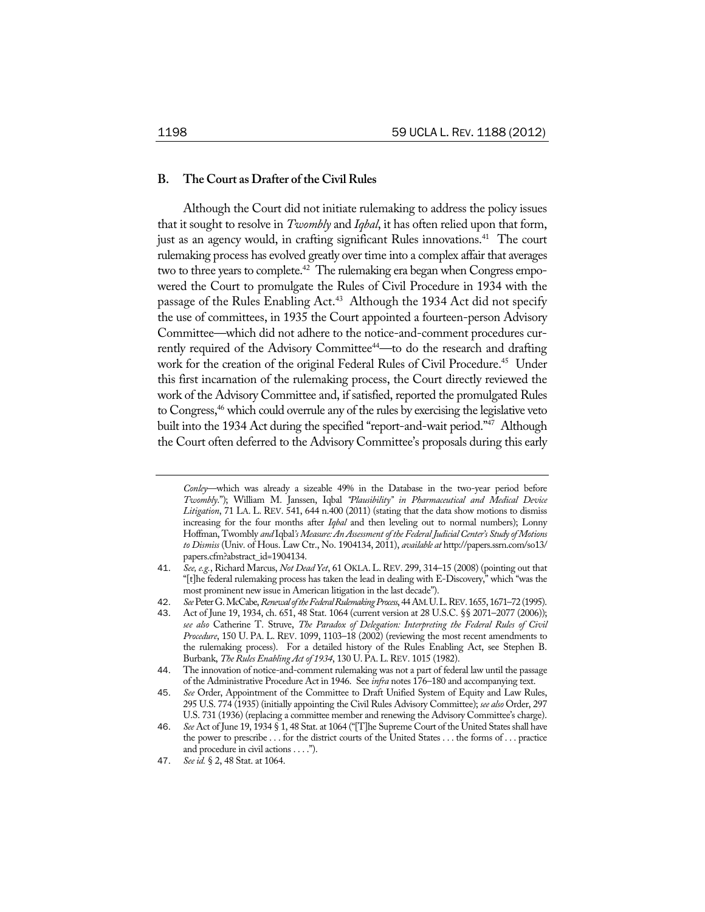### B. The Court as Drafter of the Civil Rules

Although the Court did not initiate rulemaking to address the policy issues that it sought to resolve in *Twombly* and *Iqbal*, it has often relied upon that form, just as an agency would, in crafting significant Rules innovations.[41] The court rulemaking process has evolved greatly over time into a complex affair that averages two to three years to complete.[42] The rulemaking era began when Congress empowered the Court to promulgate the Rules of Civil Procedure in 1934 with the passage of the Rules Enabling Act.[43] Although the 1934 Act did not specify the use of committees, in 1935 the Court appointed a fourteen-person Advisory Committee—which did not adhere to the notice-and-comment procedures currently required of the Advisory Committee[44]—to do the research and drafting work for the creation of the original Federal Rules of Civil Procedure.[45] Under this first incarnation of the rulemaking process, the Court directly reviewed the work of the Advisory Committee and, if satisfied, reported the promulgated Rules to Congress,[46] which could overrule any of the rules by exercising the legislative veto built into the 1934 Act during the specified "report-and-wait period."[47] Although the Court often deferred to the Advisory Committee's proposals during this early

---

*Conley*—which was already a sizeable 49% in the Database in the two-year period before *Twombly*."); William M. Janssen, Iqbal *"Plausibility" in Pharmaceutical and Medical Device Litigation*, 71 LA. L. REV. 541, 644 n.400 (2011) (stating that the data show motions to dismiss increasing for the four months after *Iqbal* and then leveling out to normal numbers); Lonny Hoffman, Twombly *and* Iqbal*'s Measure: An Assessment of the Federal Judicial Center's Study of Motions to Dismiss* (Univ. of Hous. Law Ctr., No. 1904134, 2011), *available at* http://papers.ssrn.com/so13/papers.cfm?abstract_id=1904134.

41. *See, e.g.*, Richard Marcus, *Not Dead Yet*, 61 OKLA. L. REV. 299, 314–15 (2008) (pointing out that "[t]he federal rulemaking process has taken the lead in dealing with E-Discovery," which "was the most prominent new issue in American litigation in the last decade").
42. *See* Peter G. McCabe, *Renewal of the Federal Rulemaking Process*, 44 AM. U. L. REV. 1655, 1671–72 (1995).
43. Act of June 19, 1934, ch. 651, 48 Stat. 1064 (current version at 28 U.S.C. §§ 2071–2077 (2006)); *see also* Catherine T. Struve, *The Paradox of Delegation: Interpreting the Federal Rules of Civil Procedure*, 150 U. PA. L. REV. 1099, 1103–18 (2002) (reviewing the most recent amendments to the rulemaking process). For a detailed history of the Rules Enabling Act, see Stephen B. Burbank, *The Rules Enabling Act of 1934*, 130 U. PA. L. REV. 1015 (1982).
44. The innovation of notice-and-comment rulemaking was not a part of federal law until the passage of the Administrative Procedure Act in 1946. See *infra* notes 176–180 and accompanying text.
45. *See* Order, Appointment of the Committee to Draft Unified System of Equity and Law Rules, 295 U.S. 774 (1935) (initially appointing the Civil Rules Advisory Committee); *see also* Order, 297 U.S. 731 (1936) (replacing a committee member and renewing the Advisory Committee's charge).
46. *See* Act of June 19, 1934 § 1, 48 Stat. at 1064 ("[T]he Supreme Court of the United States shall have the power to prescribe . . . for the district courts of the United States . . . the forms of . . . practice and procedure in civil actions . . . .").
47. *See id.* § 2, 48 Stat. at 1064.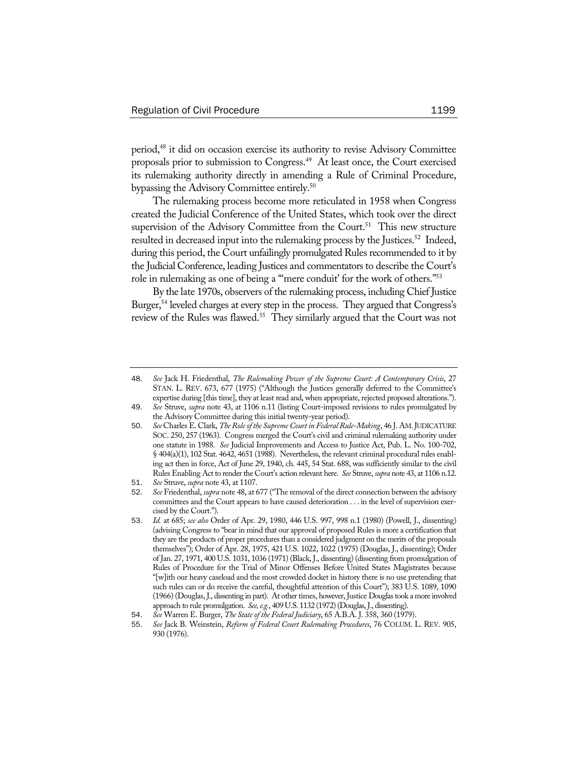period,[48] it did on occasion exercise its authority to revise Advisory Committee proposals prior to submission to Congress.[49] At least once, the Court exercised its rulemaking authority directly in amending a Rule of Criminal Procedure, bypassing the Advisory Committee entirely.[50]

The rulemaking process become more reticulated in 1958 when Congress created the Judicial Conference of the United States, which took over the direct supervision of the Advisory Committee from the Court.[51] This new structure resulted in decreased input into the rulemaking process by the Justices.[52] Indeed, during this period, the Court unfailingly promulgated Rules recommended to it by the Judicial Conference, leading Justices and commentators to describe the Court's role in rulemaking as one of being a "'mere conduit' for the work of others."[53]

By the late 1970s, observers of the rulemaking process, including Chief Justice Burger,[54] leveled charges at every step in the process. They argued that Congress's review of the Rules was flawed.[55] They similarly argued that the Court was not

---

48. *See* Jack H. Friedenthal, *The Rulemaking Power of the Supreme Court: A Contemporary Crisis*, 27 STAN. L. REV. 673, 677 (1975) ("Although the Justices generally deferred to the Committee's expertise during [this time], they at least read and, when appropriate, rejected proposed alterations.").

49. *See* Struve, *supra* note 43, at 1106 n.11 (listing Court-imposed revisions to rules promulgated by the Advisory Committee during this initial twenty-year period).

50. *See* Charles E. Clark, *The Role of the Supreme Court in Federal Rule-Making*, 46 J. AM. JUDICATURE SOC. 250, 257 (1963). Congress merged the Court's civil and criminal rulemaking authority under one statute in 1988. *See* Judicial Improvements and Access to Justice Act, Pub. L. No. 100-702, § 404(a)(1), 102 Stat. 4642, 4651 (1988). Nevertheless, the relevant criminal procedural rules enabling act then in force, Act of June 29, 1940, ch. 445, 54 Stat. 688, was sufficiently similar to the civil Rules Enabling Act to render the Court's action relevant here. *See* Struve, *supra* note 43, at 1106 n.12.

51. *See* Struve, *supra* note 43, at 1107.

52. *See* Friedenthal, *supra* note 48, at 677 ("The removal of the direct connection between the advisory committees and the Court appears to have caused deterioration . . . in the level of supervision exercised by the Court.").

53. *Id.* at 685; *see also* Order of Apr. 29, 1980, 446 U.S. 997, 998 n.1 (1980) (Powell, J., dissenting) (advising Congress to "bear in mind that our approval of proposed Rules is more a certification that they are the products of proper procedures than a considered judgment on the merits of the proposals themselves"); Order of Apr. 28, 1975, 421 U.S. 1022, 1022 (1975) (Douglas, J., dissenting); Order of Jan. 27, 1971, 400 U.S. 1031, 1036 (1971) (Black, J., dissenting) (dissenting from promulgation of Rules of Procedure for the Trial of Minor Offenses Before United States Magistrates because "[w]ith our heavy caseload and the most crowded docket in history there is no use pretending that such rules can or do receive the careful, thoughtful attention of this Court"); 383 U.S. 1089, 1090 (1966) (Douglas, J., dissenting in part). At other times, however, Justice Douglas took a more involved approach to rule promulgation. *See, e.g.*, 409 U.S. 1132 (1972) (Douglas, J., dissenting).

54. *See* Warren E. Burger, *The State of the Federal Judiciary*, 65 A.B.A. J. 358, 360 (1979).

55. *See* Jack B. Weinstein, *Reform of Federal Court Rulemaking Procedures*, 76 COLUM. L. REV. 905, 930 (1976).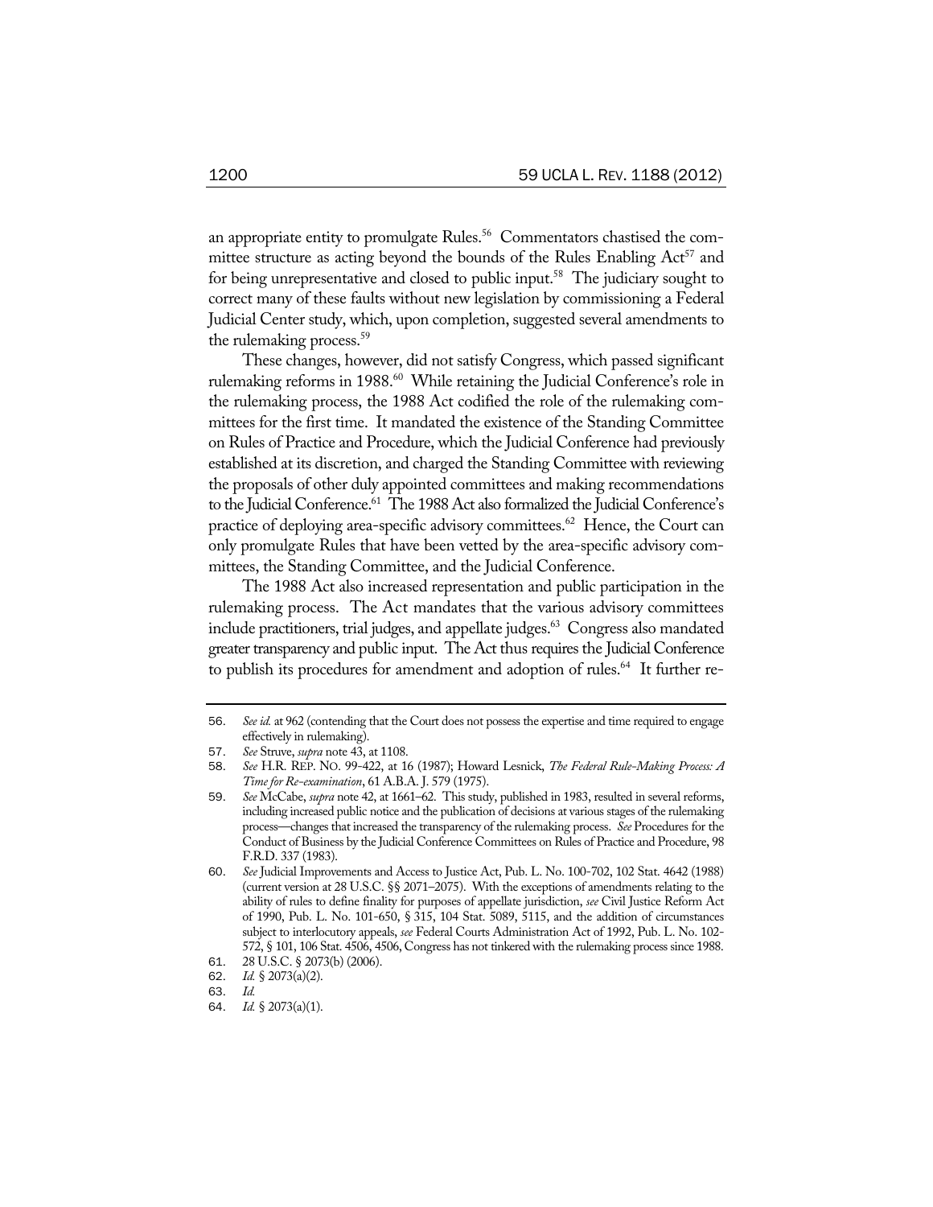an appropriate entity to promulgate Rules.[56] Commentators chastised the committee structure as acting beyond the bounds of the Rules Enabling Act[57] and for being unrepresentative and closed to public input.[58] The judiciary sought to correct many of these faults without new legislation by commissioning a Federal Judicial Center study, which, upon completion, suggested several amendments to the rulemaking process.[59]

These changes, however, did not satisfy Congress, which passed significant rulemaking reforms in 1988.[60] While retaining the Judicial Conference's role in the rulemaking process, the 1988 Act codified the role of the rulemaking committees for the first time. It mandated the existence of the Standing Committee on Rules of Practice and Procedure, which the Judicial Conference had previously established at its discretion, and charged the Standing Committee with reviewing the proposals of other duly appointed committees and making recommendations to the Judicial Conference.[61] The 1988 Act also formalized the Judicial Conference's practice of deploying area-specific advisory committees.[62] Hence, the Court can only promulgate Rules that have been vetted by the area-specific advisory committees, the Standing Committee, and the Judicial Conference.

The 1988 Act also increased representation and public participation in the rulemaking process. The Act mandates that the various advisory committees include practitioners, trial judges, and appellate judges.[63] Congress also mandated greater transparency and public input. The Act thus requires the Judicial Conference to publish its procedures for amendment and adoption of rules.[64] It further re-

---

56. *See id.* at 962 (contending that the Court does not possess the expertise and time required to engage effectively in rulemaking).

57. *See* Struve, *supra* note 43, at 1108.

58. *See* H.R. REP. NO. 99-422, at 16 (1987); Howard Lesnick, *The Federal Rule-Making Process: A Time for Re-examination*, 61 A.B.A. J. 579 (1975).

59. *See* McCabe, *supra* note 42, at 1661–62. This study, published in 1983, resulted in several reforms, including increased public notice and the publication of decisions at various stages of the rulemaking process—changes that increased the transparency of the rulemaking process. *See* Procedures for the Conduct of Business by the Judicial Conference Committees on Rules of Practice and Procedure, 98 F.R.D. 337 (1983).

60. *See* Judicial Improvements and Access to Justice Act, Pub. L. No. 100-702, 102 Stat. 4642 (1988) (current version at 28 U.S.C. §§ 2071–2075). With the exceptions of amendments relating to the ability of rules to define finality for purposes of appellate jurisdiction, *see* Civil Justice Reform Act of 1990, Pub. L. No. 101-650, § 315, 104 Stat. 5089, 5115, and the addition of circumstances subject to interlocutory appeals, *see* Federal Courts Administration Act of 1992, Pub. L. No. 102-572, § 101, 106 Stat. 4506, 4506, Congress has not tinkered with the rulemaking process since 1988.

61. 28 U.S.C. § 2073(b) (2006).

62. *Id.* § 2073(a)(2).

63. *Id.*

64. *Id.* § 2073(a)(1).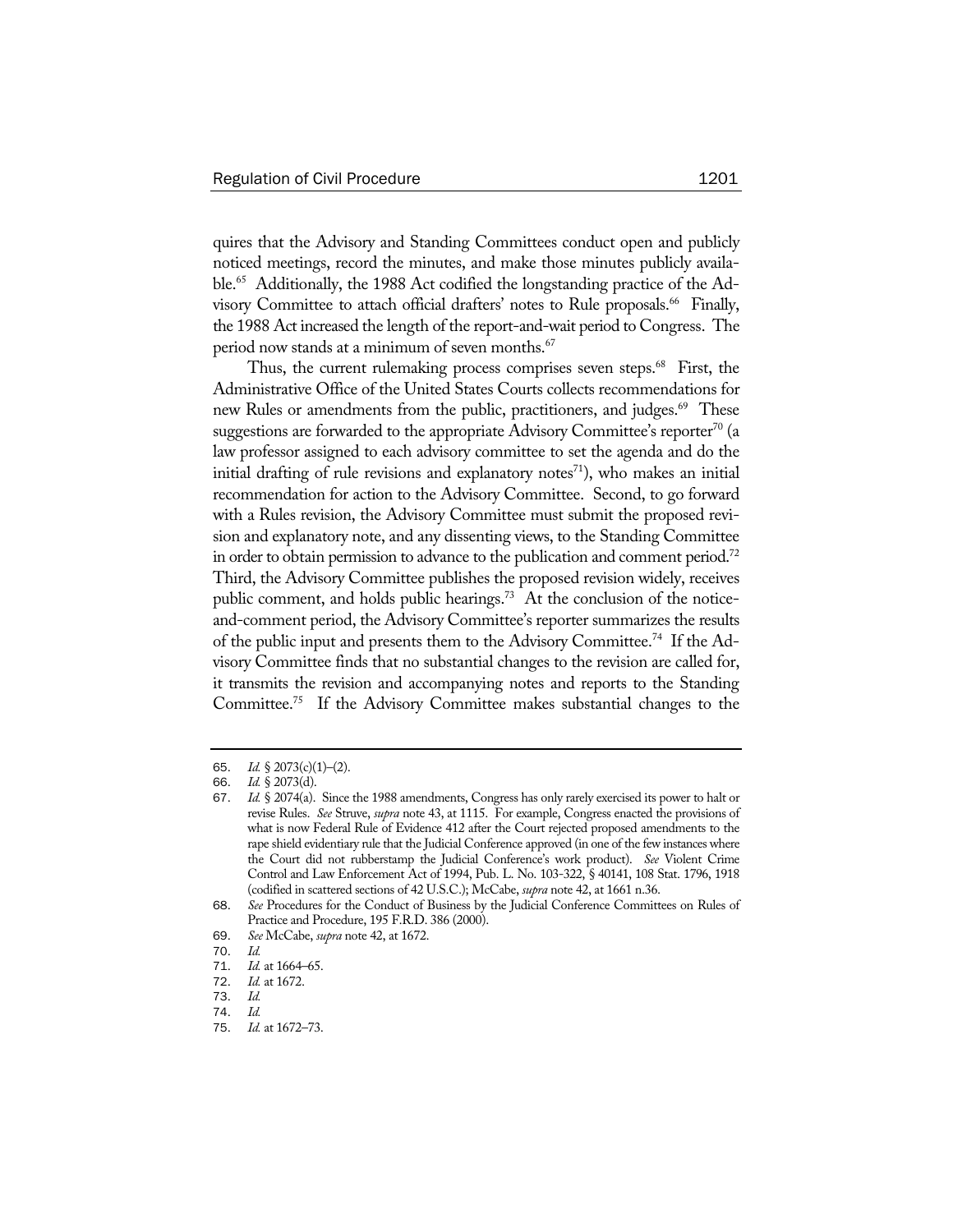quires that the Advisory and Standing Committees conduct open and publicly noticed meetings, record the minutes, and make those minutes publicly available.[65] Additionally, the 1988 Act codified the longstanding practice of the Advisory Committee to attach official drafters' notes to Rule proposals.[66] Finally, the 1988 Act increased the length of the report-and-wait period to Congress. The period now stands at a minimum of seven months.[67]

Thus, the current rulemaking process comprises seven steps.[68] First, the Administrative Office of the United States Courts collects recommendations for new Rules or amendments from the public, practitioners, and judges.[69] These suggestions are forwarded to the appropriate Advisory Committee's reporter[70] (a law professor assigned to each advisory committee to set the agenda and do the initial drafting of rule revisions and explanatory notes[71]), who makes an initial recommendation for action to the Advisory Committee. Second, to go forward with a Rules revision, the Advisory Committee must submit the proposed revision and explanatory note, and any dissenting views, to the Standing Committee in order to obtain permission to advance to the publication and comment period.[72] Third, the Advisory Committee publishes the proposed revision widely, receives public comment, and holds public hearings.[73] At the conclusion of the notice-and-comment period, the Advisory Committee's reporter summarizes the results of the public input and presents them to the Advisory Committee.[74] If the Advisory Committee finds that no substantial changes to the revision are called for, it transmits the revision and accompanying notes and reports to the Standing Committee.[75] If the Advisory Committee makes substantial changes to the

---

65. *Id.* § 2073(c)(1)–(2).
66. *Id.* § 2073(d).
67. *Id.* § 2074(a). Since the 1988 amendments, Congress has only rarely exercised its power to halt or revise Rules. *See* Struve, *supra* note 43, at 1115. For example, Congress enacted the provisions of what is now Federal Rule of Evidence 412 after the Court rejected proposed amendments to the rape shield evidentiary rule that the Judicial Conference approved (in one of the few instances where the Court did not rubberstamp the Judicial Conference's work product). *See* Violent Crime Control and Law Enforcement Act of 1994, Pub. L. No. 103-322, § 40141, 108 Stat. 1796, 1918 (codified in scattered sections of 42 U.S.C.); McCabe, *supra* note 42, at 1661 n.36.
68. *See* Procedures for the Conduct of Business by the Judicial Conference Committees on Rules of Practice and Procedure, 195 F.R.D. 386 (2000).
69. *See* McCabe, *supra* note 42, at 1672.
70. *Id.*
71. *Id.* at 1664–65.
72. *Id.* at 1672.
73. *Id.*
74. *Id.*
75. *Id.* at 1672–73.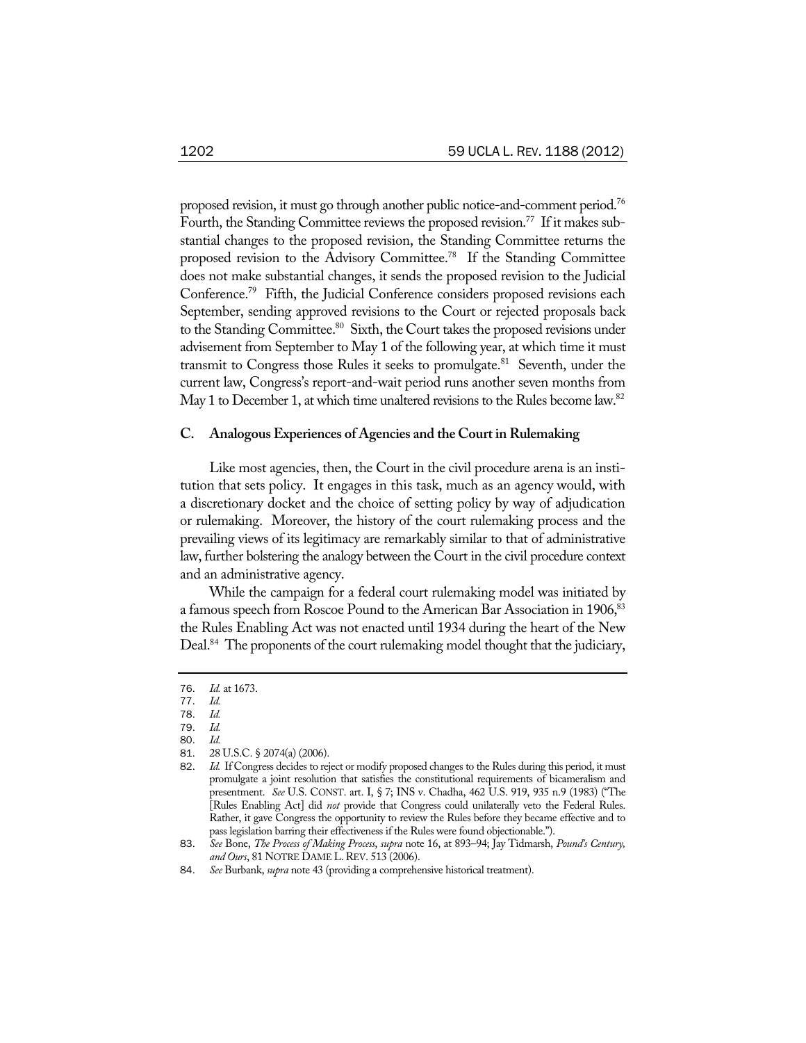proposed revision, it must go through another public notice-and-comment period.[76] Fourth, the Standing Committee reviews the proposed revision.[77] If it makes substantial changes to the proposed revision, the Standing Committee returns the proposed revision to the Advisory Committee.[78] If the Standing Committee does not make substantial changes, it sends the proposed revision to the Judicial Conference.[79] Fifth, the Judicial Conference considers proposed revisions each September, sending approved revisions to the Court or rejected proposals back to the Standing Committee.[80] Sixth, the Court takes the proposed revisions under advisement from September to May 1 of the following year, at which time it must transmit to Congress those Rules it seeks to promulgate.[81] Seventh, under the current law, Congress's report-and-wait period runs another seven months from May 1 to December 1, at which time unaltered revisions to the Rules become law.[82]

### C. Analogous Experiences of Agencies and the Court in Rulemaking

Like most agencies, then, the Court in the civil procedure arena is an institution that sets policy. It engages in this task, much as an agency would, with a discretionary docket and the choice of setting policy by way of adjudication or rulemaking. Moreover, the history of the court rulemaking process and the prevailing views of its legitimacy are remarkably similar to that of administrative law, further bolstering the analogy between the Court in the civil procedure context and an administrative agency.

While the campaign for a federal court rulemaking model was initiated by a famous speech from Roscoe Pound to the American Bar Association in 1906,[83] the Rules Enabling Act was not enacted until 1934 during the heart of the New Deal.[84] The proponents of the court rulemaking model thought that the judiciary,

---

76. *Id.* at 1673.
77. *Id.*
78. *Id.*
79. *Id.*
80. *Id.*
81. 28 U.S.C. § 2074(a) (2006).
82. *Id.* If Congress decides to reject or modify proposed changes to the Rules during this period, it must promulgate a joint resolution that satisfies the constitutional requirements of bicameralism and presentment. *See* U.S. CONST. art. I, § 7; INS v. Chadha, 462 U.S. 919, 935 n.9 (1983) ("The [Rules Enabling Act] did *not* provide that Congress could unilaterally veto the Federal Rules. Rather, it gave Congress the opportunity to review the Rules before they became effective and to pass legislation barring their effectiveness if the Rules were found objectionable.").
83. *See* Bone, *The Process of Making Process*, *supra* note 16, at 893–94; Jay Tidmarsh, *Pound's Century, and Ours*, 81 NOTRE DAME L. REV. 513 (2006).
84. *See* Burbank, *supra* note 43 (providing a comprehensive historical treatment).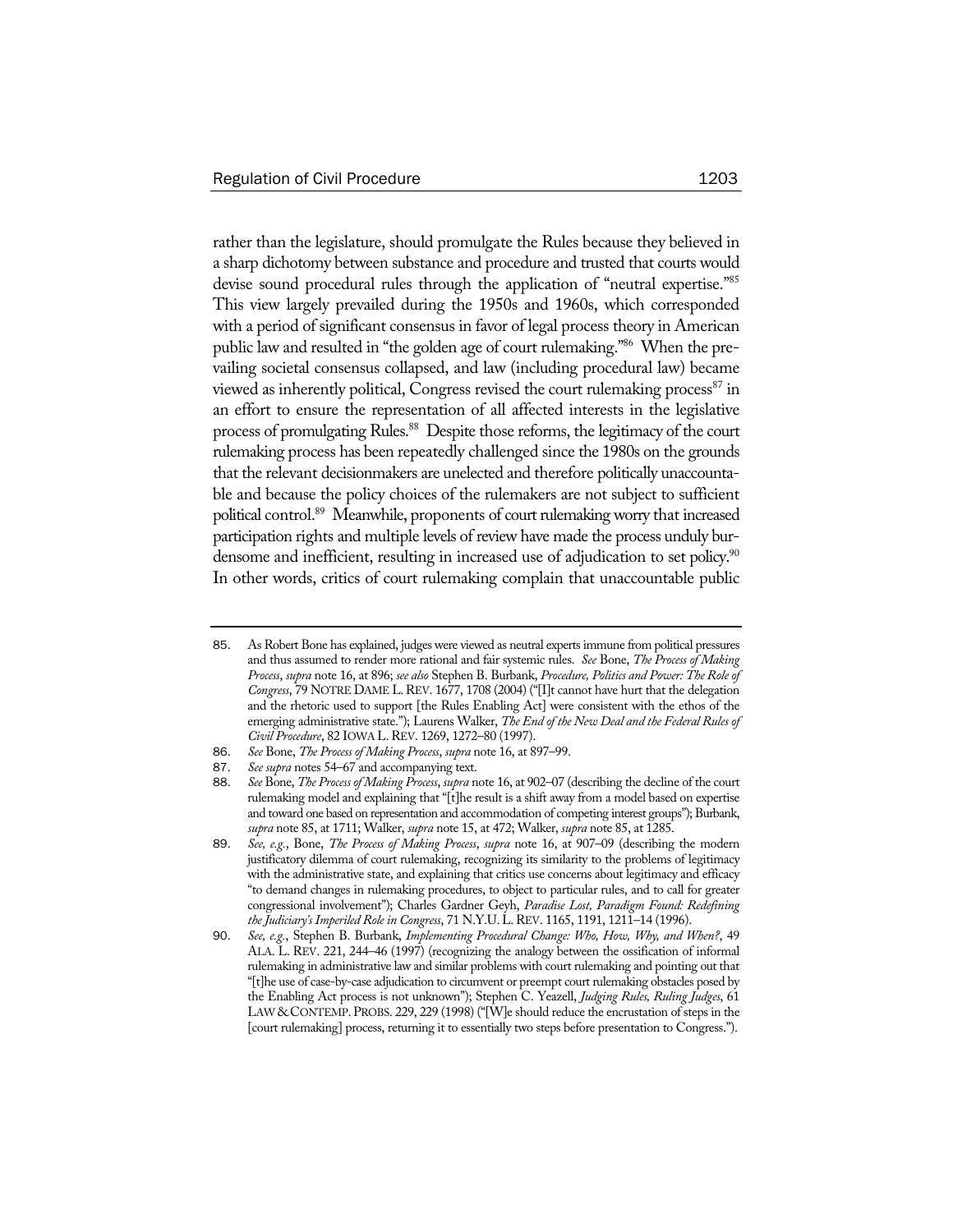rather than the legislature, should promulgate the Rules because they believed in a sharp dichotomy between substance and procedure and trusted that courts would devise sound procedural rules through the application of "neutral expertise."[85] This view largely prevailed during the 1950s and 1960s, which corresponded with a period of significant consensus in favor of legal process theory in American public law and resulted in "the golden age of court rulemaking."[86] When the prevailing societal consensus collapsed, and law (including procedural law) became viewed as inherently political, Congress revised the court rulemaking process[87] in an effort to ensure the representation of all affected interests in the legislative process of promulgating Rules.[88] Despite those reforms, the legitimacy of the court rulemaking process has been repeatedly challenged since the 1980s on the grounds that the relevant decisionmakers are unelected and therefore politically unaccountable and because the policy choices of the rulemakers are not subject to sufficient political control.[89] Meanwhile, proponents of court rulemaking worry that increased participation rights and multiple levels of review have made the process unduly burdensome and inefficient, resulting in increased use of adjudication to set policy.[90] In other words, critics of court rulemaking complain that unaccountable public

---

85. As Robert Bone has explained, judges were viewed as neutral experts immune from political pressures and thus assumed to render more rational and fair systemic rules. *See* Bone, *The Process of Making Process*, *supra* note 16, at 896; *see also* Stephen B. Burbank, *Procedure, Politics and Power: The Role of Congress*, 79 NOTRE DAME L. REV. 1677, 1708 (2004) ("[I]t cannot have hurt that the delegation and the rhetoric used to support [the Rules Enabling Act] were consistent with the ethos of the emerging administrative state."); Laurens Walker, *The End of the New Deal and the Federal Rules of Civil Procedure*, 82 IOWA L. REV. 1269, 1272–80 (1997).

86. *See* Bone, *The Process of Making Process*, *supra* note 16, at 897–99.

87. *See supra* notes 54–67 and accompanying text.

88. *See* Bone, *The Process of Making Process*, *supra* note 16, at 902–07 (describing the decline of the court rulemaking model and explaining that "[t]he result is a shift away from a model based on expertise and toward one based on representation and accommodation of competing interest groups"); Burbank, *supra* note 85, at 1711; Walker, *supra* note 15, at 472; Walker, *supra* note 85, at 1285.

89. *See, e.g.*, Bone, *The Process of Making Process*, *supra* note 16, at 907–09 (describing the modern justificatory dilemma of court rulemaking, recognizing its similarity to the problems of legitimacy with the administrative state, and explaining that critics use concerns about legitimacy and efficacy "to demand changes in rulemaking procedures, to object to particular rules, and to call for greater congressional involvement"); Charles Gardner Geyh, *Paradise Lost, Paradigm Found: Redefining the Judiciary's Imperiled Role in Congress*, 71 N.Y.U. L. REV. 1165, 1191, 1211–14 (1996).

90. *See, e.g.*, Stephen B. Burbank, *Implementing Procedural Change: Who, How, Why, and When?*, 49 ALA. L. REV. 221, 244–46 (1997) (recognizing the analogy between the ossification of informal rulemaking in administrative law and similar problems with court rulemaking and pointing out that "[t]he use of case-by-case adjudication to circumvent or preempt court rulemaking obstacles posed by the Enabling Act process is not unknown"); Stephen C. Yeazell, *Judging Rules, Ruling Judges*, 61 LAW & CONTEMP. PROBS. 229, 229 (1998) ("[W]e should reduce the encrustation of steps in the [court rulemaking] process, returning it to essentially two steps before presentation to Congress.").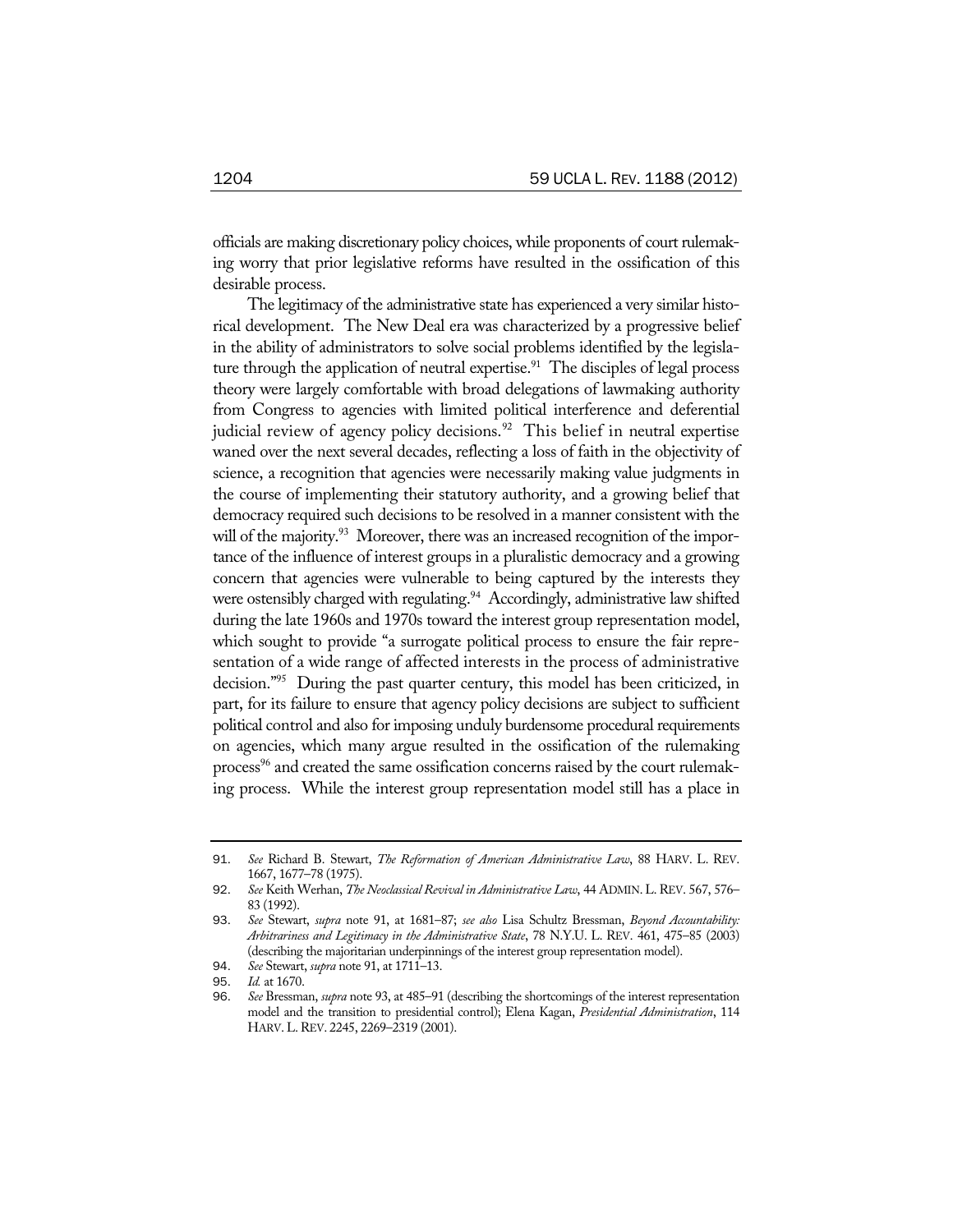officials are making discretionary policy choices, while proponents of court rulemaking worry that prior legislative reforms have resulted in the ossification of this desirable process.

The legitimacy of the administrative state has experienced a very similar historical development. The New Deal era was characterized by a progressive belief in the ability of administrators to solve social problems identified by the legislature through the application of neutral expertise.[91] The disciples of legal process theory were largely comfortable with broad delegations of lawmaking authority from Congress to agencies with limited political interference and deferential judicial review of agency policy decisions.[92] This belief in neutral expertise waned over the next several decades, reflecting a loss of faith in the objectivity of science, a recognition that agencies were necessarily making value judgments in the course of implementing their statutory authority, and a growing belief that democracy required such decisions to be resolved in a manner consistent with the will of the majority.[93] Moreover, there was an increased recognition of the importance of the influence of interest groups in a pluralistic democracy and a growing concern that agencies were vulnerable to being captured by the interests they were ostensibly charged with regulating.[94] Accordingly, administrative law shifted during the late 1960s and 1970s toward the interest group representation model, which sought to provide "a surrogate political process to ensure the fair representation of a wide range of affected interests in the process of administrative decision."[95] During the past quarter century, this model has been criticized, in part, for its failure to ensure that agency policy decisions are subject to sufficient political control and also for imposing unduly burdensome procedural requirements on agencies, which many argue resulted in the ossification of the rulemaking process[96] and created the same ossification concerns raised by the court rulemaking process. While the interest group representation model still has a place in

---

91. *See* Richard B. Stewart, *The Reformation of American Administrative Law*, 88 HARV. L. REV. 1667, 1677–78 (1975).
92. *See* Keith Werhan, *The Neoclassical Revival in Administrative Law*, 44 ADMIN. L. REV. 567, 576–83 (1992).
93. *See* Stewart, *supra* note 91, at 1681–87; *see also* Lisa Schultz Bressman, *Beyond Accountability: Arbitrariness and Legitimacy in the Administrative State*, 78 N.Y.U. L. REV. 461, 475–85 (2003) (describing the majoritarian underpinnings of the interest group representation model).
94. *See* Stewart, *supra* note 91, at 1711–13.
95. *Id.* at 1670.
96. *See* Bressman, *supra* note 93, at 485–91 (describing the shortcomings of the interest representation model and the transition to presidential control); Elena Kagan, *Presidential Administration*, 114 HARV. L. REV. 2245, 2269–2319 (2001).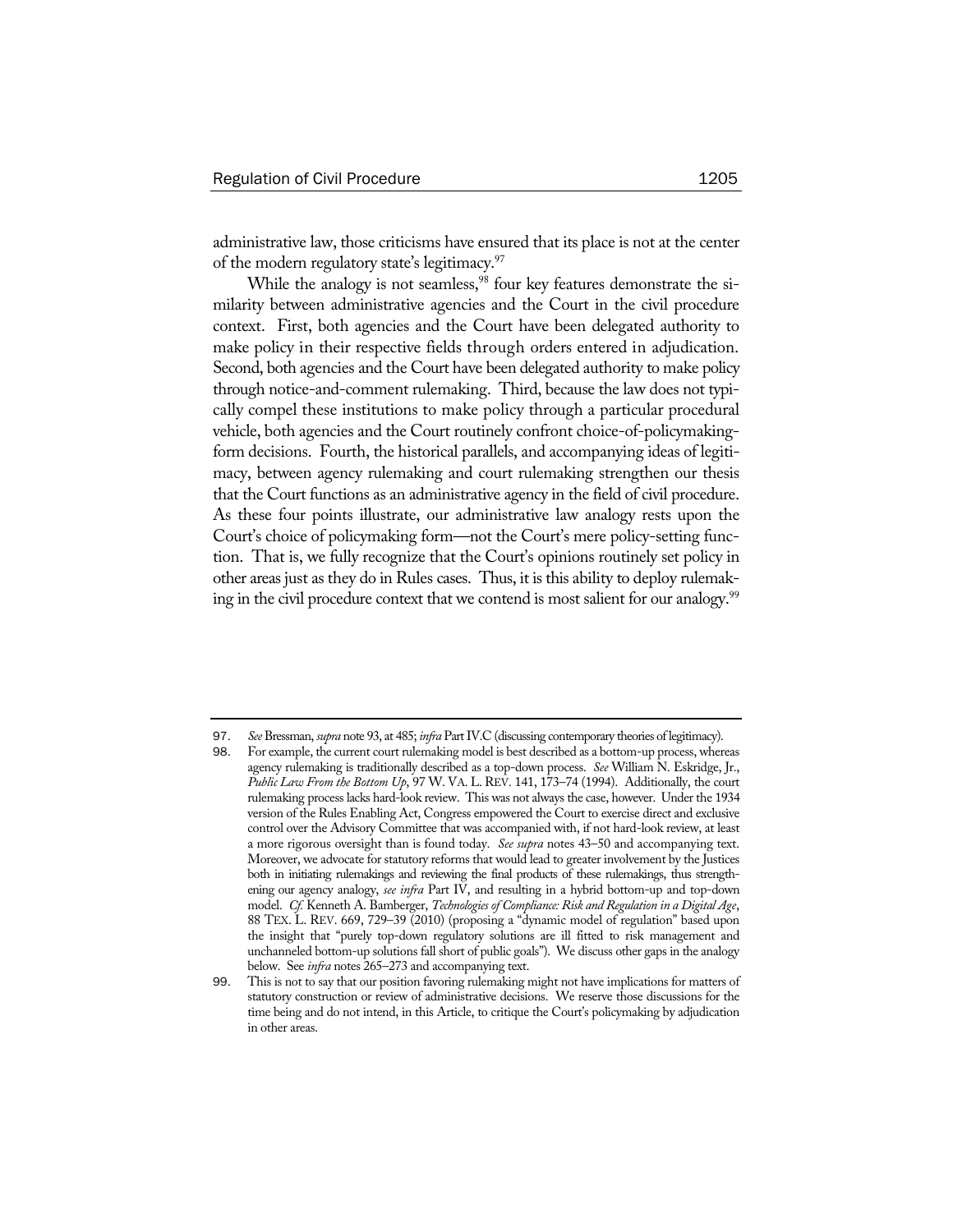administrative law, those criticisms have ensured that its place is not at the center of the modern regulatory state's legitimacy.[97]

While the analogy is not seamless,[98] four key features demonstrate the similarity between administrative agencies and the Court in the civil procedure context. First, both agencies and the Court have been delegated authority to make policy in their respective fields through orders entered in adjudication. Second, both agencies and the Court have been delegated authority to make policy through notice-and-comment rulemaking. Third, because the law does not typically compel these institutions to make policy through a particular procedural vehicle, both agencies and the Court routinely confront choice-of-policymaking-form decisions. Fourth, the historical parallels, and accompanying ideas of legitimacy, between agency rulemaking and court rulemaking strengthen our thesis that the Court functions as an administrative agency in the field of civil procedure. As these four points illustrate, our administrative law analogy rests upon the Court's choice of policymaking form—not the Court's mere policy-setting function. That is, we fully recognize that the Court's opinions routinely set policy in other areas just as they do in Rules cases. Thus, it is this ability to deploy rulemaking in the civil procedure context that we contend is most salient for our analogy.[99]

---

97. *See* Bressman, *supra* note 93, at 485; *infra* Part IV.C (discussing contemporary theories of legitimacy).

98. For example, the current court rulemaking model is best described as a bottom-up process, whereas agency rulemaking is traditionally described as a top-down process. *See* William N. Eskridge, Jr., *Public Law From the Bottom Up*, 97 W. VA. L. REV. 141, 173–74 (1994). Additionally, the court rulemaking process lacks hard-look review. This was not always the case, however. Under the 1934 version of the Rules Enabling Act, Congress empowered the Court to exercise direct and exclusive control over the Advisory Committee that was accompanied with, if not hard-look review, at least a more rigorous oversight than is found today. *See supra* notes 43–50 and accompanying text. Moreover, we advocate for statutory reforms that would lead to greater involvement by the Justices both in initiating rulemakings and reviewing the final products of these rulemakings, thus strengthening our agency analogy, *see infra* Part IV, and resulting in a hybrid bottom-up and top-down model. *Cf.* Kenneth A. Bamberger, *Technologies of Compliance: Risk and Regulation in a Digital Age*, 88 TEX. L. REV. 669, 729–39 (2010) (proposing a "dynamic model of regulation" based upon the insight that "purely top-down regulatory solutions are ill fitted to risk management and unchanneled bottom-up solutions fall short of public goals"). We discuss other gaps in the analogy below. See *infra* notes 265–273 and accompanying text.

99. This is not to say that our position favoring rulemaking might not have implications for matters of statutory construction or review of administrative decisions. We reserve those discussions for the time being and do not intend, in this Article, to critique the Court's policymaking by adjudication in other areas.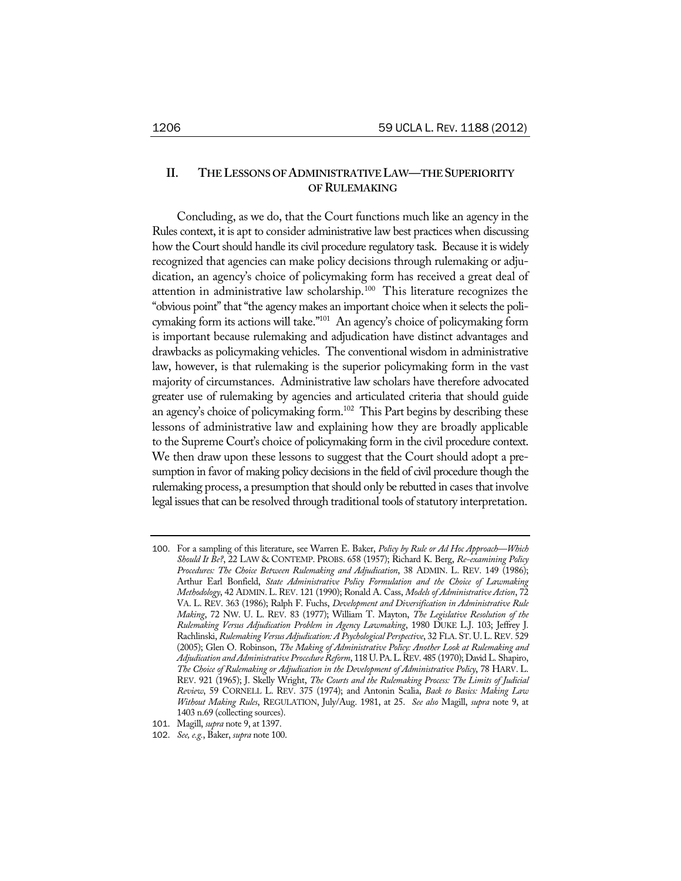## II. THE LESSONS OF ADMINISTRATIVE LAW—THE SUPERIORITY OF RULEMAKING

Concluding, as we do, that the Court functions much like an agency in the Rules context, it is apt to consider administrative law best practices when discussing how the Court should handle its civil procedure regulatory task. Because it is widely recognized that agencies can make policy decisions through rulemaking or adjudication, an agency's choice of policymaking form has received a great deal of attention in administrative law scholarship.[100] This literature recognizes the "obvious point" that "the agency makes an important choice when it selects the policymaking form its actions will take."[101] An agency's choice of policymaking form is important because rulemaking and adjudication have distinct advantages and drawbacks as policymaking vehicles. The conventional wisdom in administrative law, however, is that rulemaking is the superior policymaking form in the vast majority of circumstances. Administrative law scholars have therefore advocated greater use of rulemaking by agencies and articulated criteria that should guide an agency's choice of policymaking form.[102] This Part begins by describing these lessons of administrative law and explaining how they are broadly applicable to the Supreme Court's choice of policymaking form in the civil procedure context. We then draw upon these lessons to suggest that the Court should adopt a presumption in favor of making policy decisions in the field of civil procedure though the rulemaking process, a presumption that should only be rebutted in cases that involve legal issues that can be resolved through traditional tools of statutory interpretation.

---

100. For a sampling of this literature, see Warren E. Baker, *Policy by Rule or Ad Hoc Approach—Which Should It Be?*, 22 LAW & CONTEMP. PROBS. 658 (1957); Richard K. Berg, *Re-examining Policy Procedures: The Choice Between Rulemaking and Adjudication*, 38 ADMIN. L. REV. 149 (1986); Arthur Earl Bonfield, *State Administrative Policy Formulation and the Choice of Lawmaking Methodology*, 42 ADMIN. L. REV. 121 (1990); Ronald A. Cass, *Models of Administrative Action*, 72 VA. L. REV. 363 (1986); Ralph F. Fuchs, *Development and Diversification in Administrative Rule Making*, 72 NW. U. L. REV. 83 (1977); William T. Mayton, *The Legislative Resolution of the Rulemaking Versus Adjudication Problem in Agency Lawmaking*, 1980 DUKE L.J. 103; Jeffrey J. Rachlinski, *Rulemaking Versus Adjudication: A Psychological Perspective*, 32 FLA. ST. U. L. REV. 529 (2005); Glen O. Robinson, *The Making of Administrative Policy: Another Look at Rulemaking and Adjudication and Administrative Procedure Reform*, 118 U. PA. L. REV. 485 (1970); David L. Shapiro, *The Choice of Rulemaking or Adjudication in the Development of Administrative Policy*, 78 HARV. L. REV. 921 (1965); J. Skelly Wright, *The Courts and the Rulemaking Process: The Limits of Judicial Review*, 59 CORNELL L. REV. 375 (1974); and Antonin Scalia, *Back to Basics: Making Law Without Making Rules*, REGULATION, July/Aug. 1981, at 25. *See also* Magill, *supra* note 9, at 1403 n.69 (collecting sources).

101. Magill, *supra* note 9, at 1397.

102. *See, e.g.*, Baker, *supra* note 100.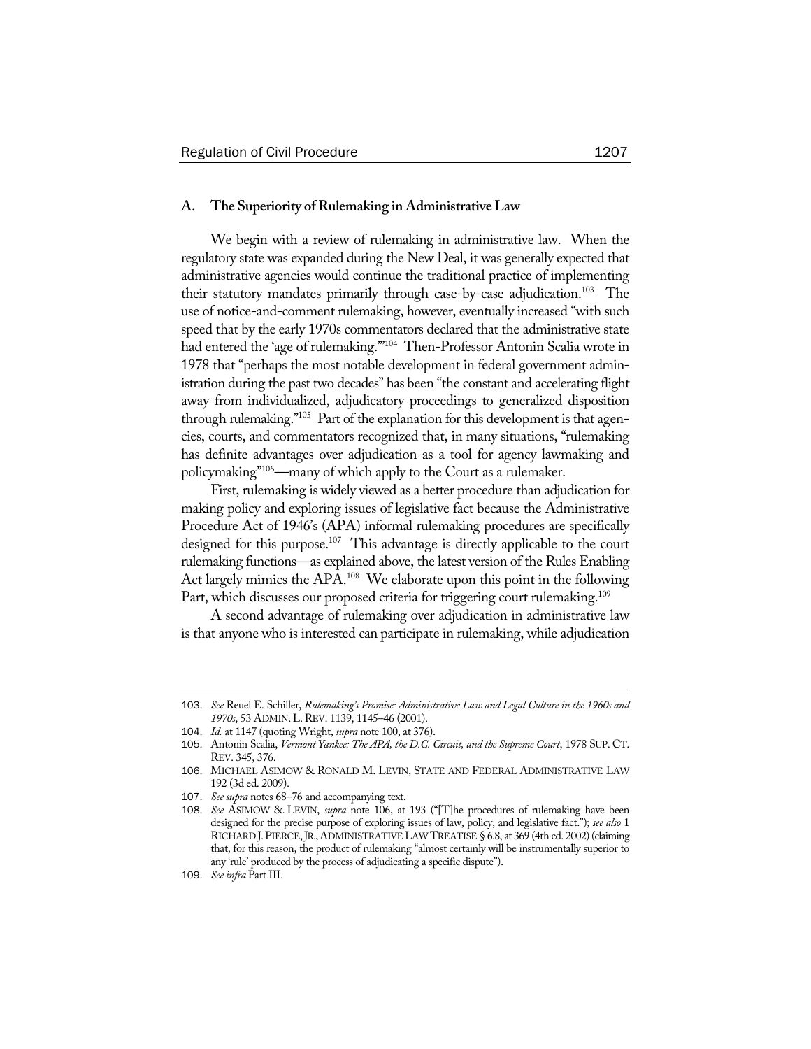### A. The Superiority of Rulemaking in Administrative Law

We begin with a review of rulemaking in administrative law. When the regulatory state was expanded during the New Deal, it was generally expected that administrative agencies would continue the traditional practice of implementing their statutory mandates primarily through case-by-case adjudication.[103] The use of notice-and-comment rulemaking, however, eventually increased "with such speed that by the early 1970s commentators declared that the administrative state had entered the 'age of rulemaking.'"[104] Then-Professor Antonin Scalia wrote in 1978 that "perhaps the most notable development in federal government administration during the past two decades" has been "the constant and accelerating flight away from individualized, adjudicatory proceedings to generalized disposition through rulemaking."[105] Part of the explanation for this development is that agencies, courts, and commentators recognized that, in many situations, "rulemaking has definite advantages over adjudication as a tool for agency lawmaking and policymaking"[106]—many of which apply to the Court as a rulemaker.

First, rulemaking is widely viewed as a better procedure than adjudication for making policy and exploring issues of legislative fact because the Administrative Procedure Act of 1946's (APA) informal rulemaking procedures are specifically designed for this purpose.[107] This advantage is directly applicable to the court rulemaking functions—as explained above, the latest version of the Rules Enabling Act largely mimics the APA.[108] We elaborate upon this point in the following Part, which discusses our proposed criteria for triggering court rulemaking.[109]

A second advantage of rulemaking over adjudication in administrative law is that anyone who is interested can participate in rulemaking, while adjudication

---

103. *See* Reuel E. Schiller, *Rulemaking's Promise: Administrative Law and Legal Culture in the 1960s and 1970s*, 53 ADMIN. L. REV. 1139, 1145–46 (2001).

104. *Id.* at 1147 (quoting Wright, *supra* note 100, at 376).

105. Antonin Scalia, *Vermont Yankee: The APA, the D.C. Circuit, and the Supreme Court*, 1978 SUP. CT. REV. 345, 376.

106. MICHAEL ASIMOW & RONALD M. LEVIN, STATE AND FEDERAL ADMINISTRATIVE LAW 192 (3d ed. 2009).

107. *See supra* notes 68–76 and accompanying text.

108. *See* ASIMOW & LEVIN, *supra* note 106, at 193 ("[T]he procedures of rulemaking have been designed for the precise purpose of exploring issues of law, policy, and legislative fact."); *see also* 1 RICHARD J. PIERCE, JR., ADMINISTRATIVE LAW TREATISE § 6.8, at 369 (4th ed. 2002) (claiming that, for this reason, the product of rulemaking "almost certainly will be instrumentally superior to any 'rule' produced by the process of adjudicating a specific dispute").

109. *See infra* Part III.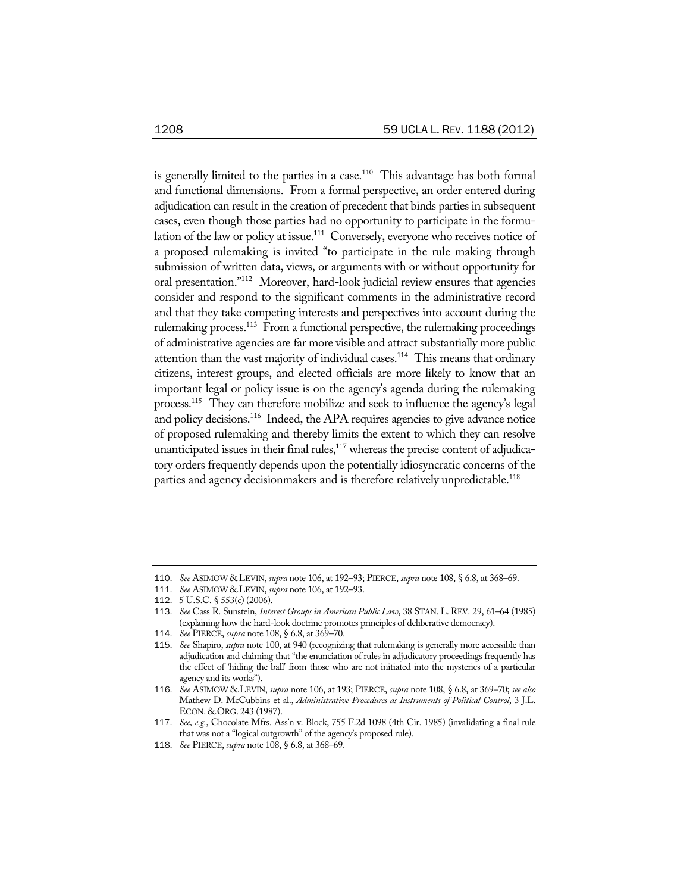is generally limited to the parties in a case.[110] This advantage has both formal and functional dimensions. From a formal perspective, an order entered during adjudication can result in the creation of precedent that binds parties in subsequent cases, even though those parties had no opportunity to participate in the formulation of the law or policy at issue.[111] Conversely, everyone who receives notice of a proposed rulemaking is invited "to participate in the rule making through submission of written data, views, or arguments with or without opportunity for oral presentation."[112] Moreover, hard-look judicial review ensures that agencies consider and respond to the significant comments in the administrative record and that they take competing interests and perspectives into account during the rulemaking process.[113] From a functional perspective, the rulemaking proceedings of administrative agencies are far more visible and attract substantially more public attention than the vast majority of individual cases.[114] This means that ordinary citizens, interest groups, and elected officials are more likely to know that an important legal or policy issue is on the agency's agenda during the rulemaking process.[115] They can therefore mobilize and seek to influence the agency's legal and policy decisions.[116] Indeed, the APA requires agencies to give advance notice of proposed rulemaking and thereby limits the extent to which they can resolve unanticipated issues in their final rules,[117] whereas the precise content of adjudicatory orders frequently depends upon the potentially idiosyncratic concerns of the parties and agency decisionmakers and is therefore relatively unpredictable.[118]

---

110. *See* ASIMOW & LEVIN, *supra* note 106, at 192–93; PIERCE, *supra* note 108, § 6.8, at 368–69.

111. *See* ASIMOW & LEVIN, *supra* note 106, at 192–93.

112. 5 U.S.C. § 553(c) (2006).

113. *See* Cass R. Sunstein, *Interest Groups in American Public Law*, 38 STAN. L. REV. 29, 61–64 (1985) (explaining how the hard-look doctrine promotes principles of deliberative democracy).

114. *See* PIERCE, *supra* note 108, § 6.8, at 369–70.

115. *See* Shapiro, *supra* note 100, at 940 (recognizing that rulemaking is generally more accessible than adjudication and claiming that "the enunciation of rules in adjudicatory proceedings frequently has the effect of 'hiding the ball' from those who are not initiated into the mysteries of a particular agency and its works").

116. *See* ASIMOW & LEVIN, *supra* note 106, at 193; PIERCE, *supra* note 108, § 6.8, at 369–70; *see also* Mathew D. McCubbins et al., *Administrative Procedures as Instruments of Political Control*, 3 J.L. ECON. & ORG. 243 (1987).

117. *See, e.g.*, Chocolate Mfrs. Ass'n v. Block, 755 F.2d 1098 (4th Cir. 1985) (invalidating a final rule that was not a "logical outgrowth" of the agency's proposed rule).

118. *See* PIERCE, *supra* note 108, § 6.8, at 368–69.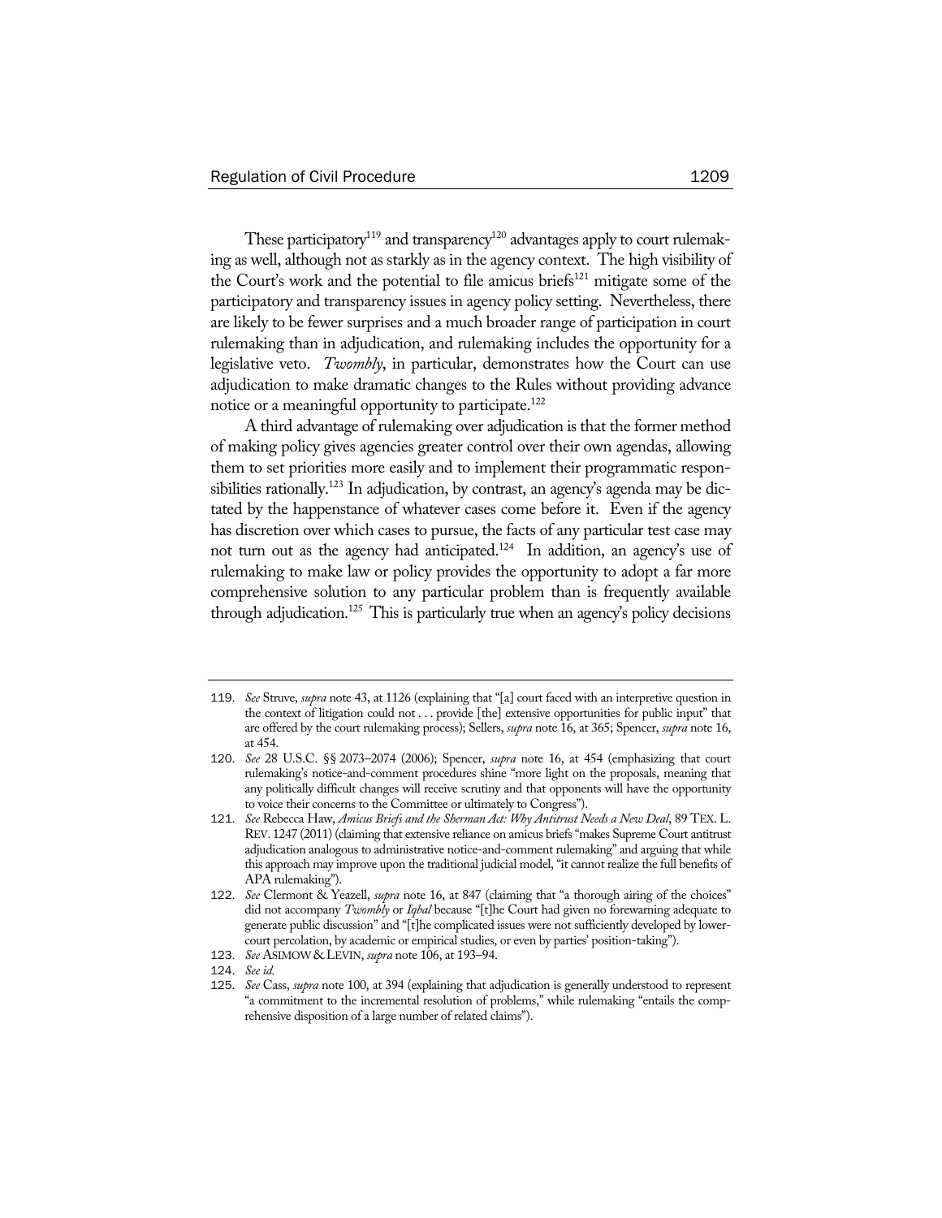These participatory[119] and transparency[120] advantages apply to court rulemaking as well, although not as starkly as in the agency context. The high visibility of the Court's work and the potential to file amicus briefs[121] mitigate some of the participatory and transparency issues in agency policy setting. Nevertheless, there are likely to be fewer surprises and a much broader range of participation in court rulemaking than in adjudication, and rulemaking includes the opportunity for a legislative veto. *Twombly*, in particular, demonstrates how the Court can use adjudication to make dramatic changes to the Rules without providing advance notice or a meaningful opportunity to participate.[122]

A third advantage of rulemaking over adjudication is that the former method of making policy gives agencies greater control over their own agendas, allowing them to set priorities more easily and to implement their programmatic responsibilities rationally.[123] In adjudication, by contrast, an agency's agenda may be dictated by the happenstance of whatever cases come before it. Even if the agency has discretion over which cases to pursue, the facts of any particular test case may not turn out as the agency had anticipated.[124] In addition, an agency's use of rulemaking to make law or policy provides the opportunity to adopt a far more comprehensive solution to any particular problem than is frequently available through adjudication.[125] This is particularly true when an agency's policy decisions

---

119. *See* Struve, *supra* note 43, at 1126 (explaining that "[a] court faced with an interpretive question in the context of litigation could not . . . provide [the] extensive opportunities for public input" that are offered by the court rulemaking process); Sellers, *supra* note 16, at 365; Spencer, *supra* note 16, at 454.

120. *See* 28 U.S.C. §§ 2073–2074 (2006); Spencer, *supra* note 16, at 454 (emphasizing that court rulemaking's notice-and-comment procedures shine "more light on the proposals, meaning that any politically difficult changes will receive scrutiny and that opponents will have the opportunity to voice their concerns to the Committee or ultimately to Congress").

121. *See* Rebecca Haw, *Amicus Briefs and the Sherman Act: Why Antitrust Needs a New Deal*, 89 TEX. L. REV. 1247 (2011) (claiming that extensive reliance on amicus briefs "makes Supreme Court antitrust adjudication analogous to administrative notice-and-comment rulemaking" and arguing that while this approach may improve upon the traditional judicial model, "it cannot realize the full benefits of APA rulemaking").

122. *See* Clermont & Yeazell, *supra* note 16, at 847 (claiming that "a thorough airing of the choices" did not accompany *Twombly* or *Iqbal* because "[t]he Court had given no forewarning adequate to generate public discussion" and "[t]he complicated issues were not sufficiently developed by lower-court percolation, by academic or empirical studies, or even by parties' position-taking").

123. *See* ASIMOW & LEVIN, *supra* note 106, at 193–94.

124. *See id.*

125. *See* Cass, *supra* note 100, at 394 (explaining that adjudication is generally understood to represent "a commitment to the incremental resolution of problems," while rulemaking "entails the comprehensive disposition of a large number of related claims").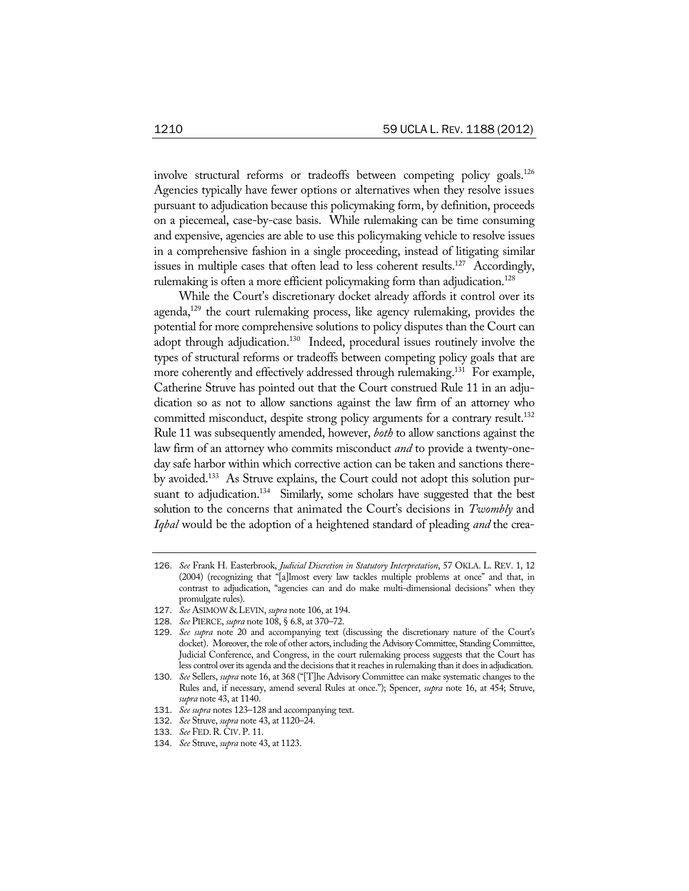involve structural reforms or tradeoffs between competing policy goals.[126] Agencies typically have fewer options or alternatives when they resolve issues pursuant to adjudication because this policymaking form, by definition, proceeds on a piecemeal, case-by-case basis. While rulemaking can be time consuming and expensive, agencies are able to use this policymaking vehicle to resolve issues in a comprehensive fashion in a single proceeding, instead of litigating similar issues in multiple cases that often lead to less coherent results.[127] Accordingly, rulemaking is often a more efficient policymaking form than adjudication.[128]

While the Court's discretionary docket already affords it control over its agenda,[129] the court rulemaking process, like agency rulemaking, provides the potential for more comprehensive solutions to policy disputes than the Court can adopt through adjudication.[130] Indeed, procedural issues routinely involve the types of structural reforms or tradeoffs between competing policy goals that are more coherently and effectively addressed through rulemaking.[131] For example, Catherine Struve has pointed out that the Court construed Rule 11 in an adjudication so as not to allow sanctions against the law firm of an attorney who committed misconduct, despite strong policy arguments for a contrary result.[132] Rule 11 was subsequently amended, however, *both* to allow sanctions against the law firm of an attorney who commits misconduct *and* to provide a twenty-one-day safe harbor within which corrective action can be taken and sanctions thereby avoided.[133] As Struve explains, the Court could not adopt this solution pursuant to adjudication.[134] Similarly, some scholars have suggested that the best solution to the concerns that animated the Court's decisions in *Twombly* and *Iqbal* would be the adoption of a heightened standard of pleading *and* the crea-

---

126. *See* Frank H. Easterbrook, *Judicial Discretion in Statutory Interpretation*, 57 OKLA. L. REV. 1, 12 (2004) (recognizing that "[a]lmost every law tackles multiple problems at once" and that, in contrast to adjudication, "agencies can and do make multi-dimensional decisions" when they promulgate rules).

127. *See* ASIMOW & LEVIN, *supra* note 106, at 194.

128. *See* PIERCE, *supra* note 108, § 6.8, at 370–72.

129. *See supra* note 20 and accompanying text (discussing the discretionary nature of the Court's docket). Moreover, the role of other actors, including the Advisory Committee, Standing Committee, Judicial Conference, and Congress, in the court rulemaking process suggests that the Court has less control over its agenda and the decisions that it reaches in rulemaking than it does in adjudication.

130. *See* Sellers, *supra* note 16, at 368 ("[T]he Advisory Committee can make systematic changes to the Rules and, if necessary, amend several Rules at once."); Spencer, *supra* note 16, at 454; Struve, *supra* note 43, at 1140.

131. *See supra* notes 123–128 and accompanying text.

132. *See* Struve, *supra* note 43, at 1120–24.

133. *See* FED. R. CIV. P. 11.

134. *See* Struve, *supra* note 43, at 1123.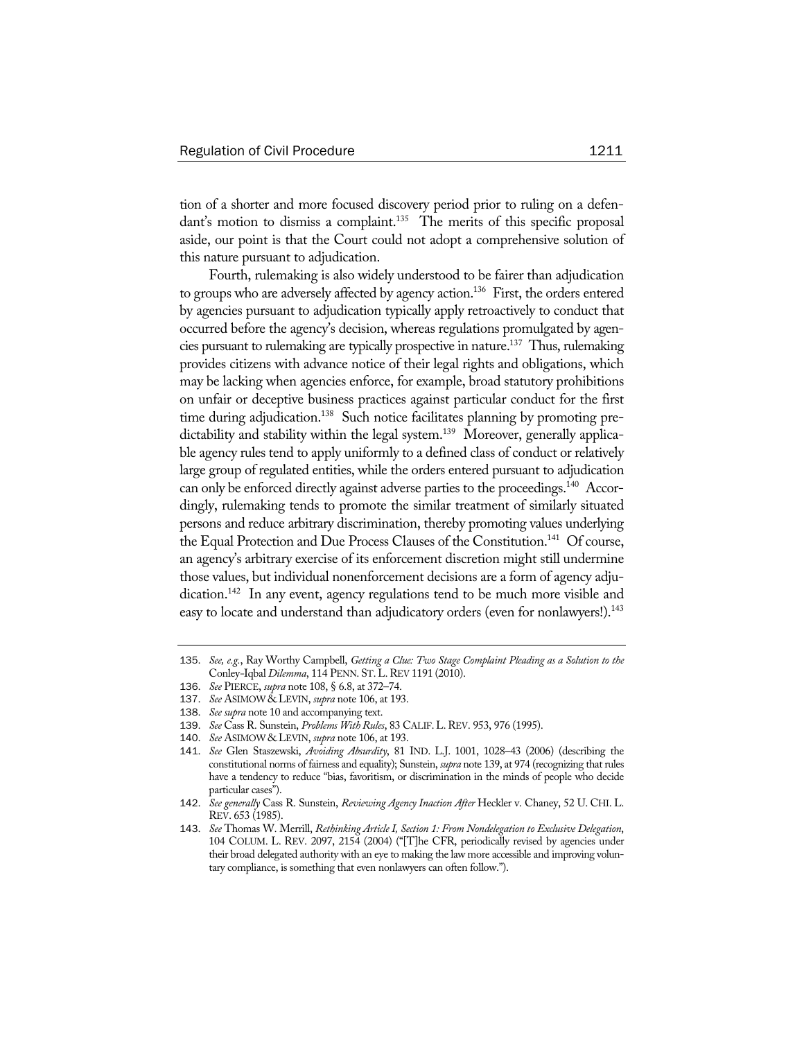tion of a shorter and more focused discovery period prior to ruling on a defendant's motion to dismiss a complaint.[135] The merits of this specific proposal aside, our point is that the Court could not adopt a comprehensive solution of this nature pursuant to adjudication.

Fourth, rulemaking is also widely understood to be fairer than adjudication to groups who are adversely affected by agency action.[136] First, the orders entered by agencies pursuant to adjudication typically apply retroactively to conduct that occurred before the agency's decision, whereas regulations promulgated by agencies pursuant to rulemaking are typically prospective in nature.[137] Thus, rulemaking provides citizens with advance notice of their legal rights and obligations, which may be lacking when agencies enforce, for example, broad statutory prohibitions on unfair or deceptive business practices against particular conduct for the first time during adjudication.[138] Such notice facilitates planning by promoting predictability and stability within the legal system.[139] Moreover, generally applicable agency rules tend to apply uniformly to a defined class of conduct or relatively large group of regulated entities, while the orders entered pursuant to adjudication can only be enforced directly against adverse parties to the proceedings.[140] Accordingly, rulemaking tends to promote the similar treatment of similarly situated persons and reduce arbitrary discrimination, thereby promoting values underlying the Equal Protection and Due Process Clauses of the Constitution.[141] Of course, an agency's arbitrary exercise of its enforcement discretion might still undermine those values, but individual nonenforcement decisions are a form of agency adjudication.[142] In any event, agency regulations tend to be much more visible and easy to locate and understand than adjudicatory orders (even for nonlawyers!).[143]

---

135. *See, e.g.*, Ray Worthy Campbell, *Getting a Clue: Two Stage Complaint Pleading as a Solution to the* Conley-Iqbal *Dilemma*, 114 PENN. ST. L. REV 1191 (2010).

136. *See* PIERCE, *supra* note 108, § 6.8, at 372–74.

137. *See* ASIMOW & LEVIN, *supra* note 106, at 193.

138. *See supra* note 10 and accompanying text.

139. *See* Cass R. Sunstein, *Problems With Rules*, 83 CALIF. L. REV. 953, 976 (1995).

140. *See* ASIMOW & LEVIN, *supra* note 106, at 193.

141. *See* Glen Staszewski, *Avoiding Absurdity*, 81 IND. L.J. 1001, 1028–43 (2006) (describing the constitutional norms of fairness and equality); Sunstein, *supra* note 139, at 974 (recognizing that rules have a tendency to reduce "bias, favoritism, or discrimination in the minds of people who decide particular cases").

142. *See generally* Cass R. Sunstein, *Reviewing Agency Inaction After* Heckler v. Chaney, 52 U. CHI. L. REV. 653 (1985).

143. *See* Thomas W. Merrill, *Rethinking Article I, Section 1: From Nondelegation to Exclusive Delegation*, 104 COLUM. L. REV. 2097, 2154 (2004) ("[T]he CFR, periodically revised by agencies under their broad delegated authority with an eye to making the law more accessible and improving voluntary compliance, is something that even nonlawyers can often follow.").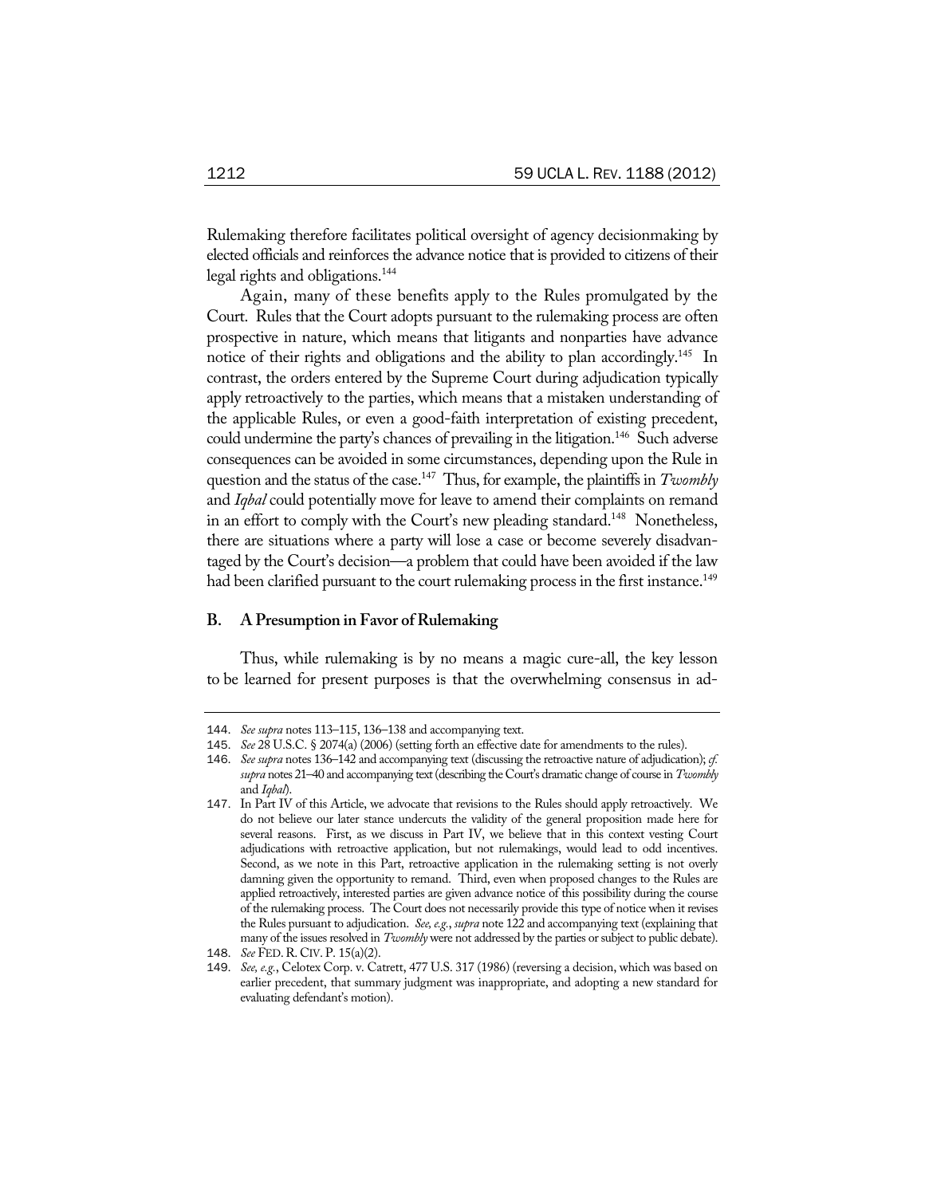Rulemaking therefore facilitates political oversight of agency decisionmaking by elected officials and reinforces the advance notice that is provided to citizens of their legal rights and obligations.[144]

Again, many of these benefits apply to the Rules promulgated by the Court. Rules that the Court adopts pursuant to the rulemaking process are often prospective in nature, which means that litigants and nonparties have advance notice of their rights and obligations and the ability to plan accordingly.[145] In contrast, the orders entered by the Supreme Court during adjudication typically apply retroactively to the parties, which means that a mistaken understanding of the applicable Rules, or even a good-faith interpretation of existing precedent, could undermine the party's chances of prevailing in the litigation.[146] Such adverse consequences can be avoided in some circumstances, depending upon the Rule in question and the status of the case.[147] Thus, for example, the plaintiffs in *Twombly* and *Iqbal* could potentially move for leave to amend their complaints on remand in an effort to comply with the Court's new pleading standard.[148] Nonetheless, there are situations where a party will lose a case or become severely disadvantaged by the Court's decision—a problem that could have been avoided if the law had been clarified pursuant to the court rulemaking process in the first instance.[149]

## B. A Presumption in Favor of Rulemaking

Thus, while rulemaking is by no means a magic cure-all, the key lesson to be learned for present purposes is that the overwhelming consensus in ad-

---

144. *See supra* notes 113–115, 136–138 and accompanying text.

145. *See* 28 U.S.C. § 2074(a) (2006) (setting forth an effective date for amendments to the rules).

146. *See supra* notes 136–142 and accompanying text (discussing the retroactive nature of adjudication); *cf. supra* notes 21–40 and accompanying text (describing the Court's dramatic change of course in *Twombly* and *Iqbal*).

147. In Part IV of this Article, we advocate that revisions to the Rules should apply retroactively. We do not believe our later stance undercuts the validity of the general proposition made here for several reasons. First, as we discuss in Part IV, we believe that in this context vesting Court adjudications with retroactive application, but not rulemakings, would lead to odd incentives. Second, as we note in this Part, retroactive application in the rulemaking setting is not overly damning given the opportunity to remand. Third, even when proposed changes to the Rules are applied retroactively, interested parties are given advance notice of this possibility during the course of the rulemaking process. The Court does not necessarily provide this type of notice when it revises the Rules pursuant to adjudication. *See, e.g.*, *supra* note 122 and accompanying text (explaining that many of the issues resolved in *Twombly* were not addressed by the parties or subject to public debate).

148. *See* FED. R. CIV. P. 15(a)(2).

149. *See, e.g.*, Celotex Corp. v. Catrett, 477 U.S. 317 (1986) (reversing a decision, which was based on earlier precedent, that summary judgment was inappropriate, and adopting a new standard for evaluating defendant's motion).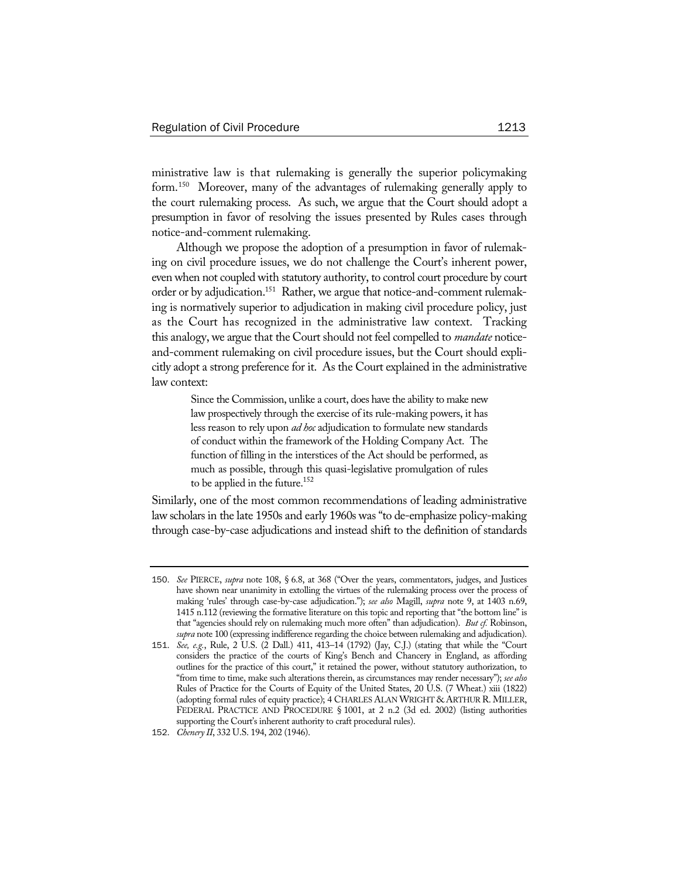ministrative law is that rulemaking is generally the superior policymaking form.[150] Moreover, many of the advantages of rulemaking generally apply to the court rulemaking process. As such, we argue that the Court should adopt a presumption in favor of resolving the issues presented by Rules cases through notice-and-comment rulemaking.

Although we propose the adoption of a presumption in favor of rulemaking on civil procedure issues, we do not challenge the Court's inherent power, even when not coupled with statutory authority, to control court procedure by court order or by adjudication.[151] Rather, we argue that notice-and-comment rulemaking is normatively superior to adjudication in making civil procedure policy, just as the Court has recognized in the administrative law context. Tracking this analogy, we argue that the Court should not feel compelled to *mandate* notice-and-comment rulemaking on civil procedure issues, but the Court should explicitly adopt a strong preference for it. As the Court explained in the administrative law context:

> Since the Commission, unlike a court, does have the ability to make new law prospectively through the exercise of its rule-making powers, it has less reason to rely upon *ad hoc* adjudication to formulate new standards of conduct within the framework of the Holding Company Act. The function of filling in the interstices of the Act should be performed, as much as possible, through this quasi-legislative promulgation of rules to be applied in the future.[152]

Similarly, one of the most common recommendations of leading administrative law scholars in the late 1950s and early 1960s was "to de-emphasize policy-making through case-by-case adjudications and instead shift to the definition of standards

---

150. *See* PIERCE, *supra* note 108, § 6.8, at 368 ("Over the years, commentators, judges, and Justices have shown near unanimity in extolling the virtues of the rulemaking process over the process of making 'rules' through case-by-case adjudication."); *see also* Magill, *supra* note 9, at 1403 n.69, 1415 n.112 (reviewing the formative literature on this topic and reporting that "the bottom line" is that "agencies should rely on rulemaking much more often" than adjudication). *But cf.* Robinson, *supra* note 100 (expressing indifference regarding the choice between rulemaking and adjudication).

151. *See, e.g.*, Rule, 2 U.S. (2 Dall.) 411, 413–14 (1792) (Jay, C.J.) (stating that while the "Court considers the practice of the courts of King's Bench and Chancery in England, as affording outlines for the practice of this court," it retained the power, without statutory authorization, to "from time to time, make such alterations therein, as circumstances may render necessary"); *see also* Rules of Practice for the Courts of Equity of the United States, 20 U.S. (7 Wheat.) xiii (1822) (adopting formal rules of equity practice); 4 CHARLES ALAN WRIGHT & ARTHUR R. MILLER, FEDERAL PRACTICE AND PROCEDURE § 1001, at 2 n.2 (3d ed. 2002) (listing authorities supporting the Court's inherent authority to craft procedural rules).

152. *Chenery II*, 332 U.S. 194, 202 (1946).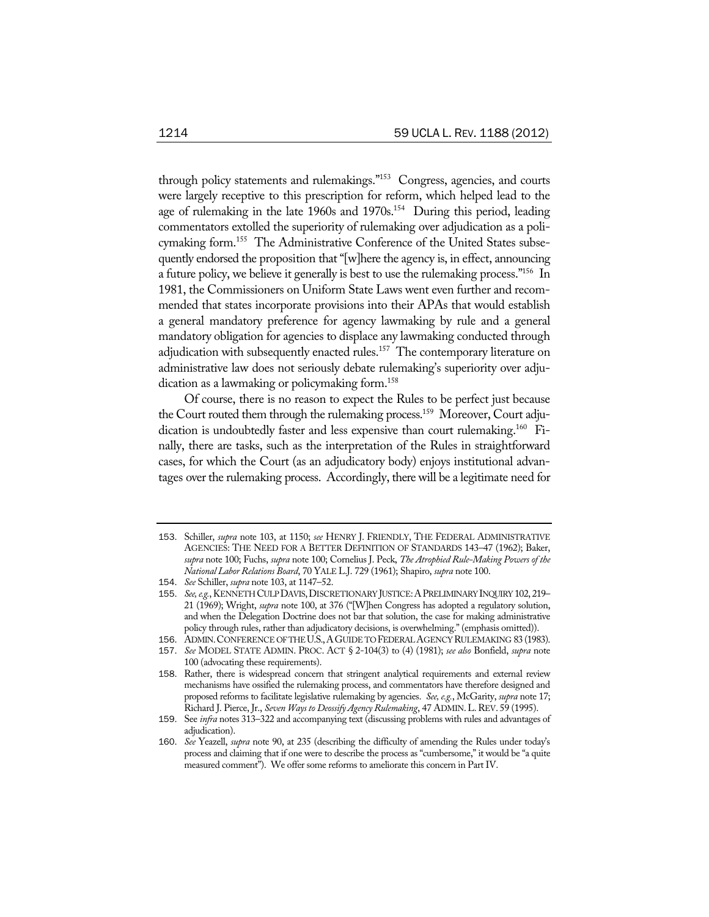through policy statements and rulemakings."[153] Congress, agencies, and courts were largely receptive to this prescription for reform, which helped lead to the age of rulemaking in the late 1960s and 1970s.[154] During this period, leading commentators extolled the superiority of rulemaking over adjudication as a policymaking form.[155] The Administrative Conference of the United States subsequently endorsed the proposition that "[w]here the agency is, in effect, announcing a future policy, we believe it generally is best to use the rulemaking process."[156] In 1981, the Commissioners on Uniform State Laws went even further and recommended that states incorporate provisions into their APAs that would establish a general mandatory preference for agency lawmaking by rule and a general mandatory obligation for agencies to displace any lawmaking conducted through adjudication with subsequently enacted rules.[157] The contemporary literature on administrative law does not seriously debate rulemaking's superiority over adjudication as a lawmaking or policymaking form.[158]

Of course, there is no reason to expect the Rules to be perfect just because the Court routed them through the rulemaking process.[159] Moreover, Court adjudication is undoubtedly faster and less expensive than court rulemaking.[160] Finally, there are tasks, such as the interpretation of the Rules in straightforward cases, for which the Court (as an adjudicatory body) enjoys institutional advantages over the rulemaking process. Accordingly, there will be a legitimate need for

---

153. Schiller, *supra* note 103, at 1150; *see* HENRY J. FRIENDLY, THE FEDERAL ADMINISTRATIVE AGENCIES: THE NEED FOR A BETTER DEFINITION OF STANDARDS 143–47 (1962); Baker, *supra* note 100; Fuchs, *supra* note 100; Cornelius J. Peck, *The Atrophied Rule-Making Powers of the National Labor Relations Board*, 70 YALE L.J. 729 (1961); Shapiro, *supra* note 100.

154. *See* Schiller, *supra* note 103, at 1147–52.

155. *See, e.g.*, KENNETH CULP DAVIS, DISCRETIONARY JUSTICE: A PRELIMINARY INQUIRY 102, 219–21 (1969); Wright, *supra* note 100, at 376 ("[W]hen Congress has adopted a regulatory solution, and when the Delegation Doctrine does not bar that solution, the case for making administrative policy through rules, rather than adjudicatory decisions, is overwhelming." (emphasis omitted)).

156. ADMIN. CONFERENCE OF THE U.S., A GUIDE TO FEDERAL AGENCY RULEMAKING 83 (1983).

157. *See* MODEL STATE ADMIN. PROC. ACT § 2-104(3) to (4) (1981); *see also* Bonfield, *supra* note 100 (advocating these requirements).

158. Rather, there is widespread concern that stringent analytical requirements and external review mechanisms have ossified the rulemaking process, and commentators have therefore designed and proposed reforms to facilitate legislative rulemaking by agencies. *See, e.g.*, McGarity, *supra* note 17; Richard J. Pierce, Jr., *Seven Ways to Deossify Agency Rulemaking*, 47 ADMIN. L. REV. 59 (1995).

159. See *infra* notes 313–322 and accompanying text (discussing problems with rules and advantages of adjudication).

160. *See* Yeazell, *supra* note 90, at 235 (describing the difficulty of amending the Rules under today's process and claiming that if one were to describe the process as "cumbersome," it would be "a quite measured comment"). We offer some reforms to ameliorate this concern in Part IV.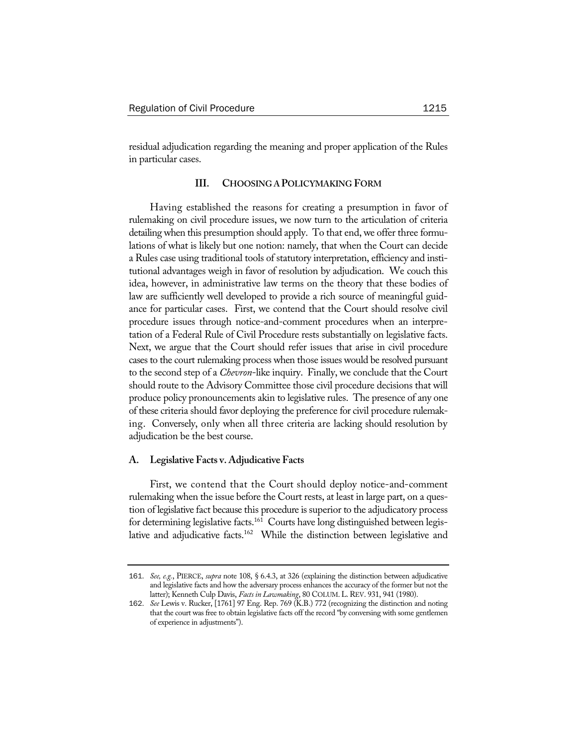residual adjudication regarding the meaning and proper application of the Rules in particular cases.

## III. CHOOSING A POLICYMAKING FORM

Having established the reasons for creating a presumption in favor of rulemaking on civil procedure issues, we now turn to the articulation of criteria detailing when this presumption should apply. To that end, we offer three formulations of what is likely but one notion: namely, that when the Court can decide a Rules case using traditional tools of statutory interpretation, efficiency and institutional advantages weigh in favor of resolution by adjudication. We couch this idea, however, in administrative law terms on the theory that these bodies of law are sufficiently well developed to provide a rich source of meaningful guidance for particular cases. First, we contend that the Court should resolve civil procedure issues through notice-and-comment procedures when an interpretation of a Federal Rule of Civil Procedure rests substantially on legislative facts. Next, we argue that the Court should refer issues that arise in civil procedure cases to the court rulemaking process when those issues would be resolved pursuant to the second step of a *Chevron*-like inquiry. Finally, we conclude that the Court should route to the Advisory Committee those civil procedure decisions that will produce policy pronouncements akin to legislative rules. The presence of any one of these criteria should favor deploying the preference for civil procedure rulemaking. Conversely, only when all three criteria are lacking should resolution by adjudication be the best course.

### A. Legislative Facts v. Adjudicative Facts

First, we contend that the Court should deploy notice-and-comment rulemaking when the issue before the Court rests, at least in large part, on a question of legislative fact because this procedure is superior to the adjudicatory process for determining legislative facts.[161] Courts have long distinguished between legislative and adjudicative facts.[162] While the distinction between legislative and

---

161. *See, e.g.*, PIERCE, *supra* note 108, § 6.4.3, at 326 (explaining the distinction between adjudicative and legislative facts and how the adversary process enhances the accuracy of the former but not the latter); Kenneth Culp Davis, *Facts in Lawmaking*, 80 COLUM. L. REV. 931, 941 (1980).

162. *See* Lewis v. Rucker, [1761] 97 Eng. Rep. 769 (K.B.) 772 (recognizing the distinction and noting that the court was free to obtain legislative facts off the record "by conversing with some gentlemen of experience in adjustments").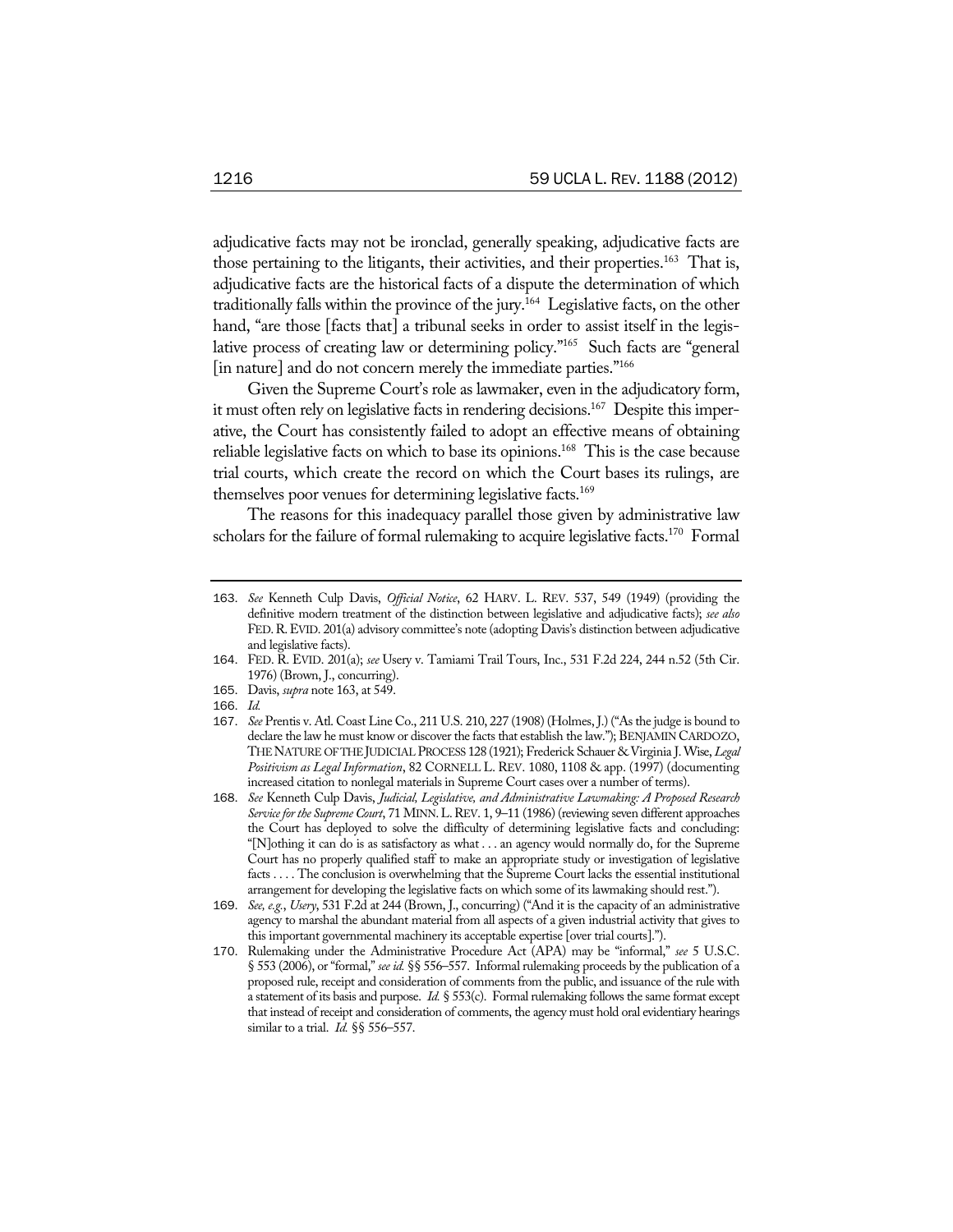adjudicative facts may not be ironclad, generally speaking, adjudicative facts are those pertaining to the litigants, their activities, and their properties.[163] That is, adjudicative facts are the historical facts of a dispute the determination of which traditionally falls within the province of the jury.[164] Legislative facts, on the other hand, "are those [facts that] a tribunal seeks in order to assist itself in the legislative process of creating law or determining policy."[165] Such facts are "general [in nature] and do not concern merely the immediate parties."[166]

Given the Supreme Court's role as lawmaker, even in the adjudicatory form, it must often rely on legislative facts in rendering decisions.[167] Despite this imperative, the Court has consistently failed to adopt an effective means of obtaining reliable legislative facts on which to base its opinions.[168] This is the case because trial courts, which create the record on which the Court bases its rulings, are themselves poor venues for determining legislative facts.[169]

The reasons for this inadequacy parallel those given by administrative law scholars for the failure of formal rulemaking to acquire legislative facts.[170] Formal

---

163. *See* Kenneth Culp Davis, *Official Notice*, 62 HARV. L. REV. 537, 549 (1949) (providing the definitive modern treatment of the distinction between legislative and adjudicative facts); *see also* FED. R. EVID. 201(a) advisory committee's note (adopting Davis's distinction between adjudicative and legislative facts).

164. FED. R. EVID. 201(a); *see* Usery v. Tamiami Trail Tours, Inc., 531 F.2d 224, 244 n.52 (5th Cir. 1976) (Brown, J., concurring).

165. Davis, *supra* note 163, at 549.

166. *Id.*

167. *See* Prentis v. Atl. Coast Line Co., 211 U.S. 210, 227 (1908) (Holmes, J.) ("As the judge is bound to declare the law he must know or discover the facts that establish the law."); BENJAMIN CARDOZO, THE NATURE OF THE JUDICIAL PROCESS 128 (1921); Frederick Schauer & Virginia J. Wise, *Legal Positivism as Legal Information*, 82 CORNELL L. REV. 1080, 1108 & app. (1997) (documenting increased citation to nonlegal materials in Supreme Court cases over a number of terms).

168. *See* Kenneth Culp Davis, *Judicial, Legislative, and Administrative Lawmaking: A Proposed Research Service for the Supreme Court*, 71 MINN. L. REV. 1, 9–11 (1986) (reviewing seven different approaches the Court has deployed to solve the difficulty of determining legislative facts and concluding: "[N]othing it can do is as satisfactory as what . . . an agency would normally do, for the Supreme Court has no properly qualified staff to make an appropriate study or investigation of legislative facts . . . . The conclusion is overwhelming that the Supreme Court lacks the essential institutional arrangement for developing the legislative facts on which some of its lawmaking should rest.").

169. *See, e.g.*, *Usery*, 531 F.2d at 244 (Brown, J., concurring) ("And it is the capacity of an administrative agency to marshal the abundant material from all aspects of a given industrial activity that gives to this important governmental machinery its acceptable expertise [over trial courts].").

170. Rulemaking under the Administrative Procedure Act (APA) may be "informal," *see* 5 U.S.C. § 553 (2006), or "formal," *see id.* §§ 556–557. Informal rulemaking proceeds by the publication of a proposed rule, receipt and consideration of comments from the public, and issuance of the rule with a statement of its basis and purpose. *Id.* § 553(c). Formal rulemaking follows the same format except that instead of receipt and consideration of comments, the agency must hold oral evidentiary hearings similar to a trial. *Id.* §§ 556–557.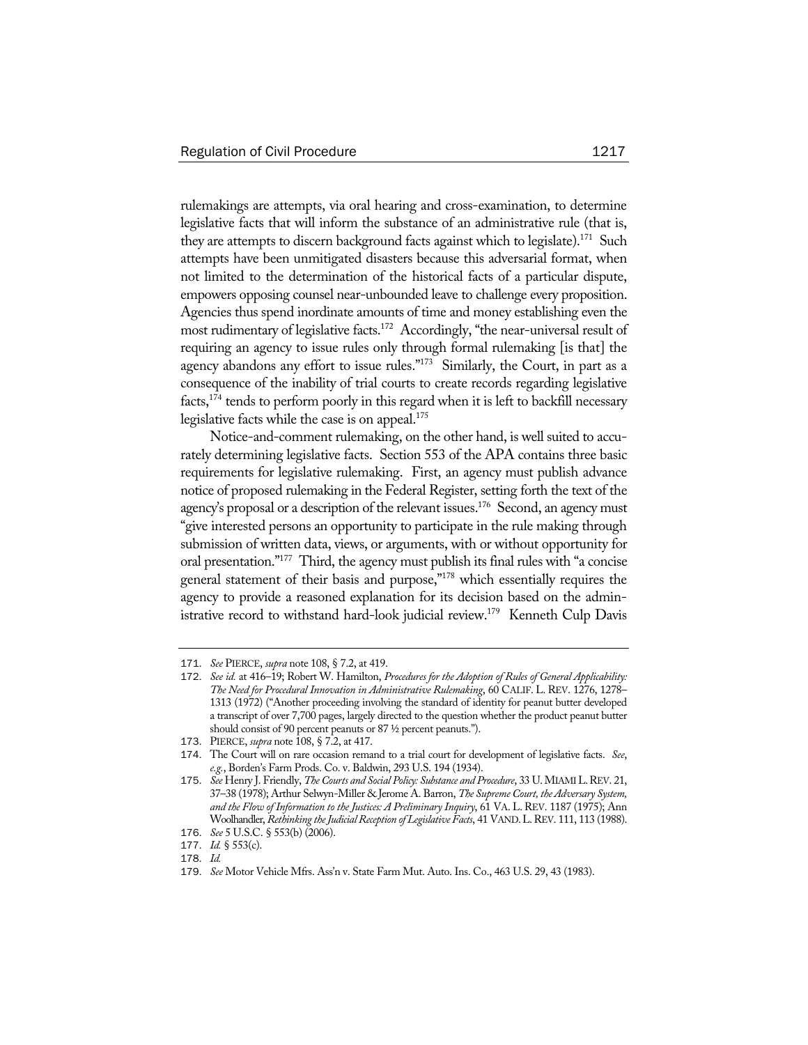rulemakings are attempts, via oral hearing and cross-examination, to determine legislative facts that will inform the substance of an administrative rule (that is, they are attempts to discern background facts against which to legislate).[171] Such attempts have been unmitigated disasters because this adversarial format, when not limited to the determination of the historical facts of a particular dispute, empowers opposing counsel near-unbounded leave to challenge every proposition. Agencies thus spend inordinate amounts of time and money establishing even the most rudimentary of legislative facts.[172] Accordingly, "the near-universal result of requiring an agency to issue rules only through formal rulemaking [is that] the agency abandons any effort to issue rules."[173] Similarly, the Court, in part as a consequence of the inability of trial courts to create records regarding legislative facts,[174] tends to perform poorly in this regard when it is left to backfill necessary legislative facts while the case is on appeal.[175]

Notice-and-comment rulemaking, on the other hand, is well suited to accurately determining legislative facts. Section 553 of the APA contains three basic requirements for legislative rulemaking. First, an agency must publish advance notice of proposed rulemaking in the Federal Register, setting forth the text of the agency's proposal or a description of the relevant issues.[176] Second, an agency must "give interested persons an opportunity to participate in the rule making through submission of written data, views, or arguments, with or without opportunity for oral presentation."[177] Third, the agency must publish its final rules with "a concise general statement of their basis and purpose,"[178] which essentially requires the agency to provide a reasoned explanation for its decision based on the administrative record to withstand hard-look judicial review.[179] Kenneth Culp Davis

---

171. *See* PIERCE, *supra* note 108, § 7.2, at 419.

172. *See id.* at 416–19; Robert W. Hamilton, *Procedures for the Adoption of Rules of General Applicability: The Need for Procedural Innovation in Administrative Rulemaking*, 60 CALIF. L. REV. 1276, 1278–1313 (1972) ("Another proceeding involving the standard of identity for peanut butter developed a transcript of over 7,700 pages, largely directed to the question whether the product peanut butter should consist of 90 percent peanuts or 87 ½ percent peanuts.").

173. PIERCE, *supra* note 108, § 7.2, at 417.

174. The Court will on rare occasion remand to a trial court for development of legislative facts. *See, e.g.*, Borden's Farm Prods. Co. v. Baldwin, 293 U.S. 194 (1934).

175. *See* Henry J. Friendly, *The Courts and Social Policy: Substance and Procedure*, 33 U. MIAMI L. REV. 21, 37–38 (1978); Arthur Selwyn-Miller & Jerome A. Barron, *The Supreme Court, the Adversary System, and the Flow of Information to the Justices: A Preliminary Inquiry*, 61 VA. L. REV. 1187 (1975); Ann Woolhandler, *Rethinking the Judicial Reception of Legislative Facts*, 41 VAND. L. REV. 111, 113 (1988).

176. *See* 5 U.S.C. § 553(b) (2006).

177. *Id.* § 553(c).

178. *Id.*

179. *See* Motor Vehicle Mfrs. Ass'n v. State Farm Mut. Auto. Ins. Co., 463 U.S. 29, 43 (1983).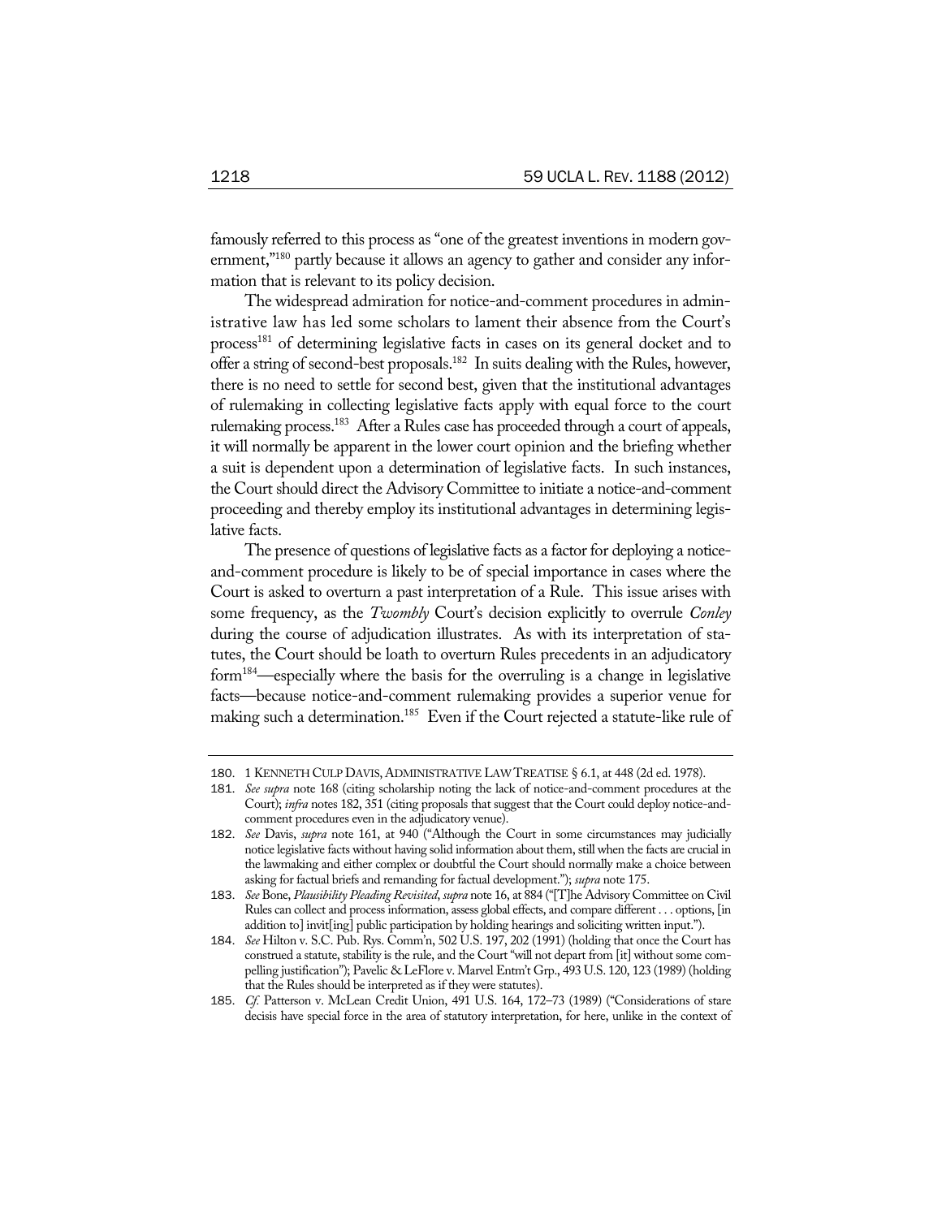famously referred to this process as "one of the greatest inventions in modern government,"[180] partly because it allows an agency to gather and consider any information that is relevant to its policy decision.

The widespread admiration for notice-and-comment procedures in administrative law has led some scholars to lament their absence from the Court's process[181] of determining legislative facts in cases on its general docket and to offer a string of second-best proposals.[182] In suits dealing with the Rules, however, there is no need to settle for second best, given that the institutional advantages of rulemaking in collecting legislative facts apply with equal force to the court rulemaking process.[183] After a Rules case has proceeded through a court of appeals, it will normally be apparent in the lower court opinion and the briefing whether a suit is dependent upon a determination of legislative facts. In such instances, the Court should direct the Advisory Committee to initiate a notice-and-comment proceeding and thereby employ its institutional advantages in determining legislative facts.

The presence of questions of legislative facts as a factor for deploying a notice-and-comment procedure is likely to be of special importance in cases where the Court is asked to overturn a past interpretation of a Rule. This issue arises with some frequency, as the *Twombly* Court's decision explicitly to overrule *Conley* during the course of adjudication illustrates. As with its interpretation of statutes, the Court should be loath to overturn Rules precedents in an adjudicatory form[184]—especially where the basis for the overruling is a change in legislative facts—because notice-and-comment rulemaking provides a superior venue for making such a determination.[185] Even if the Court rejected a statute-like rule of

---

180. 1 KENNETH CULP DAVIS, ADMINISTRATIVE LAW TREATISE § 6.1, at 448 (2d ed. 1978).

181. *See supra* note 168 (citing scholarship noting the lack of notice-and-comment procedures at the Court); *infra* notes 182, 351 (citing proposals that suggest that the Court could deploy notice-and-comment procedures even in the adjudicatory venue).

182. *See* Davis, *supra* note 161, at 940 ("Although the Court in some circumstances may judicially notice legislative facts without having solid information about them, still when the facts are crucial in the lawmaking and either complex or doubtful the Court should normally make a choice between asking for factual briefs and remanding for factual development."); *supra* note 175.

183. *See* Bone, *Plausibility Pleading Revisited*, *supra* note 16, at 884 ("[T]he Advisory Committee on Civil Rules can collect and process information, assess global effects, and compare different . . . options, [in addition to] invit[ing] public participation by holding hearings and soliciting written input.").

184. *See* Hilton v. S.C. Pub. Rys. Comm'n, 502 U.S. 197, 202 (1991) (holding that once the Court has construed a statute, stability is the rule, and the Court "will not depart from [it] without some compelling justification"); Pavelic & LeFlore v. Marvel Entm't Grp., 493 U.S. 120, 123 (1989) (holding that the Rules should be interpreted as if they were statutes).

185. *Cf.* Patterson v. McLean Credit Union, 491 U.S. 164, 172–73 (1989) ("Considerations of stare decisis have special force in the area of statutory interpretation, for here, unlike in the context of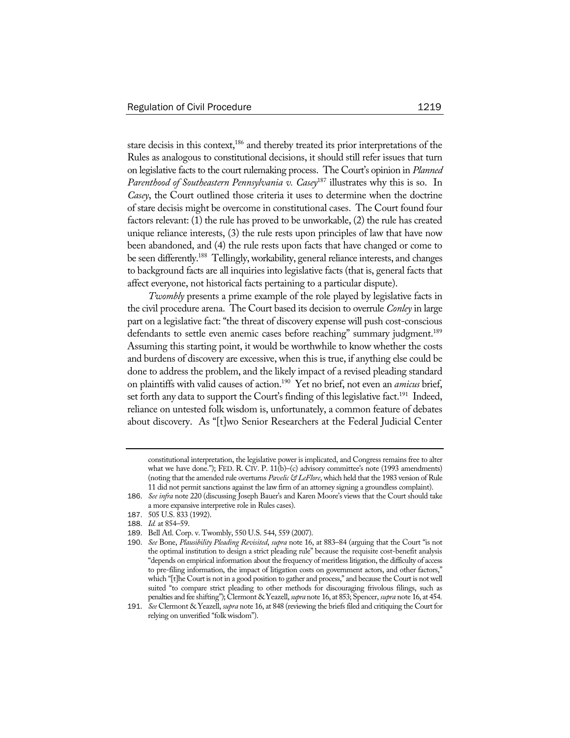stare decisis in this context,[186] and thereby treated its prior interpretations of the Rules as analogous to constitutional decisions, it should still refer issues that turn on legislative facts to the court rulemaking process. The Court's opinion in *Planned Parenthood of Southeastern Pennsylvania v. Casey*[187] illustrates why this is so. In *Casey*, the Court outlined those criteria it uses to determine when the doctrine of stare decisis might be overcome in constitutional cases. The Court found four factors relevant: (1) the rule has proved to be unworkable, (2) the rule has created unique reliance interests, (3) the rule rests upon principles of law that have now been abandoned, and (4) the rule rests upon facts that have changed or come to be seen differently.[188] Tellingly, workability, general reliance interests, and changes to background facts are all inquiries into legislative facts (that is, general facts that affect everyone, not historical facts pertaining to a particular dispute).

*Twombly* presents a prime example of the role played by legislative facts in the civil procedure arena. The Court based its decision to overrule *Conley* in large part on a legislative fact: "the threat of discovery expense will push cost-conscious defendants to settle even anemic cases before reaching" summary judgment.[189] Assuming this starting point, it would be worthwhile to know whether the costs and burdens of discovery are excessive, when this is true, if anything else could be done to address the problem, and the likely impact of a revised pleading standard on plaintiffs with valid causes of action.[190] Yet no brief, not even an *amicus* brief, set forth any data to support the Court's finding of this legislative fact.[191] Indeed, reliance on untested folk wisdom is, unfortunately, a common feature of debates about discovery. As "[t]wo Senior Researchers at the Federal Judicial Center

---

constitutional interpretation, the legislative power is implicated, and Congress remains free to alter what we have done."); FED. R. CIV. P. 11(b)–(c) advisory committee's note (1993 amendments) (noting that the amended rule overturns *Pavelic & LeFlore*, which held that the 1983 version of Rule 11 did not permit sanctions against the law firm of an attorney signing a groundless complaint).

186. *See infra* note 220 (discussing Joseph Bauer's and Karen Moore's views that the Court should take a more expansive interpretive role in Rules cases).

187. 505 U.S. 833 (1992).

188. *Id.* at 854–59.

189. Bell Atl. Corp. v. Twombly, 550 U.S. 544, 559 (2007).

190. *See* Bone, *Plausibility Pleading Revisited*, *supra* note 16, at 883–84 (arguing that the Court "is not the optimal institution to design a strict pleading rule" because the requisite cost-benefit analysis "depends on empirical information about the frequency of meritless litigation, the difficulty of access to pre-filing information, the impact of litigation costs on government actors, and other factors," which "[t]he Court is not in a good position to gather and process," and because the Court is not well suited "to compare strict pleading to other methods for discouraging frivolous filings, such as penalties and fee shifting"); Clermont & Yeazell, *supra* note 16, at 853; Spencer, *supra* note 16, at 454.

191. *See* Clermont & Yeazell, *supra* note 16, at 848 (reviewing the briefs filed and critiquing the Court for relying on unverified "folk wisdom").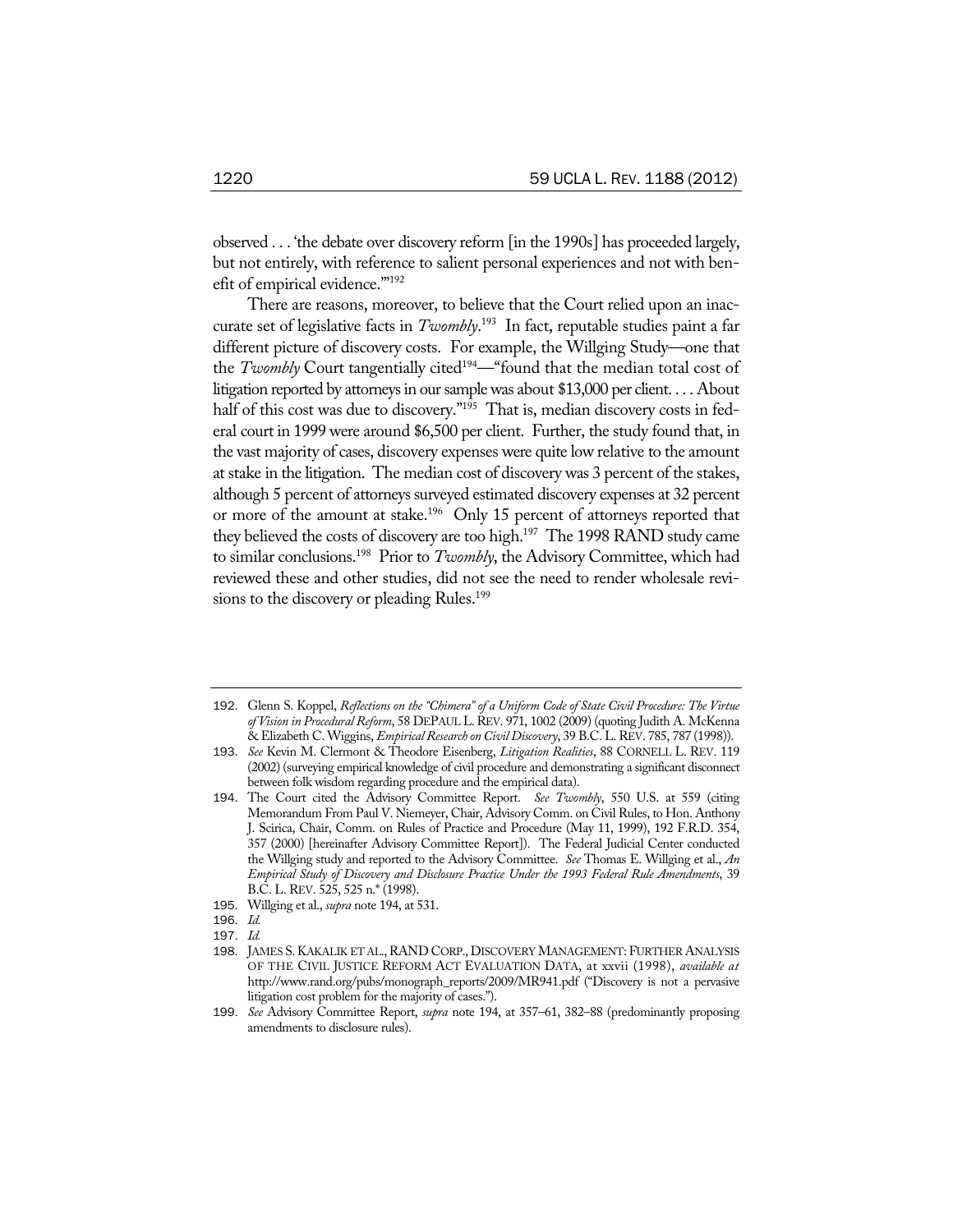observed . . . 'the debate over discovery reform [in the 1990s] has proceeded largely, but not entirely, with reference to salient personal experiences and not with benefit of empirical evidence.'"[192]

There are reasons, moreover, to believe that the Court relied upon an inaccurate set of legislative facts in *Twombly*.[193] In fact, reputable studies paint a far different picture of discovery costs. For example, the Willging Study—one that the *Twombly* Court tangentially cited[194]—"found that the median total cost of litigation reported by attorneys in our sample was about $13,000 per client. . . . About half of this cost was due to discovery."[195] That is, median discovery costs in federal court in 1999 were around $6,500 per client. Further, the study found that, in the vast majority of cases, discovery expenses were quite low relative to the amount at stake in the litigation. The median cost of discovery was 3 percent of the stakes, although 5 percent of attorneys surveyed estimated discovery expenses at 32 percent or more of the amount at stake.[196] Only 15 percent of attorneys reported that they believed the costs of discovery are too high.[197] The 1998 RAND study came to similar conclusions.[198] Prior to *Twombly*, the Advisory Committee, which had reviewed these and other studies, did not see the need to render wholesale revisions to the discovery or pleading Rules.[199]

---

192. Glenn S. Koppel, *Reflections on the "Chimera" of a Uniform Code of State Civil Procedure: The Virtue of Vision in Procedural Reform*, 58 DEPAUL L. REV. 971, 1002 (2009) (quoting Judith A. McKenna & Elizabeth C. Wiggins, *Empirical Research on Civil Discovery*, 39 B.C. L. REV. 785, 787 (1998)).

193. *See* Kevin M. Clermont & Theodore Eisenberg, *Litigation Realities*, 88 CORNELL L. REV. 119 (2002) (surveying empirical knowledge of civil procedure and demonstrating a significant disconnect between folk wisdom regarding procedure and the empirical data).

194. The Court cited the Advisory Committee Report. *See Twombly*, 550 U.S. at 559 (citing Memorandum From Paul V. Niemeyer, Chair, Advisory Comm. on Civil Rules, to Hon. Anthony J. Scirica, Chair, Comm. on Rules of Practice and Procedure (May 11, 1999), 192 F.R.D. 354, 357 (2000) [hereinafter Advisory Committee Report]). The Federal Judicial Center conducted the Willging study and reported to the Advisory Committee. *See* Thomas E. Willging et al., *An Empirical Study of Discovery and Disclosure Practice Under the 1993 Federal Rule Amendments*, 39 B.C. L. REV. 525, 525 n.* (1998).

195. Willging et al., *supra* note 194, at 531.

196. *Id.*

197. *Id.*

198. JAMES S. KAKALIK ET AL., RAND CORP., DISCOVERY MANAGEMENT: FURTHER ANALYSIS OF THE CIVIL JUSTICE REFORM ACT EVALUATION DATA, at xxvii (1998), *available at* http://www.rand.org/pubs/monograph_reports/2009/MR941.pdf ("Discovery is not a pervasive litigation cost problem for the majority of cases.").

199. *See* Advisory Committee Report, *supra* note 194, at 357–61, 382–88 (predominantly proposing amendments to disclosure rules).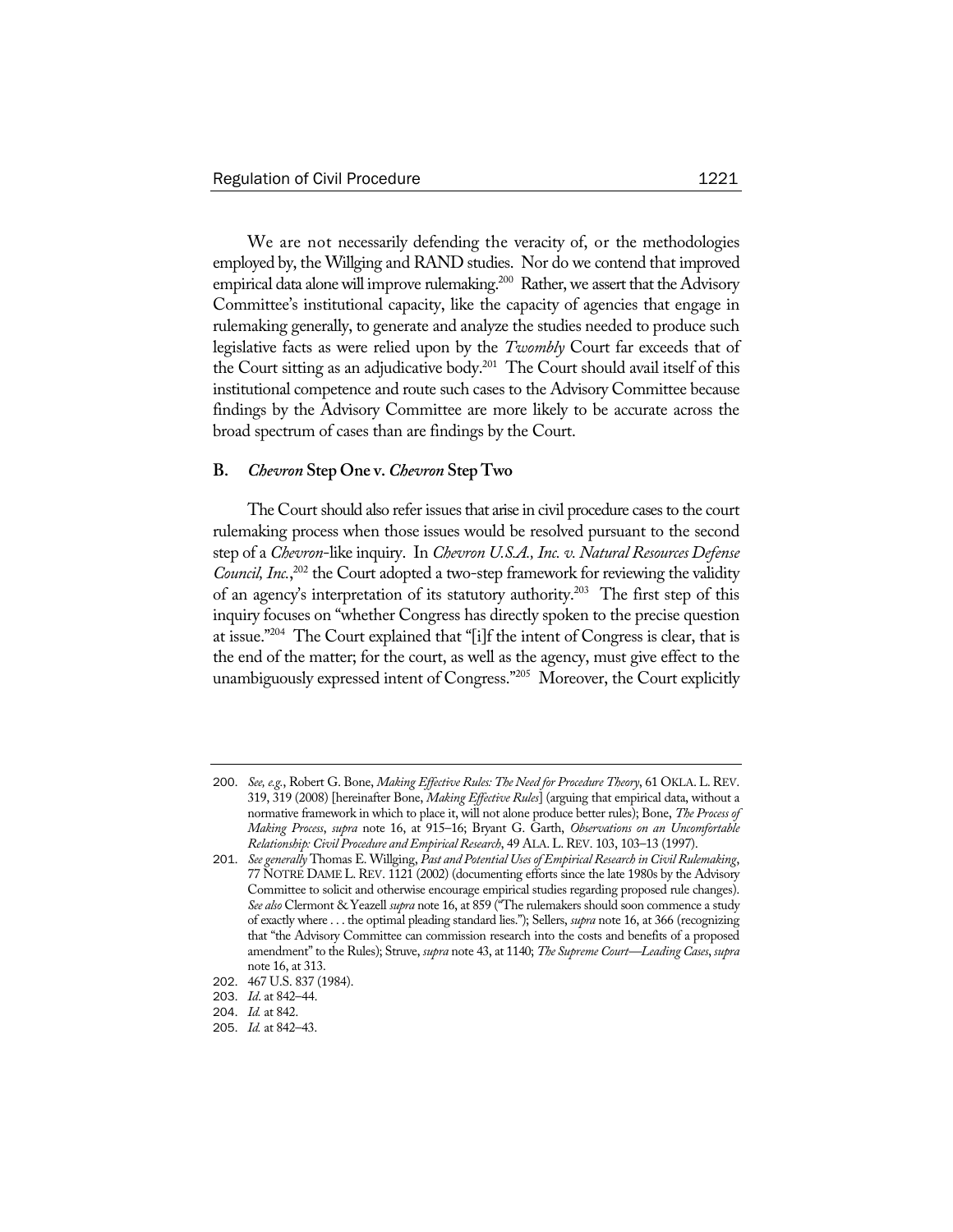We are not necessarily defending the veracity of, or the methodologies employed by, the Willging and RAND studies. Nor do we contend that improved empirical data alone will improve rulemaking.[200] Rather, we assert that the Advisory Committee's institutional capacity, like the capacity of agencies that engage in rulemaking generally, to generate and analyze the studies needed to produce such legislative facts as were relied upon by the *Twombly* Court far exceeds that of the Court sitting as an adjudicative body.[201] The Court should avail itself of this institutional competence and route such cases to the Advisory Committee because findings by the Advisory Committee are more likely to be accurate across the broad spectrum of cases than are findings by the Court.

### B. *Chevron* Step One v. *Chevron* Step Two

The Court should also refer issues that arise in civil procedure cases to the court rulemaking process when those issues would be resolved pursuant to the second step of a *Chevron*-like inquiry. In *Chevron U.S.A., Inc. v. Natural Resources Defense Council, Inc.*,[202] the Court adopted a two-step framework for reviewing the validity of an agency's interpretation of its statutory authority.[203] The first step of this inquiry focuses on "whether Congress has directly spoken to the precise question at issue."[204] The Court explained that "[i]f the intent of Congress is clear, that is the end of the matter; for the court, as well as the agency, must give effect to the unambiguously expressed intent of Congress."[205] Moreover, the Court explicitly

---

200. *See, e.g.*, Robert G. Bone, *Making Effective Rules: The Need for Procedure Theory*, 61 OKLA. L. REV. 319, 319 (2008) [hereinafter Bone, *Making Effective Rules*] (arguing that empirical data, without a normative framework in which to place it, will not alone produce better rules); Bone, *The Process of Making Process*, *supra* note 16, at 915–16; Bryant G. Garth, *Observations on an Uncomfortable Relationship: Civil Procedure and Empirical Research*, 49 ALA. L. REV. 103, 103–13 (1997).

201. *See generally* Thomas E. Willging, *Past and Potential Uses of Empirical Research in Civil Rulemaking*, 77 NOTRE DAME L. REV. 1121 (2002) (documenting efforts since the late 1980s by the Advisory Committee to solicit and otherwise encourage empirical studies regarding proposed rule changes). *See also* Clermont & Yeazell *supra* note 16, at 859 ("The rulemakers should soon commence a study of exactly where . . . the optimal pleading standard lies."); Sellers, *supra* note 16, at 366 (recognizing that "the Advisory Committee can commission research into the costs and benefits of a proposed amendment" to the Rules); Struve, *supra* note 43, at 1140; *The Supreme Court—Leading Cases*, *supra* note 16, at 313.

202. 467 U.S. 837 (1984).

203. *Id*. at 842–44.

204. *Id.* at 842.

205. *Id.* at 842–43.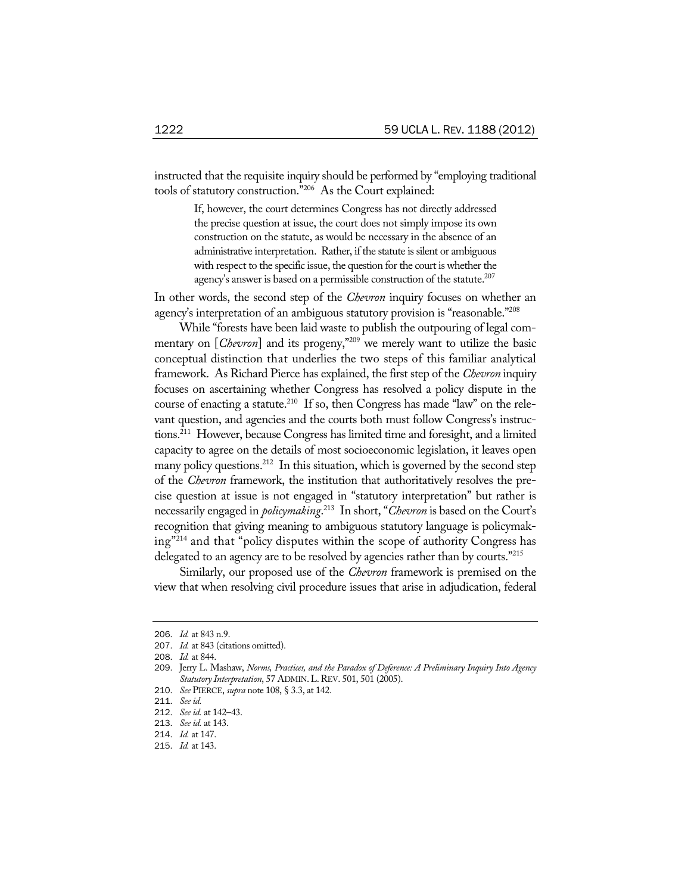instructed that the requisite inquiry should be performed by "employing traditional tools of statutory construction."[206] As the Court explained:

> If, however, the court determines Congress has not directly addressed the precise question at issue, the court does not simply impose its own construction on the statute, as would be necessary in the absence of an administrative interpretation. Rather, if the statute is silent or ambiguous with respect to the specific issue, the question for the court is whether the agency's answer is based on a permissible construction of the statute.[207]

In other words, the second step of the *Chevron* inquiry focuses on whether an agency's interpretation of an ambiguous statutory provision is "reasonable."[208]

While "forests have been laid waste to publish the outpouring of legal commentary on [*Chevron*] and its progeny,"[209] we merely want to utilize the basic conceptual distinction that underlies the two steps of this familiar analytical framework. As Richard Pierce has explained, the first step of the *Chevron* inquiry focuses on ascertaining whether Congress has resolved a policy dispute in the course of enacting a statute.[210] If so, then Congress has made "law" on the relevant question, and agencies and the courts both must follow Congress's instructions.[211] However, because Congress has limited time and foresight, and a limited capacity to agree on the details of most socioeconomic legislation, it leaves open many policy questions.[212] In this situation, which is governed by the second step of the *Chevron* framework, the institution that authoritatively resolves the precise question at issue is not engaged in "statutory interpretation" but rather is necessarily engaged in *policymaking*.[213] In short, "*Chevron* is based on the Court's recognition that giving meaning to ambiguous statutory language is policymaking"[214] and that "policy disputes within the scope of authority Congress has delegated to an agency are to be resolved by agencies rather than by courts."[215]

Similarly, our proposed use of the *Chevron* framework is premised on the view that when resolving civil procedure issues that arise in adjudication, federal

---

206. *Id.* at 843 n.9.
207. *Id.* at 843 (citations omitted).
208. *Id.* at 844.
209. Jerry L. Mashaw, *Norms, Practices, and the Paradox of Deference: A Preliminary Inquiry Into Agency Statutory Interpretation*, 57 ADMIN. L. REV. 501, 501 (2005).
210. *See* PIERCE, *supra* note 108, § 3.3, at 142.
211. *See id.*
212. *See id.* at 142–43.
213. *See id.* at 143.
214. *Id.* at 147.
215. *Id.* at 143.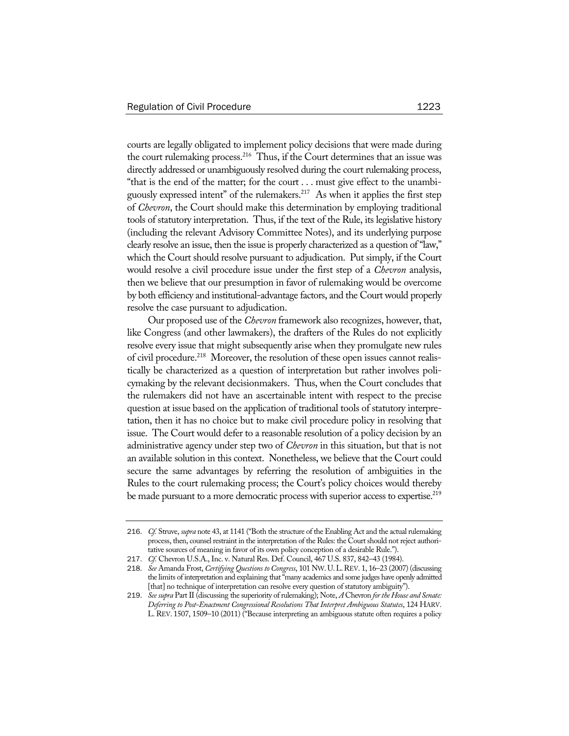courts are legally obligated to implement policy decisions that were made during the court rulemaking process.[216] Thus, if the Court determines that an issue was directly addressed or unambiguously resolved during the court rulemaking process, "that is the end of the matter; for the court . . . must give effect to the unambiguously expressed intent" of the rulemakers.[217] As when it applies the first step of *Chevron*, the Court should make this determination by employing traditional tools of statutory interpretation. Thus, if the text of the Rule, its legislative history (including the relevant Advisory Committee Notes), and its underlying purpose clearly resolve an issue, then the issue is properly characterized as a question of "law," which the Court should resolve pursuant to adjudication. Put simply, if the Court would resolve a civil procedure issue under the first step of a *Chevron* analysis, then we believe that our presumption in favor of rulemaking would be overcome by both efficiency and institutional-advantage factors, and the Court would properly resolve the case pursuant to adjudication.

Our proposed use of the *Chevron* framework also recognizes, however, that, like Congress (and other lawmakers), the drafters of the Rules do not explicitly resolve every issue that might subsequently arise when they promulgate new rules of civil procedure.[218] Moreover, the resolution of these open issues cannot realistically be characterized as a question of interpretation but rather involves policymaking by the relevant decisionmakers. Thus, when the Court concludes that the rulemakers did not have an ascertainable intent with respect to the precise question at issue based on the application of traditional tools of statutory interpretation, then it has no choice but to make civil procedure policy in resolving that issue. The Court would defer to a reasonable resolution of a policy decision by an administrative agency under step two of *Chevron* in this situation, but that is not an available solution in this context. Nonetheless, we believe that the Court could secure the same advantages by referring the resolution of ambiguities in the Rules to the court rulemaking process; the Court's policy choices would thereby be made pursuant to a more democratic process with superior access to expertise.[219]

---

216. *Cf.* Struve, *supra* note 43, at 1141 ("Both the structure of the Enabling Act and the actual rulemaking process, then, counsel restraint in the interpretation of the Rules: the Court should not reject authoritative sources of meaning in favor of its own policy conception of a desirable Rule.").

217. *Cf.* Chevron U.S.A., Inc. v. Natural Res. Def. Council, 467 U.S. 837, 842–43 (1984).

218. *See* Amanda Frost, *Certifying Questions to Congress*, 101 NW. U. L. REV. 1, 16–23 (2007) (discussing the limits of interpretation and explaining that "many academics and some judges have openly admitted [that] no technique of interpretation can resolve every question of statutory ambiguity").

219. *See supra* Part II (discussing the superiority of rulemaking); Note, *A* Chevron *for the House and Senate: Deferring to Post-Enactment Congressional Resolutions That Interpret Ambiguous Statutes*, 124 HARV. L. REV. 1507, 1509–10 (2011) ("Because interpreting an ambiguous statute often requires a policy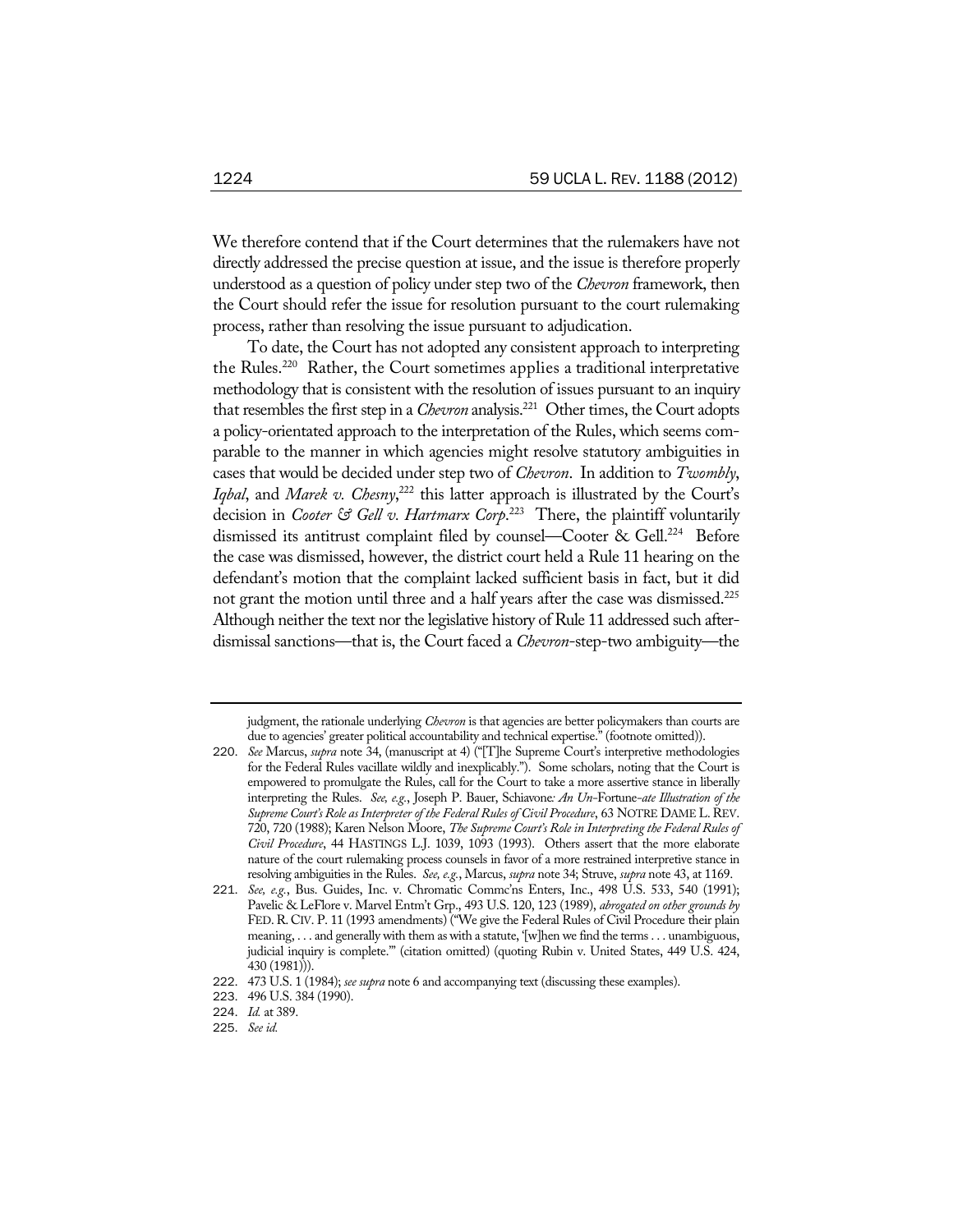We therefore contend that if the Court determines that the rulemakers have not directly addressed the precise question at issue, and the issue is therefore properly understood as a question of policy under step two of the *Chevron* framework, then the Court should refer the issue for resolution pursuant to the court rulemaking process, rather than resolving the issue pursuant to adjudication.

To date, the Court has not adopted any consistent approach to interpreting the Rules.[220] Rather, the Court sometimes applies a traditional interpretative methodology that is consistent with the resolution of issues pursuant to an inquiry that resembles the first step in a *Chevron* analysis.[221] Other times, the Court adopts a policy-orientated approach to the interpretation of the Rules, which seems comparable to the manner in which agencies might resolve statutory ambiguities in cases that would be decided under step two of *Chevron*. In addition to *Twombly*, *Iqbal*, and *Marek v. Chesny*,[222] this latter approach is illustrated by the Court's decision in *Cooter & Gell v. Hartmarx Corp*.[223] There, the plaintiff voluntarily dismissed its antitrust complaint filed by counsel—Cooter & Gell.[224] Before the case was dismissed, however, the district court held a Rule 11 hearing on the defendant's motion that the complaint lacked sufficient basis in fact, but it did not grant the motion until three and a half years after the case was dismissed.[225] Although neither the text nor the legislative history of Rule 11 addressed such after-dismissal sanctions—that is, the Court faced a *Chevron*-step-two ambiguity—the

---

judgment, the rationale underlying *Chevron* is that agencies are better policymakers than courts are due to agencies' greater political accountability and technical expertise." (footnote omitted)).

220. *See* Marcus, *supra* note 34, (manuscript at 4) ("[T]he Supreme Court's interpretive methodologies for the Federal Rules vacillate wildly and inexplicably."). Some scholars, noting that the Court is empowered to promulgate the Rules, call for the Court to take a more assertive stance in liberally interpreting the Rules. *See, e.g.*, Joseph P. Bauer, Schiavone*: An Un-*Fortune*-ate Illustration of the Supreme Court's Role as Interpreter of the Federal Rules of Civil Procedure*, 63 NOTRE DAME L. REV. 720, 720 (1988); Karen Nelson Moore, *The Supreme Court's Role in Interpreting the Federal Rules of Civil Procedure*, 44 HASTINGS L.J. 1039, 1093 (1993). Others assert that the more elaborate nature of the court rulemaking process counsels in favor of a more restrained interpretive stance in resolving ambiguities in the Rules. *See, e.g.*, Marcus, *supra* note 34; Struve, *supra* note 43, at 1169.

221. *See, e.g.*, Bus. Guides, Inc. v. Chromatic Commc'ns Enters, Inc., 498 U.S. 533, 540 (1991); Pavelic & LeFlore v. Marvel Entm't Grp., 493 U.S. 120, 123 (1989), *abrogated on other grounds by* FED. R. CIV. P. 11 (1993 amendments) ("We give the Federal Rules of Civil Procedure their plain meaning, . . . and generally with them as with a statute, '[w]hen we find the terms . . . unambiguous, judicial inquiry is complete.'" (citation omitted) (quoting Rubin v. United States, 449 U.S. 424, 430 (1981))).

222. 473 U.S. 1 (1984); *see supra* note 6 and accompanying text (discussing these examples).

223. 496 U.S. 384 (1990).

224. *Id.* at 389.

225. *See id.*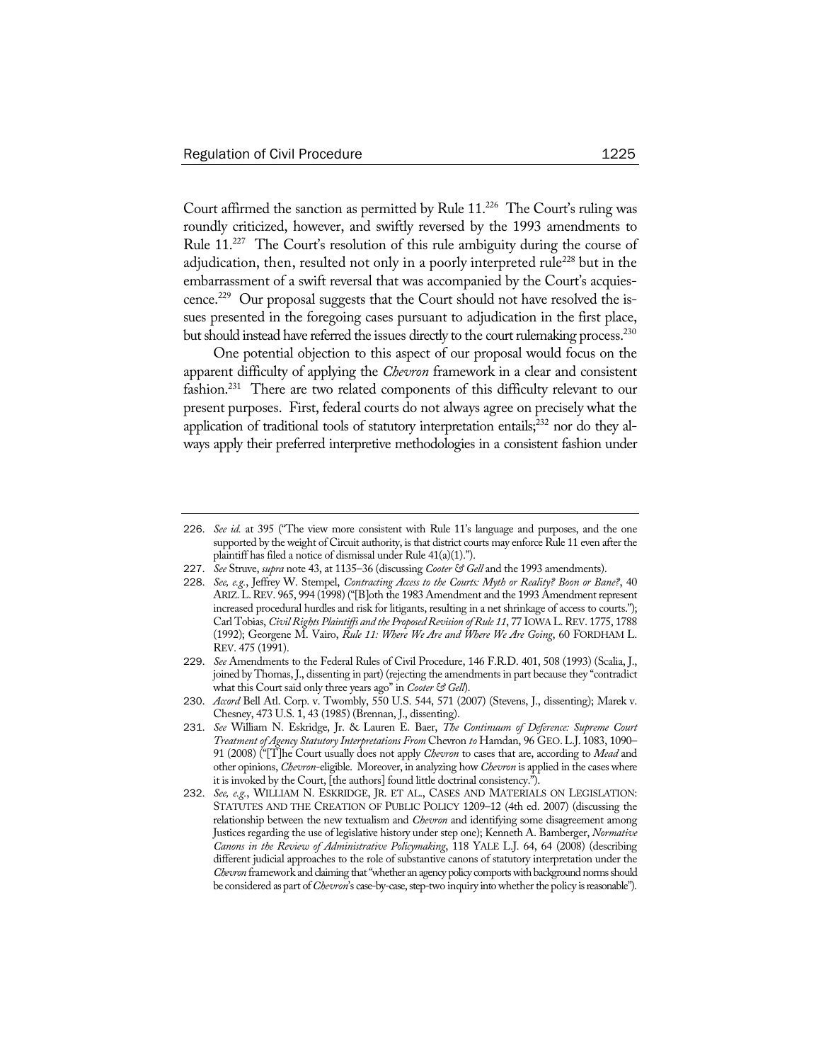Court affirmed the sanction as permitted by Rule 11.[226] The Court's ruling was roundly criticized, however, and swiftly reversed by the 1993 amendments to Rule 11.[227] The Court's resolution of this rule ambiguity during the course of adjudication, then, resulted not only in a poorly interpreted rule[228] but in the embarrassment of a swift reversal that was accompanied by the Court's acquiescence.[229] Our proposal suggests that the Court should not have resolved the issues presented in the foregoing cases pursuant to adjudication in the first place, but should instead have referred the issues directly to the court rulemaking process.[230]

One potential objection to this aspect of our proposal would focus on the apparent difficulty of applying the *Chevron* framework in a clear and consistent fashion.[231] There are two related components of this difficulty relevant to our present purposes. First, federal courts do not always agree on precisely what the application of traditional tools of statutory interpretation entails;[232] nor do they always apply their preferred interpretive methodologies in a consistent fashion under

---

226. *See id.* at 395 ("The view more consistent with Rule 11's language and purposes, and the one supported by the weight of Circuit authority, is that district courts may enforce Rule 11 even after the plaintiff has filed a notice of dismissal under Rule 41(a)(1).").

227. *See* Struve, *supra* note 43, at 1135–36 (discussing *Cooter & Gell* and the 1993 amendments).

228. *See, e.g.*, Jeffrey W. Stempel, *Contracting Access to the Courts: Myth or Reality? Boon or Bane?*, 40 ARIZ. L. REV. 965, 994 (1998) ("[B]oth the 1983 Amendment and the 1993 Amendment represent increased procedural hurdles and risk for litigants, resulting in a net shrinkage of access to courts."); Carl Tobias, *Civil Rights Plaintiffs and the Proposed Revision of Rule 11*, 77 IOWA L. REV. 1775, 1788 (1992); Georgene M. Vairo, *Rule 11: Where We Are and Where We Are Going*, 60 FORDHAM L. REV. 475 (1991).

229. *See* Amendments to the Federal Rules of Civil Procedure, 146 F.R.D. 401, 508 (1993) (Scalia, J., joined by Thomas, J., dissenting in part) (rejecting the amendments in part because they "contradict what this Court said only three years ago" in *Cooter & Gell*).

230. *Accord* Bell Atl. Corp. v. Twombly, 550 U.S. 544, 571 (2007) (Stevens, J., dissenting); Marek v. Chesney, 473 U.S. 1, 43 (1985) (Brennan, J., dissenting).

231. *See* William N. Eskridge, Jr. & Lauren E. Baer, *The Continuum of Deference: Supreme Court Treatment of Agency Statutory Interpretations From* Chevron *to* Hamdan, 96 GEO. L.J. 1083, 1090–91 (2008) ("[T]he Court usually does not apply *Chevron* to cases that are, according to *Mead* and other opinions, *Chevron*-eligible. Moreover, in analyzing how *Chevron* is applied in the cases where it is invoked by the Court, [the authors] found little doctrinal consistency.").

232. *See, e.g.*, WILLIAM N. ESKRIDGE, JR. ET AL., CASES AND MATERIALS ON LEGISLATION: STATUTES AND THE CREATION OF PUBLIC POLICY 1209–12 (4th ed. 2007) (discussing the relationship between the new textualism and *Chevron* and identifying some disagreement among Justices regarding the use of legislative history under step one); Kenneth A. Bamberger, *Normative Canons in the Review of Administrative Policymaking*, 118 YALE L.J. 64, 64 (2008) (describing different judicial approaches to the role of substantive canons of statutory interpretation under the *Chevron* framework and claiming that "whether an agency policy comports with background norms should be considered as part of *Chevron*'s case-by-case, step-two inquiry into whether the policy is reasonable").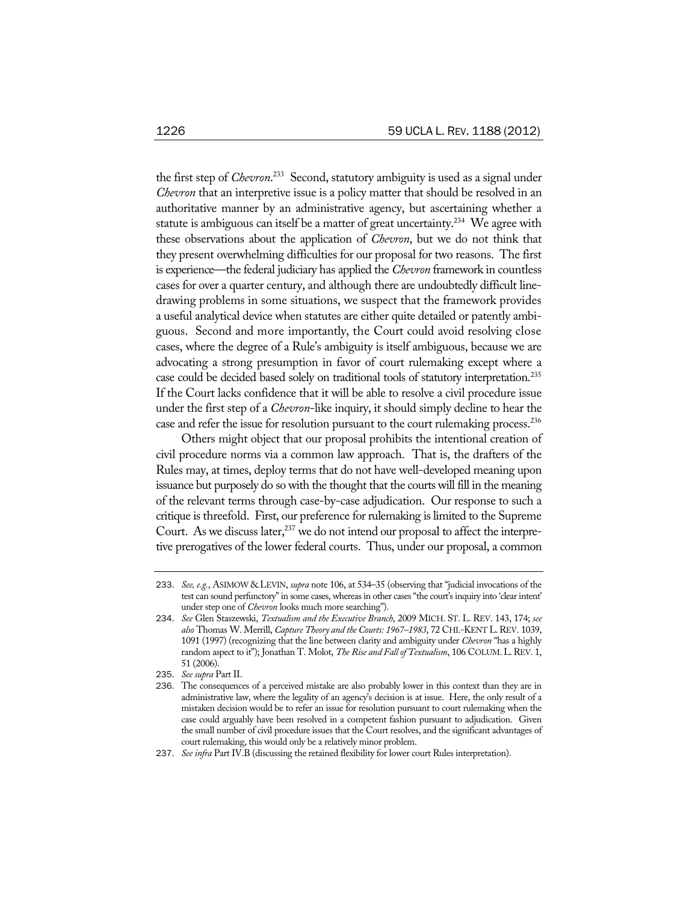the first step of *Chevron*.[233] Second, statutory ambiguity is used as a signal under *Chevron* that an interpretive issue is a policy matter that should be resolved in an authoritative manner by an administrative agency, but ascertaining whether a statute is ambiguous can itself be a matter of great uncertainty.[234] We agree with these observations about the application of *Chevron*, but we do not think that they present overwhelming difficulties for our proposal for two reasons. The first is experience—the federal judiciary has applied the *Chevron* framework in countless cases for over a quarter century, and although there are undoubtedly difficult line-drawing problems in some situations, we suspect that the framework provides a useful analytical device when statutes are either quite detailed or patently ambiguous. Second and more importantly, the Court could avoid resolving close cases, where the degree of a Rule's ambiguity is itself ambiguous, because we are advocating a strong presumption in favor of court rulemaking except where a case could be decided based solely on traditional tools of statutory interpretation.[235] If the Court lacks confidence that it will be able to resolve a civil procedure issue under the first step of a *Chevron*-like inquiry, it should simply decline to hear the case and refer the issue for resolution pursuant to the court rulemaking process.[236]

Others might object that our proposal prohibits the intentional creation of civil procedure norms via a common law approach. That is, the drafters of the Rules may, at times, deploy terms that do not have well-developed meaning upon issuance but purposely do so with the thought that the courts will fill in the meaning of the relevant terms through case-by-case adjudication. Our response to such a critique is threefold. First, our preference for rulemaking is limited to the Supreme Court. As we discuss later,[237] we do not intend our proposal to affect the interpretive prerogatives of the lower federal courts. Thus, under our proposal, a common

---

233. *See, e.g.*, ASIMOW & LEVIN, *supra* note 106, at 534–35 (observing that "judicial invocations of the test can sound perfunctory" in some cases, whereas in other cases "the court's inquiry into 'clear intent' under step one of *Chevron* looks much more searching").

234. *See* Glen Staszewski, *Textualism and the Executive Branch*, 2009 MICH. ST. L. REV. 143, 174; *see also* Thomas W. Merrill, *Capture Theory and the Courts: 1967–1983*, 72 CHI.-KENT L. REV. 1039, 1091 (1997) (recognizing that the line between clarity and ambiguity under *Chevron* "has a highly random aspect to it"); Jonathan T. Molot, *The Rise and Fall of Textualism*, 106 COLUM. L. REV. 1, 51 (2006).

235. *See supra* Part II.

236. The consequences of a perceived mistake are also probably lower in this context than they are in administrative law, where the legality of an agency's decision is at issue. Here, the only result of a mistaken decision would be to refer an issue for resolution pursuant to court rulemaking when the case could arguably have been resolved in a competent fashion pursuant to adjudication. Given the small number of civil procedure issues that the Court resolves, and the significant advantages of court rulemaking, this would only be a relatively minor problem.

237. *See infra* Part IV.B (discussing the retained flexibility for lower court Rules interpretation).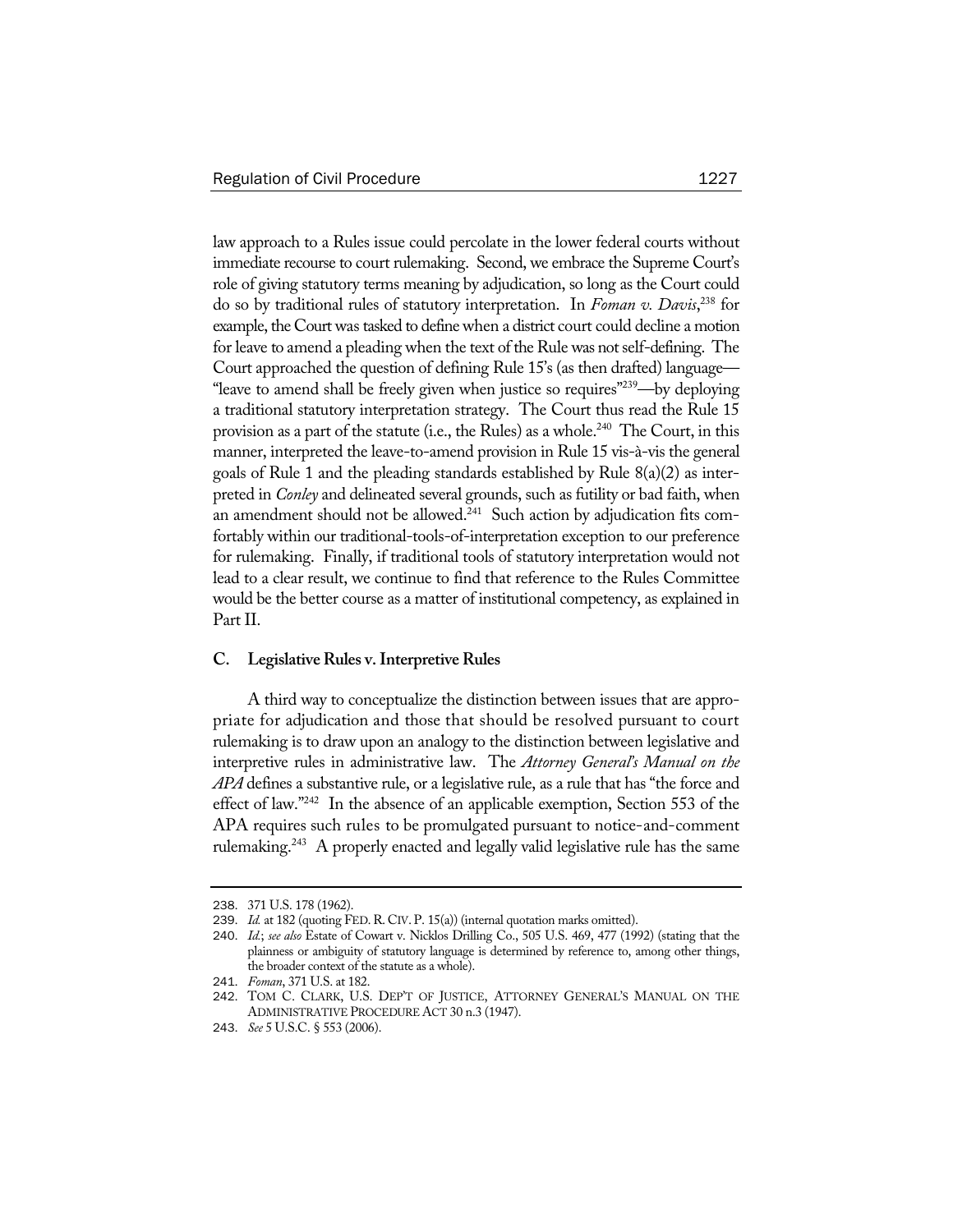law approach to a Rules issue could percolate in the lower federal courts without immediate recourse to court rulemaking. Second, we embrace the Supreme Court's role of giving statutory terms meaning by adjudication, so long as the Court could do so by traditional rules of statutory interpretation. In *Foman v. Davis*,[238] for example, the Court was tasked to define when a district court could decline a motion for leave to amend a pleading when the text of the Rule was not self-defining. The Court approached the question of defining Rule 15's (as then drafted) language—"leave to amend shall be freely given when justice so requires"[239]—by deploying a traditional statutory interpretation strategy. The Court thus read the Rule 15 provision as a part of the statute (i.e., the Rules) as a whole.[240] The Court, in this manner, interpreted the leave-to-amend provision in Rule 15 vis-à-vis the general goals of Rule 1 and the pleading standards established by Rule 8(a)(2) as interpreted in *Conley* and delineated several grounds, such as futility or bad faith, when an amendment should not be allowed.[241] Such action by adjudication fits comfortably within our traditional-tools-of-interpretation exception to our preference for rulemaking. Finally, if traditional tools of statutory interpretation would not lead to a clear result, we continue to find that reference to the Rules Committee would be the better course as a matter of institutional competency, as explained in Part II.

### C. Legislative Rules v. Interpretive Rules

A third way to conceptualize the distinction between issues that are appropriate for adjudication and those that should be resolved pursuant to court rulemaking is to draw upon an analogy to the distinction between legislative and interpretive rules in administrative law. The *Attorney General's Manual on the APA* defines a substantive rule, or a legislative rule, as a rule that has "the force and effect of law."[242] In the absence of an applicable exemption, Section 553 of the APA requires such rules to be promulgated pursuant to notice-and-comment rulemaking.[243] A properly enacted and legally valid legislative rule has the same

---

238. 371 U.S. 178 (1962).

239. *Id.* at 182 (quoting FED. R. CIV. P. 15(a)) (internal quotation marks omitted).

240. *Id.*; *see also* Estate of Cowart v. Nicklos Drilling Co., 505 U.S. 469, 477 (1992) (stating that the plainness or ambiguity of statutory language is determined by reference to, among other things, the broader context of the statute as a whole).

241. *Foman*, 371 U.S. at 182.

242. TOM C. CLARK, U.S. DEP'T OF JUSTICE, ATTORNEY GENERAL'S MANUAL ON THE ADMINISTRATIVE PROCEDURE ACT 30 n.3 (1947).

243. *See* 5 U.S.C. § 553 (2006).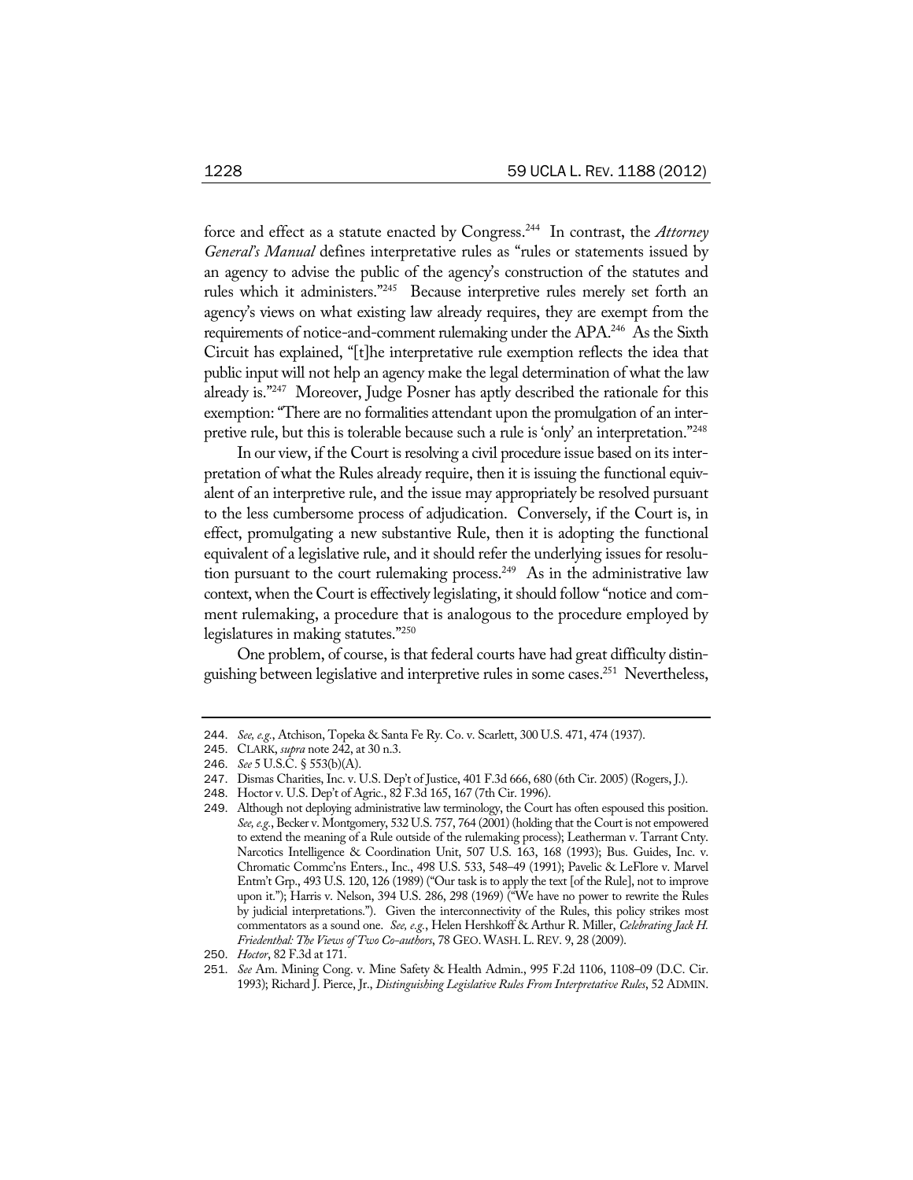force and effect as a statute enacted by Congress.[244] In contrast, the *Attorney General's Manual* defines interpretative rules as "rules or statements issued by an agency to advise the public of the agency's construction of the statutes and rules which it administers."[245] Because interpretive rules merely set forth an agency's views on what existing law already requires, they are exempt from the requirements of notice-and-comment rulemaking under the APA.[246] As the Sixth Circuit has explained, "[t]he interpretative rule exemption reflects the idea that public input will not help an agency make the legal determination of what the law already is."[247] Moreover, Judge Posner has aptly described the rationale for this exemption: "There are no formalities attendant upon the promulgation of an interpretive rule, but this is tolerable because such a rule is 'only' an interpretation."[248]

In our view, if the Court is resolving a civil procedure issue based on its interpretation of what the Rules already require, then it is issuing the functional equivalent of an interpretive rule, and the issue may appropriately be resolved pursuant to the less cumbersome process of adjudication. Conversely, if the Court is, in effect, promulgating a new substantive Rule, then it is adopting the functional equivalent of a legislative rule, and it should refer the underlying issues for resolution pursuant to the court rulemaking process.[249] As in the administrative law context, when the Court is effectively legislating, it should follow "notice and comment rulemaking, a procedure that is analogous to the procedure employed by legislatures in making statutes."[250]

One problem, of course, is that federal courts have had great difficulty distinguishing between legislative and interpretive rules in some cases.[251] Nevertheless,

---

244. *See, e.g.*, Atchison, Topeka & Santa Fe Ry. Co. v. Scarlett, 300 U.S. 471, 474 (1937).

245. CLARK, *supra* note 242, at 30 n.3.

246. *See* 5 U.S.C. § 553(b)(A).

247. Dismas Charities, Inc. v. U.S. Dep't of Justice, 401 F.3d 666, 680 (6th Cir. 2005) (Rogers, J.).

248. Hoctor v. U.S. Dep't of Agric., 82 F.3d 165, 167 (7th Cir. 1996).

249. Although not deploying administrative law terminology, the Court has often espoused this position. *See, e.g.*, Becker v. Montgomery, 532 U.S. 757, 764 (2001) (holding that the Court is not empowered to extend the meaning of a Rule outside of the rulemaking process); Leatherman v. Tarrant Cnty. Narcotics Intelligence & Coordination Unit, 507 U.S. 163, 168 (1993); Bus. Guides, Inc. v. Chromatic Commc'ns Enters., Inc., 498 U.S. 533, 548–49 (1991); Pavelic & LeFlore v. Marvel Entm't Grp., 493 U.S. 120, 126 (1989) ("Our task is to apply the text [of the Rule], not to improve upon it."); Harris v. Nelson, 394 U.S. 286, 298 (1969) ("We have no power to rewrite the Rules by judicial interpretations."). Given the interconnectivity of the Rules, this policy strikes most commentators as a sound one. *See, e.g.*, Helen Hershkoff & Arthur R. Miller, *Celebrating Jack H. Friedenthal: The Views of Two Co-authors*, 78 GEO. WASH. L. REV. 9, 28 (2009).

250. *Hoctor*, 82 F.3d at 171.

251. *See* Am. Mining Cong. v. Mine Safety & Health Admin., 995 F.2d 1106, 1108–09 (D.C. Cir. 1993); Richard J. Pierce, Jr., *Distinguishing Legislative Rules From Interpretative Rules*, 52 ADMIN.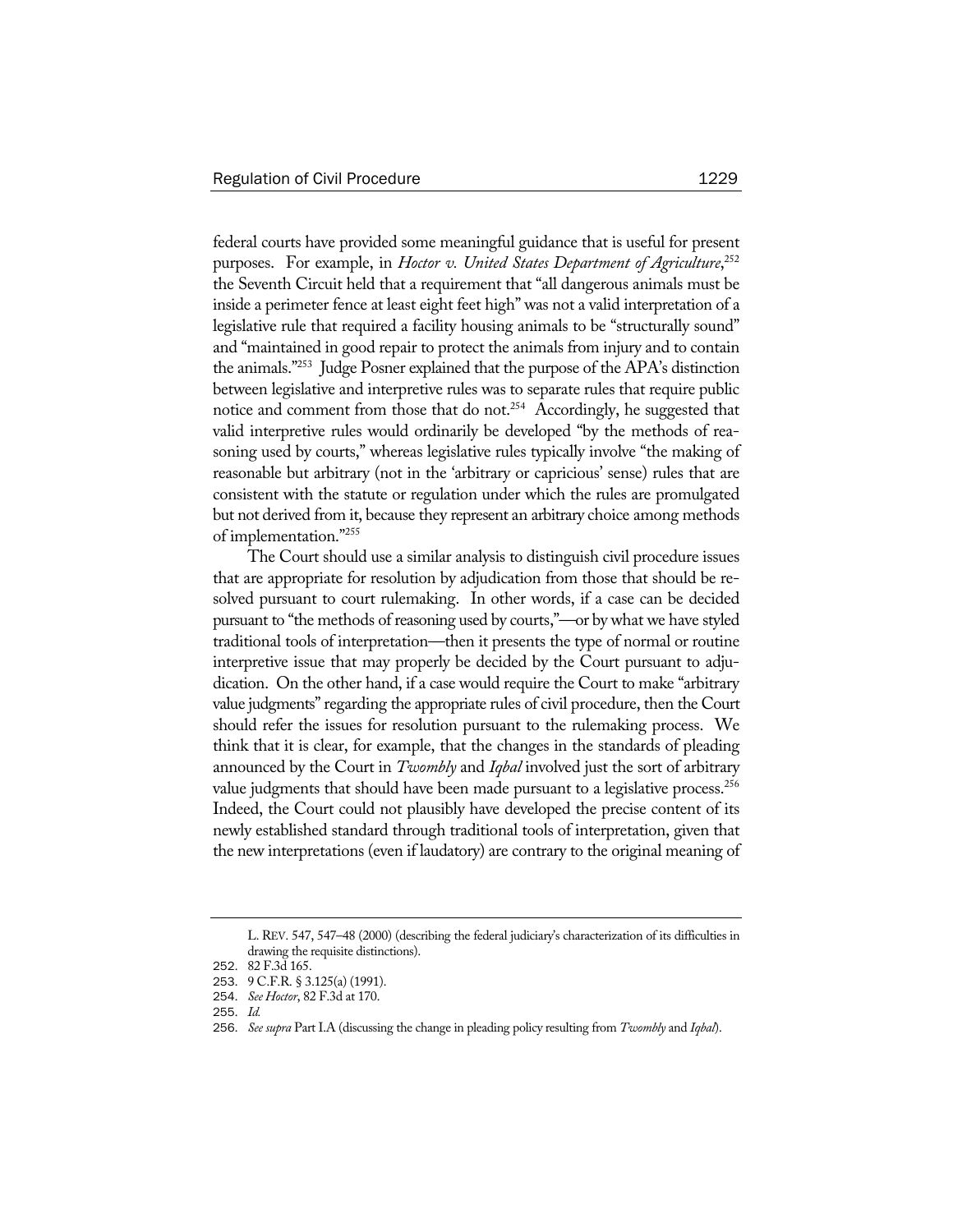federal courts have provided some meaningful guidance that is useful for present purposes. For example, in *Hoctor v. United States Department of Agriculture*,[252] the Seventh Circuit held that a requirement that "all dangerous animals must be inside a perimeter fence at least eight feet high" was not a valid interpretation of a legislative rule that required a facility housing animals to be "structurally sound" and "maintained in good repair to protect the animals from injury and to contain the animals."[253] Judge Posner explained that the purpose of the APA's distinction between legislative and interpretive rules was to separate rules that require public notice and comment from those that do not.[254] Accordingly, he suggested that valid interpretive rules would ordinarily be developed "by the methods of reasoning used by courts," whereas legislative rules typically involve "the making of reasonable but arbitrary (not in the 'arbitrary or capricious' sense) rules that are consistent with the statute or regulation under which the rules are promulgated but not derived from it, because they represent an arbitrary choice among methods of implementation."[255]

The Court should use a similar analysis to distinguish civil procedure issues that are appropriate for resolution by adjudication from those that should be resolved pursuant to court rulemaking. In other words, if a case can be decided pursuant to "the methods of reasoning used by courts,"—or by what we have styled traditional tools of interpretation—then it presents the type of normal or routine interpretive issue that may properly be decided by the Court pursuant to adjudication. On the other hand, if a case would require the Court to make "arbitrary value judgments" regarding the appropriate rules of civil procedure, then the Court should refer the issues for resolution pursuant to the rulemaking process. We think that it is clear, for example, that the changes in the standards of pleading announced by the Court in *Twombly* and *Iqbal* involved just the sort of arbitrary value judgments that should have been made pursuant to a legislative process.[256] Indeed, the Court could not plausibly have developed the precise content of its newly established standard through traditional tools of interpretation, given that the new interpretations (even if laudatory) are contrary to the original meaning of

L. REV. 547, 547–48 (2000) (describing the federal judiciary's characterization of its difficulties in drawing the requisite distinctions).

252. 82 F.3d 165.

253. 9 C.F.R. § 3.125(a) (1991).

254. *See Hoctor*, 82 F.3d at 170.

255. *Id.*

256. *See supra* Part I.A (discussing the change in pleading policy resulting from *Twombly* and *Iqbal*).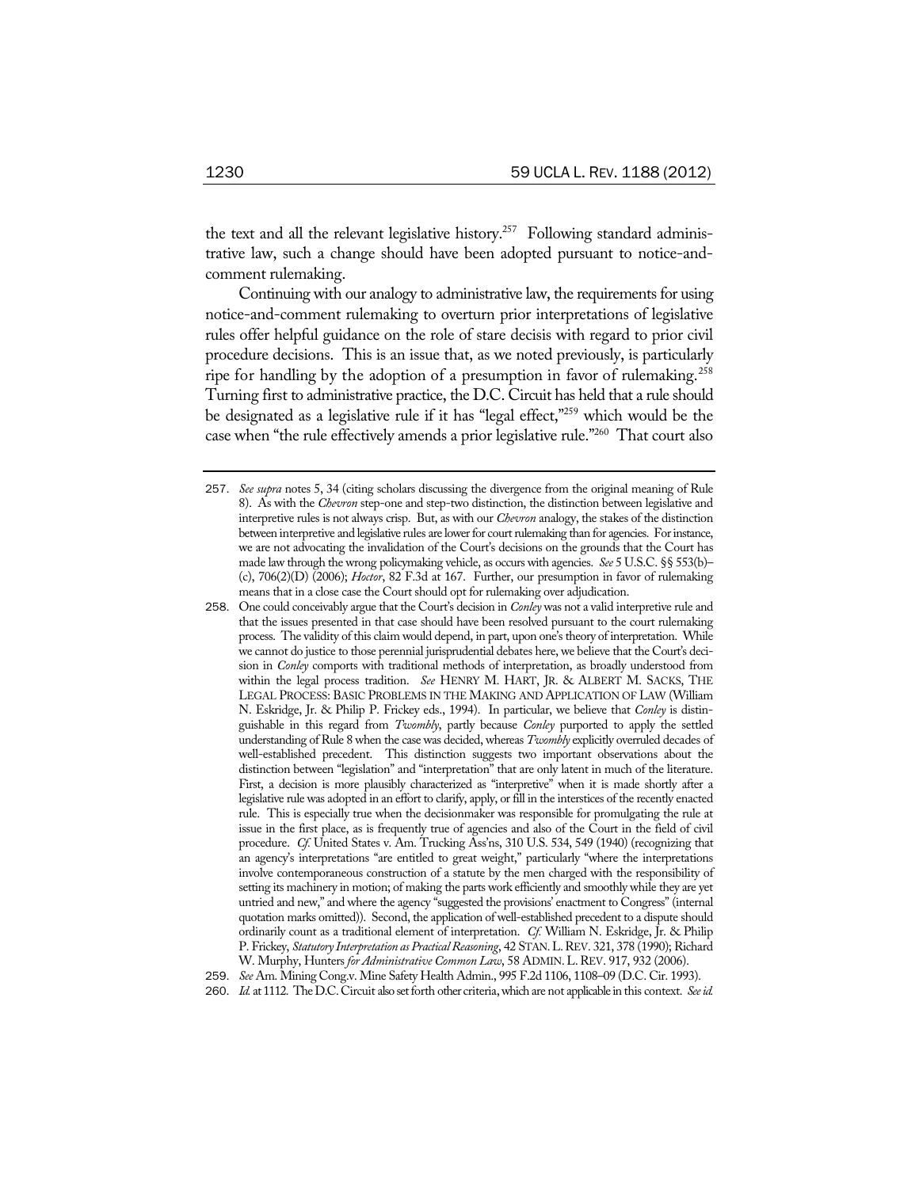the text and all the relevant legislative history.[257] Following standard administrative law, such a change should have been adopted pursuant to notice-and-comment rulemaking.

Continuing with our analogy to administrative law, the requirements for using notice-and-comment rulemaking to overturn prior interpretations of legislative rules offer helpful guidance on the role of stare decisis with regard to prior civil procedure decisions. This is an issue that, as we noted previously, is particularly ripe for handling by the adoption of a presumption in favor of rulemaking.[258] Turning first to administrative practice, the D.C. Circuit has held that a rule should be designated as a legislative rule if it has "legal effect,"[259] which would be the case when "the rule effectively amends a prior legislative rule."[260] That court also

---

257. *See supra* notes 5, 34 (citing scholars discussing the divergence from the original meaning of Rule 8). As with the *Chevron* step-one and step-two distinction, the distinction between legislative and interpretive rules is not always crisp. But, as with our *Chevron* analogy, the stakes of the distinction between interpretive and legislative rules are lower for court rulemaking than for agencies. For instance, we are not advocating the invalidation of the Court's decisions on the grounds that the Court has made law through the wrong policymaking vehicle, as occurs with agencies. *See* 5 U.S.C. §§ 553(b)–(c), 706(2)(D) (2006); *Hoctor*, 82 F.3d at 167. Further, our presumption in favor of rulemaking means that in a close case the Court should opt for rulemaking over adjudication.

258. One could conceivably argue that the Court's decision in *Conley* was not a valid interpretive rule and that the issues presented in that case should have been resolved pursuant to the court rulemaking process. The validity of this claim would depend, in part, upon one's theory of interpretation. While we cannot do justice to those perennial jurisprudential debates here, we believe that the Court's decision in *Conley* comports with traditional methods of interpretation, as broadly understood from within the legal process tradition. *See* HENRY M. HART, JR. & ALBERT M. SACKS, THE LEGAL PROCESS: BASIC PROBLEMS IN THE MAKING AND APPLICATION OF LAW (William N. Eskridge, Jr. & Philip P. Frickey eds., 1994). In particular, we believe that *Conley* is distinguishable in this regard from *Twombly*, partly because *Conley* purported to apply the settled understanding of Rule 8 when the case was decided, whereas *Twombly* explicitly overruled decades of well-established precedent. This distinction suggests two important observations about the distinction between "legislation" and "interpretation" that are only latent in much of the literature. First, a decision is more plausibly characterized as "interpretive" when it is made shortly after a legislative rule was adopted in an effort to clarify, apply, or fill in the interstices of the recently enacted rule. This is especially true when the decisionmaker was responsible for promulgating the rule at issue in the first place, as is frequently true of agencies and also of the Court in the field of civil procedure. *Cf.* United States v. Am. Trucking Ass'ns, 310 U.S. 534, 549 (1940) (recognizing that an agency's interpretations "are entitled to great weight," particularly "where the interpretations involve contemporaneous construction of a statute by the men charged with the responsibility of setting its machinery in motion; of making the parts work efficiently and smoothly while they are yet untried and new," and where the agency "suggested the provisions' enactment to Congress" (internal quotation marks omitted)). Second, the application of well-established precedent to a dispute should ordinarily count as a traditional element of interpretation. *Cf.* William N. Eskridge, Jr. & Philip P. Frickey, *Statutory Interpretation as Practical Reasoning*, 42 STAN. L. REV. 321, 378 (1990); Richard W. Murphy, Hunters *for Administrative Common Law*, 58 ADMIN. L. REV. 917, 932 (2006).

259. *See* Am. Mining Cong. v. Mine Safety Health Admin., 995 F.2d 1106, 1108–09 (D.C. Cir. 1993).

260. *Id.* at 1112. The D.C. Circuit also set forth other criteria, which are not applicable in this context. *See id.*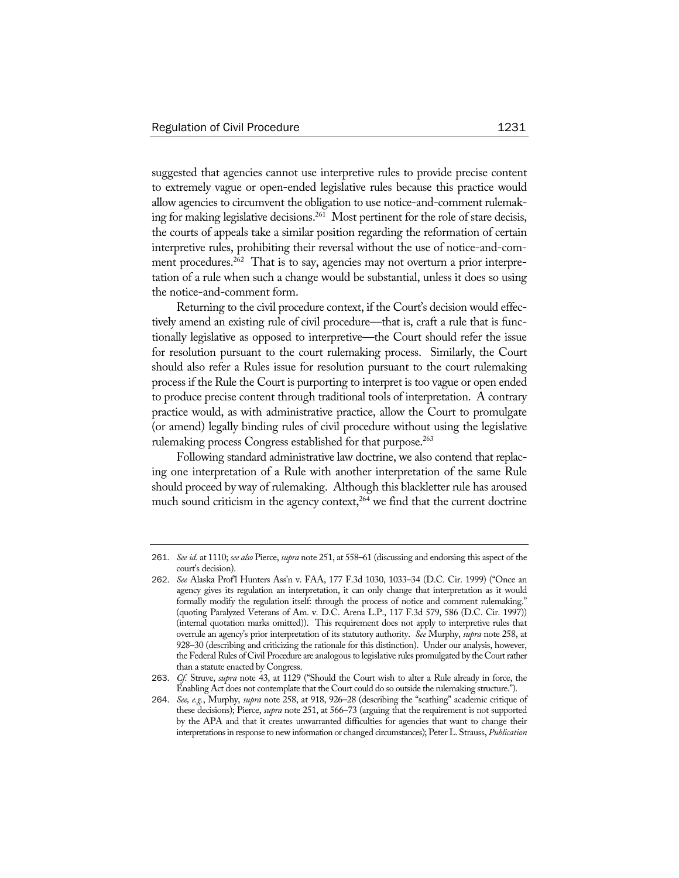suggested that agencies cannot use interpretive rules to provide precise content to extremely vague or open-ended legislative rules because this practice would allow agencies to circumvent the obligation to use notice-and-comment rulemaking for making legislative decisions.[261] Most pertinent for the role of stare decisis, the courts of appeals take a similar position regarding the reformation of certain interpretive rules, prohibiting their reversal without the use of notice-and-comment procedures.[262] That is to say, agencies may not overturn a prior interpretation of a rule when such a change would be substantial, unless it does so using the notice-and-comment form.

Returning to the civil procedure context, if the Court's decision would effectively amend an existing rule of civil procedure—that is, craft a rule that is functionally legislative as opposed to interpretive—the Court should refer the issue for resolution pursuant to the court rulemaking process. Similarly, the Court should also refer a Rules issue for resolution pursuant to the court rulemaking process if the Rule the Court is purporting to interpret is too vague or open ended to produce precise content through traditional tools of interpretation. A contrary practice would, as with administrative practice, allow the Court to promulgate (or amend) legally binding rules of civil procedure without using the legislative rulemaking process Congress established for that purpose.[263]

Following standard administrative law doctrine, we also contend that replacing one interpretation of a Rule with another interpretation of the same Rule should proceed by way of rulemaking. Although this blackletter rule has aroused much sound criticism in the agency context,[264] we find that the current doctrine

---

261. *See id.* at 1110; *see also* Pierce, *supra* note 251, at 558–61 (discussing and endorsing this aspect of the court's decision).

262. *See* Alaska Prof'l Hunters Ass'n v. FAA, 177 F.3d 1030, 1033–34 (D.C. Cir. 1999) ("Once an agency gives its regulation an interpretation, it can only change that interpretation as it would formally modify the regulation itself: through the process of notice and comment rulemaking." (quoting Paralyzed Veterans of Am. v. D.C. Arena L.P., 117 F.3d 579, 586 (D.C. Cir. 1997)) (internal quotation marks omitted)). This requirement does not apply to interpretive rules that overrule an agency's prior interpretation of its statutory authority. *See* Murphy, *supra* note 258, at 928–30 (describing and criticizing the rationale for this distinction). Under our analysis, however, the Federal Rules of Civil Procedure are analogous to legislative rules promulgated by the Court rather than a statute enacted by Congress.

263. *Cf.* Struve, *supra* note 43, at 1129 ("Should the Court wish to alter a Rule already in force, the Enabling Act does not contemplate that the Court could do so outside the rulemaking structure.").

264. *See, e.g.*, Murphy, *supra* note 258, at 918, 926–28 (describing the "scathing" academic critique of these decisions); Pierce, *supra* note 251, at 566–73 (arguing that the requirement is not supported by the APA and that it creates unwarranted difficulties for agencies that want to change their interpretations in response to new information or changed circumstances); Peter L. Strauss, *Publication*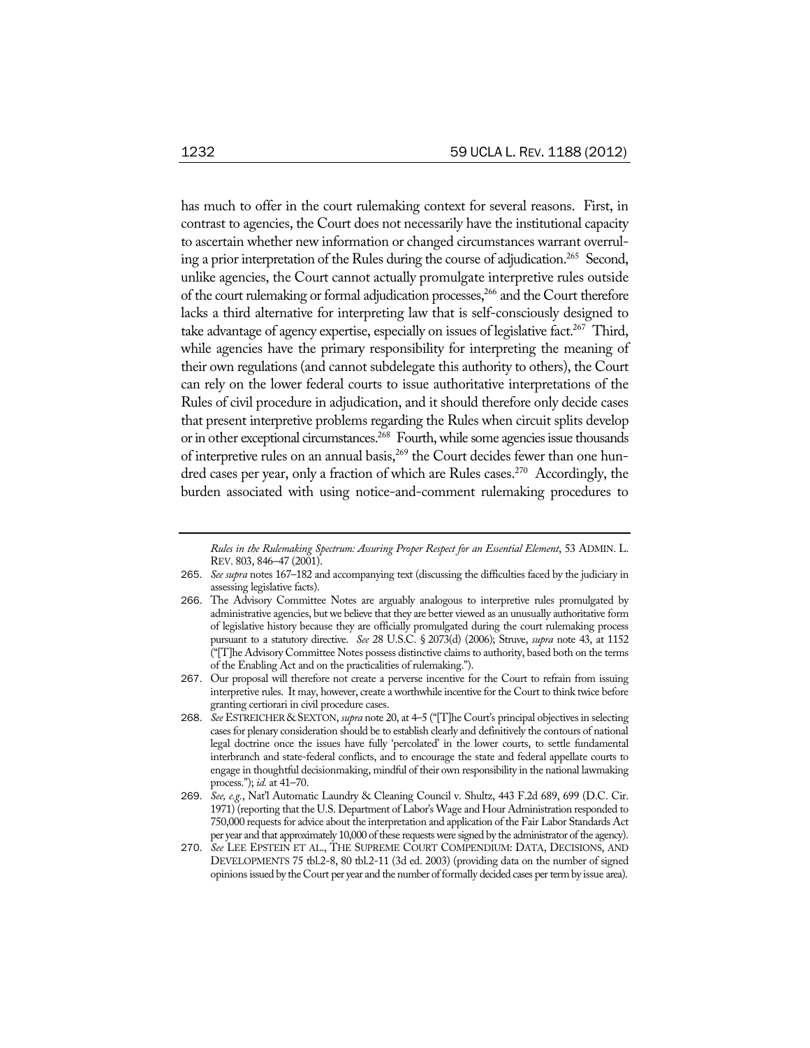has much to offer in the court rulemaking context for several reasons. First, in contrast to agencies, the Court does not necessarily have the institutional capacity to ascertain whether new information or changed circumstances warrant overruling a prior interpretation of the Rules during the course of adjudication.[265] Second, unlike agencies, the Court cannot actually promulgate interpretive rules outside of the court rulemaking or formal adjudication processes,[266] and the Court therefore lacks a third alternative for interpreting law that is self-consciously designed to take advantage of agency expertise, especially on issues of legislative fact.[267] Third, while agencies have the primary responsibility for interpreting the meaning of their own regulations (and cannot subdelegate this authority to others), the Court can rely on the lower federal courts to issue authoritative interpretations of the Rules of civil procedure in adjudication, and it should therefore only decide cases that present interpretive problems regarding the Rules when circuit splits develop or in other exceptional circumstances.[268] Fourth, while some agencies issue thousands of interpretive rules on an annual basis,[269] the Court decides fewer than one hundred cases per year, only a fraction of which are Rules cases.[270] Accordingly, the burden associated with using notice-and-comment rulemaking procedures to

---

*Rules in the Rulemaking Spectrum: Assuring Proper Respect for an Essential Element*, 53 ADMIN. L. REV. 803, 846–47 (2001).

265. *See supra* notes 167–182 and accompanying text (discussing the difficulties faced by the judiciary in assessing legislative facts).

266. The Advisory Committee Notes are arguably analogous to interpretive rules promulgated by administrative agencies, but we believe that they are better viewed as an unusually authoritative form of legislative history because they are officially promulgated during the court rulemaking process pursuant to a statutory directive. *See* 28 U.S.C. § 2073(d) (2006); Struve, *supra* note 43, at 1152 ("[T]he Advisory Committee Notes possess distinctive claims to authority, based both on the terms of the Enabling Act and on the practicalities of rulemaking.").

267. Our proposal will therefore not create a perverse incentive for the Court to refrain from issuing interpretive rules. It may, however, create a worthwhile incentive for the Court to think twice before granting certiorari in civil procedure cases.

268. *See* ESTREICHER & SEXTON, *supra* note 20, at 4–5 ("[T]he Court's principal objectives in selecting cases for plenary consideration should be to establish clearly and definitively the contours of national legal doctrine once the issues have fully 'percolated' in the lower courts, to settle fundamental interbranch and state-federal conflicts, and to encourage the state and federal appellate courts to engage in thoughtful decisionmaking, mindful of their own responsibility in the national lawmaking process."); *id.* at 41–70.

269. *See, e.g.*, Nat'l Automatic Laundry & Cleaning Council v. Shultz, 443 F.2d 689, 699 (D.C. Cir. 1971) (reporting that the U.S. Department of Labor's Wage and Hour Administration responded to 750,000 requests for advice about the interpretation and application of the Fair Labor Standards Act per year and that approximately 10,000 of these requests were signed by the administrator of the agency).

270. *See* LEE EPSTEIN ET AL., THE SUPREME COURT COMPENDIUM: DATA, DECISIONS, AND DEVELOPMENTS 75 tbl.2-8, 80 tbl.2-11 (3d ed. 2003) (providing data on the number of signed opinions issued by the Court per year and the number of formally decided cases per term by issue area).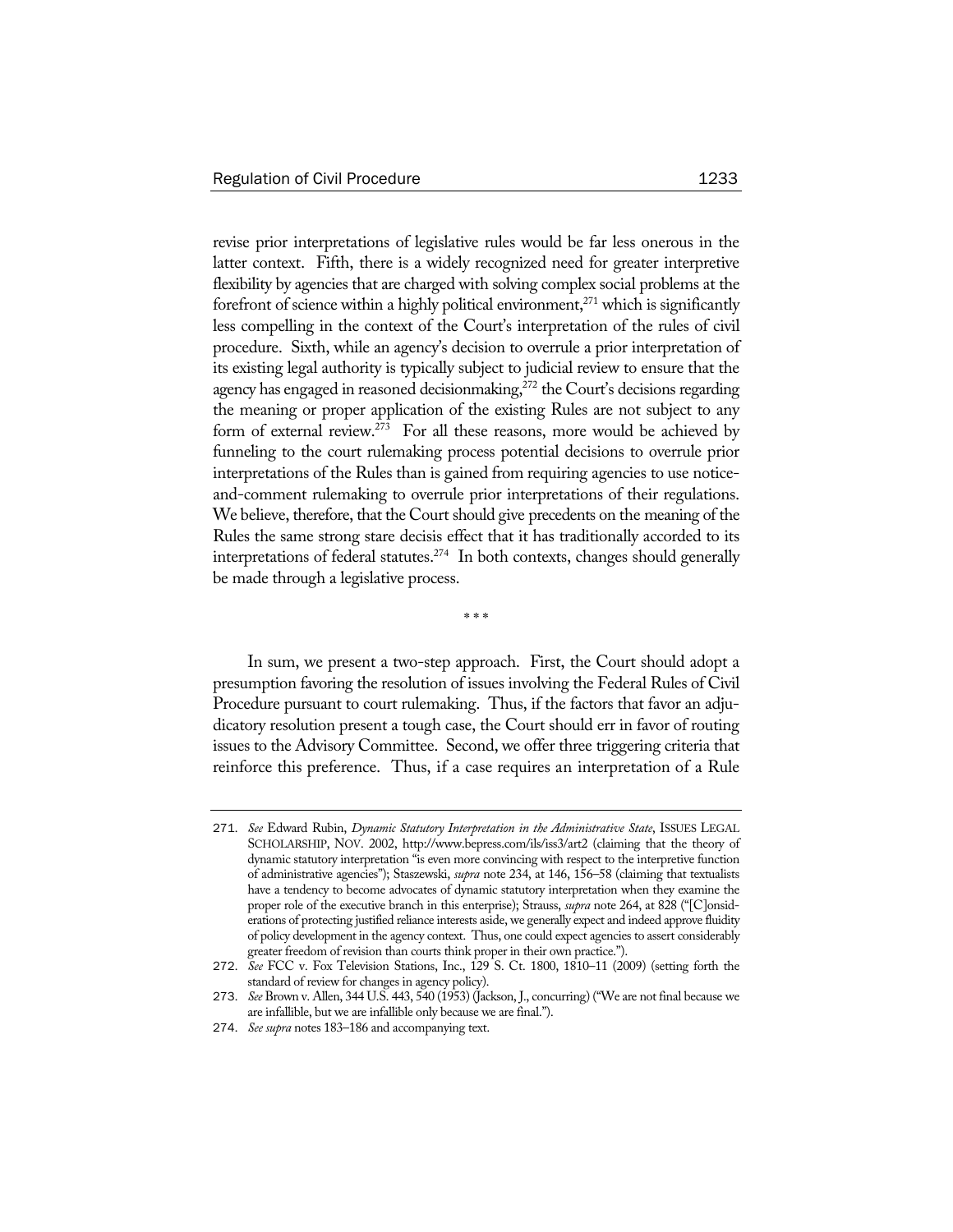revise prior interpretations of legislative rules would be far less onerous in the latter context. Fifth, there is a widely recognized need for greater interpretive flexibility by agencies that are charged with solving complex social problems at the forefront of science within a highly political environment,[271] which is significantly less compelling in the context of the Court's interpretation of the rules of civil procedure. Sixth, while an agency's decision to overrule a prior interpretation of its existing legal authority is typically subject to judicial review to ensure that the agency has engaged in reasoned decisionmaking,[272] the Court's decisions regarding the meaning or proper application of the existing Rules are not subject to any form of external review.[273] For all these reasons, more would be achieved by funneling to the court rulemaking process potential decisions to overrule prior interpretations of the Rules than is gained from requiring agencies to use notice-and-comment rulemaking to overrule prior interpretations of their regulations. We believe, therefore, that the Court should give precedents on the meaning of the Rules the same strong stare decisis effect that it has traditionally accorded to its interpretations of federal statutes.[274] In both contexts, changes should generally be made through a legislative process.

\* \* \*

In sum, we present a two-step approach. First, the Court should adopt a presumption favoring the resolution of issues involving the Federal Rules of Civil Procedure pursuant to court rulemaking. Thus, if the factors that favor an adjudicatory resolution present a tough case, the Court should err in favor of routing issues to the Advisory Committee. Second, we offer three triggering criteria that reinforce this preference. Thus, if a case requires an interpretation of a Rule

---

271. *See* Edward Rubin, *Dynamic Statutory Interpretation in the Administrative State*, ISSUES LEGAL SCHOLARSHIP, NOV. 2002, http://www.bepress.com/ils/iss3/art2 (claiming that the theory of dynamic statutory interpretation "is even more convincing with respect to the interpretive function of administrative agencies"); Staszewski, *supra* note 234, at 146, 156–58 (claiming that textualists have a tendency to become advocates of dynamic statutory interpretation when they examine the proper role of the executive branch in this enterprise); Strauss, *supra* note 264, at 828 ("[C]onsiderations of protecting justified reliance interests aside, we generally expect and indeed approve fluidity of policy development in the agency context. Thus, one could expect agencies to assert considerably greater freedom of revision than courts think proper in their own practice.").

272. *See* FCC v. Fox Television Stations, Inc., 129 S. Ct. 1800, 1810–11 (2009) (setting forth the standard of review for changes in agency policy).

273. *See* Brown v. Allen, 344 U.S. 443, 540 (1953) (Jackson, J., concurring) ("We are not final because we are infallible, but we are infallible only because we are final.").

274. *See supra* notes 183–186 and accompanying text.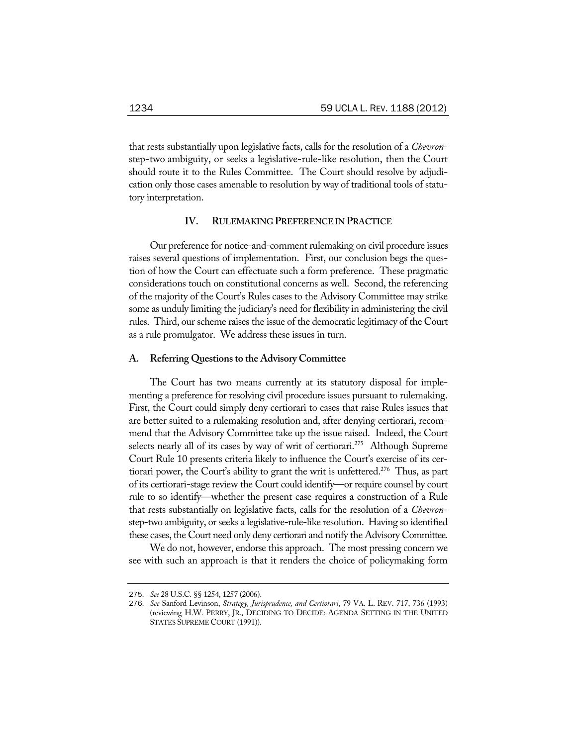that rests substantially upon legislative facts, calls for the resolution of a *Chevron*-step-two ambiguity, or seeks a legislative-rule-like resolution, then the Court should route it to the Rules Committee. The Court should resolve by adjudication only those cases amenable to resolution by way of traditional tools of statutory interpretation.

## IV. RULEMAKING PREFERENCE IN PRACTICE

Our preference for notice-and-comment rulemaking on civil procedure issues raises several questions of implementation. First, our conclusion begs the question of how the Court can effectuate such a form preference. These pragmatic considerations touch on constitutional concerns as well. Second, the referencing of the majority of the Court's Rules cases to the Advisory Committee may strike some as unduly limiting the judiciary's need for flexibility in administering the civil rules. Third, our scheme raises the issue of the democratic legitimacy of the Court as a rule promulgator. We address these issues in turn.

### A. Referring Questions to the Advisory Committee

The Court has two means currently at its statutory disposal for implementing a preference for resolving civil procedure issues pursuant to rulemaking. First, the Court could simply deny certiorari to cases that raise Rules issues that are better suited to a rulemaking resolution and, after denying certiorari, recommend that the Advisory Committee take up the issue raised. Indeed, the Court selects nearly all of its cases by way of writ of certiorari.[275] Although Supreme Court Rule 10 presents criteria likely to influence the Court's exercise of its certiorari power, the Court's ability to grant the writ is unfettered.[276] Thus, as part of its certiorari-stage review the Court could identify—or require counsel by court rule to so identify—whether the present case requires a construction of a Rule that rests substantially on legislative facts, calls for the resolution of a *Chevron*-step-two ambiguity, or seeks a legislative-rule-like resolution. Having so identified these cases, the Court need only deny certiorari and notify the Advisory Committee.

We do not, however, endorse this approach. The most pressing concern we see with such an approach is that it renders the choice of policymaking form

---

275. *See* 28 U.S.C. §§ 1254, 1257 (2006).

276. *See* Sanford Levinson, *Strategy, Jurisprudence, and Certiorari*, 79 VA. L. REV. 717, 736 (1993) (reviewing H.W. PERRY, JR., DECIDING TO DECIDE: AGENDA SETTING IN THE UNITED STATES SUPREME COURT (1991)).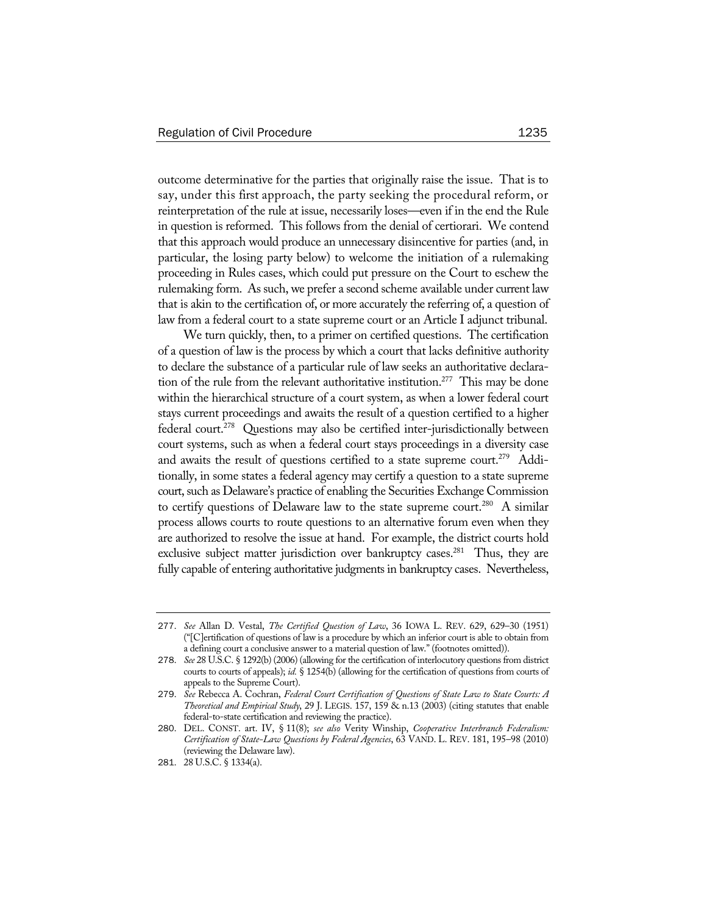outcome determinative for the parties that originally raise the issue. That is to say, under this first approach, the party seeking the procedural reform, or reinterpretation of the rule at issue, necessarily loses—even if in the end the Rule in question is reformed. This follows from the denial of certiorari. We contend that this approach would produce an unnecessary disincentive for parties (and, in particular, the losing party below) to welcome the initiation of a rulemaking proceeding in Rules cases, which could put pressure on the Court to eschew the rulemaking form. As such, we prefer a second scheme available under current law that is akin to the certification of, or more accurately the referring of, a question of law from a federal court to a state supreme court or an Article I adjunct tribunal.

We turn quickly, then, to a primer on certified questions. The certification of a question of law is the process by which a court that lacks definitive authority to declare the substance of a particular rule of law seeks an authoritative declaration of the rule from the relevant authoritative institution.[277] This may be done within the hierarchical structure of a court system, as when a lower federal court stays current proceedings and awaits the result of a question certified to a higher federal court.[278] Questions may also be certified inter-jurisdictionally between court systems, such as when a federal court stays proceedings in a diversity case and awaits the result of questions certified to a state supreme court.[279] Additionally, in some states a federal agency may certify a question to a state supreme court, such as Delaware's practice of enabling the Securities Exchange Commission to certify questions of Delaware law to the state supreme court.[280] A similar process allows courts to route questions to an alternative forum even when they are authorized to resolve the issue at hand. For example, the district courts hold exclusive subject matter jurisdiction over bankruptcy cases.[281] Thus, they are fully capable of entering authoritative judgments in bankruptcy cases. Nevertheless,

---

277. *See* Allan D. Vestal, *The Certified Question of Law*, 36 IOWA L. REV. 629, 629–30 (1951) ("[C]ertification of questions of law is a procedure by which an inferior court is able to obtain from a defining court a conclusive answer to a material question of law." (footnotes omitted)).

278. *See* 28 U.S.C. § 1292(b) (2006) (allowing for the certification of interlocutory questions from district courts to courts of appeals); *id.* § 1254(b) (allowing for the certification of questions from courts of appeals to the Supreme Court).

279. *See* Rebecca A. Cochran, *Federal Court Certification of Questions of State Law to State Courts: A Theoretical and Empirical Study*, 29 J. LEGIS. 157, 159 & n.13 (2003) (citing statutes that enable federal-to-state certification and reviewing the practice).

280. DEL. CONST. art. IV, § 11(8); *see also* Verity Winship, *Cooperative Interbranch Federalism: Certification of State-Law Questions by Federal Agencies*, 63 VAND. L. REV. 181, 195–98 (2010) (reviewing the Delaware law).

281. 28 U.S.C. § 1334(a).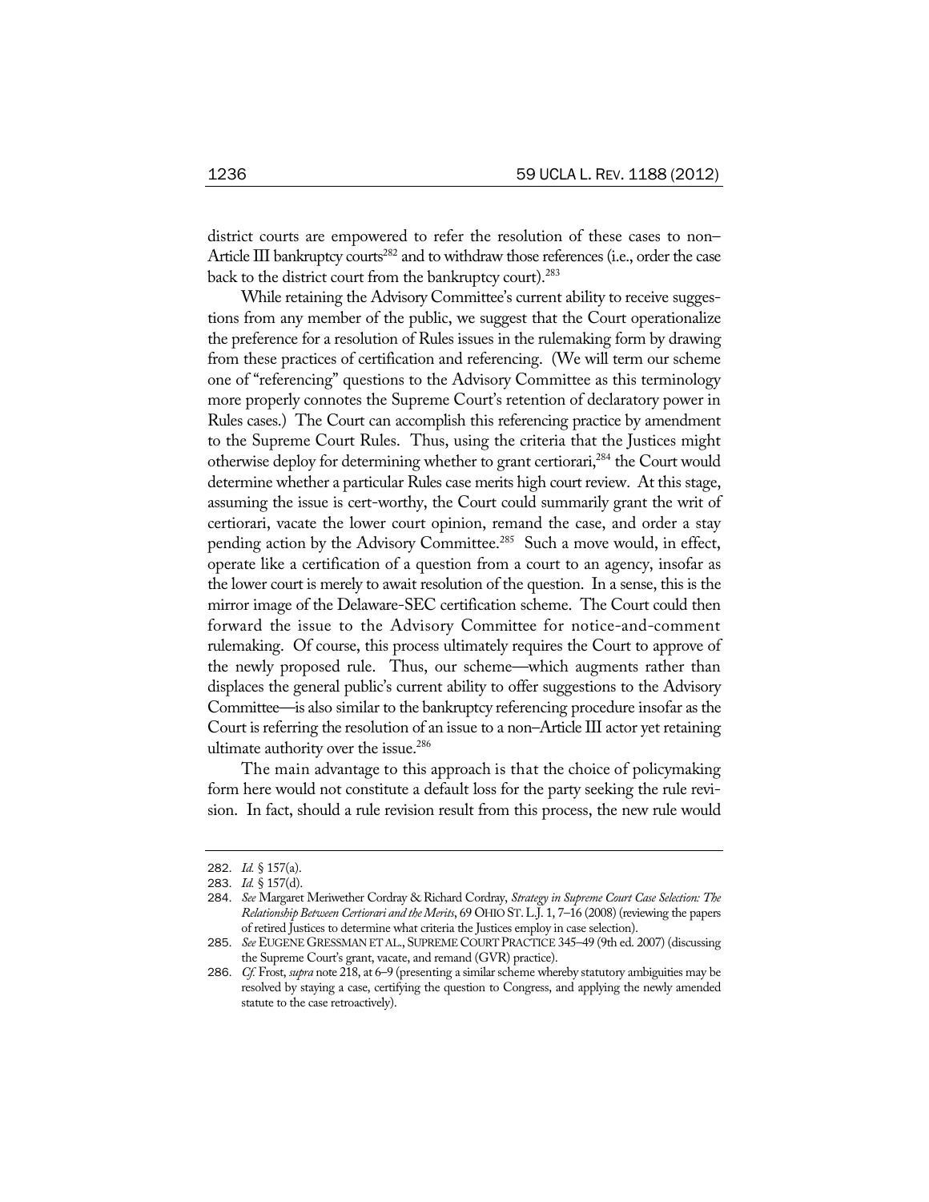district courts are empowered to refer the resolution of these cases to non–Article III bankruptcy courts[282] and to withdraw those references (i.e., order the case back to the district court from the bankruptcy court).[283]

While retaining the Advisory Committee's current ability to receive suggestions from any member of the public, we suggest that the Court operationalize the preference for a resolution of Rules issues in the rulemaking form by drawing from these practices of certification and referencing. (We will term our scheme one of "referencing" questions to the Advisory Committee as this terminology more properly connotes the Supreme Court's retention of declaratory power in Rules cases.) The Court can accomplish this referencing practice by amendment to the Supreme Court Rules. Thus, using the criteria that the Justices might otherwise deploy for determining whether to grant certiorari,[284] the Court would determine whether a particular Rules case merits high court review. At this stage, assuming the issue is cert-worthy, the Court could summarily grant the writ of certiorari, vacate the lower court opinion, remand the case, and order a stay pending action by the Advisory Committee.[285] Such a move would, in effect, operate like a certification of a question from a court to an agency, insofar as the lower court is merely to await resolution of the question. In a sense, this is the mirror image of the Delaware-SEC certification scheme. The Court could then forward the issue to the Advisory Committee for notice-and-comment rulemaking. Of course, this process ultimately requires the Court to approve of the newly proposed rule. Thus, our scheme—which augments rather than displaces the general public's current ability to offer suggestions to the Advisory Committee—is also similar to the bankruptcy referencing procedure insofar as the Court is referring the resolution of an issue to a non–Article III actor yet retaining ultimate authority over the issue.[286]

The main advantage to this approach is that the choice of policymaking form here would not constitute a default loss for the party seeking the rule revision. In fact, should a rule revision result from this process, the new rule would

---

282. *Id.* § 157(a).

283. *Id.* § 157(d).

284. *See* Margaret Meriwether Cordray & Richard Cordray, *Strategy in Supreme Court Case Selection: The Relationship Between Certiorari and the Merits*, 69 OHIO ST. L.J. 1, 7–16 (2008) (reviewing the papers of retired Justices to determine what criteria the Justices employ in case selection).

285. *See* EUGENE GRESSMAN ET AL., SUPREME COURT PRACTICE 345–49 (9th ed. 2007) (discussing the Supreme Court's grant, vacate, and remand (GVR) practice).

286. *Cf.* Frost, *supra* note 218, at 6–9 (presenting a similar scheme whereby statutory ambiguities may be resolved by staying a case, certifying the question to Congress, and applying the newly amended statute to the case retroactively).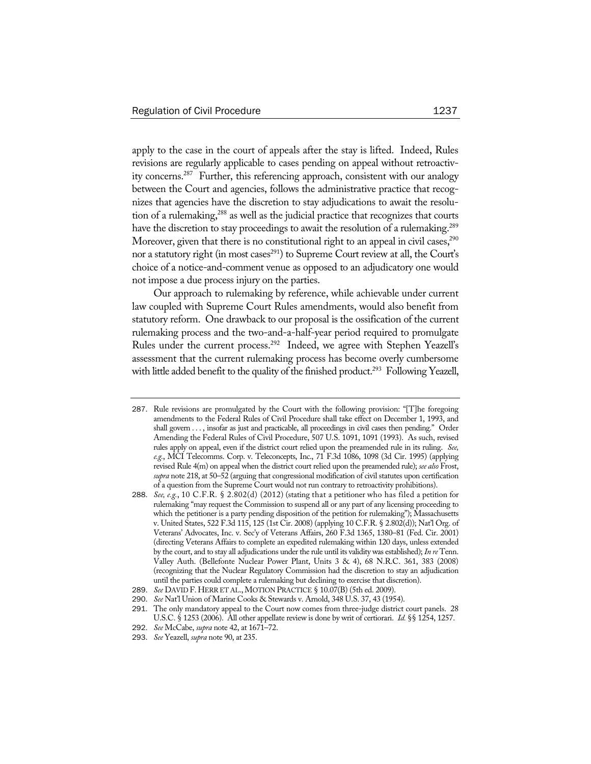apply to the case in the court of appeals after the stay is lifted. Indeed, Rules revisions are regularly applicable to cases pending on appeal without retroactivity concerns.[287] Further, this referencing approach, consistent with our analogy between the Court and agencies, follows the administrative practice that recognizes that agencies have the discretion to stay adjudications to await the resolution of a rulemaking,[288] as well as the judicial practice that recognizes that courts have the discretion to stay proceedings to await the resolution of a rulemaking.[289] Moreover, given that there is no constitutional right to an appeal in civil cases,[290] nor a statutory right (in most cases[291]) to Supreme Court review at all, the Court's choice of a notice-and-comment venue as opposed to an adjudicatory one would not impose a due process injury on the parties.

Our approach to rulemaking by reference, while achievable under current law coupled with Supreme Court Rules amendments, would also benefit from statutory reform. One drawback to our proposal is the ossification of the current rulemaking process and the two-and-a-half-year period required to promulgate Rules under the current process.[292] Indeed, we agree with Stephen Yeazell's assessment that the current rulemaking process has become overly cumbersome with little added benefit to the quality of the finished product.[293] Following Yeazell,

---

287. Rule revisions are promulgated by the Court with the following provision: "[T]he foregoing amendments to the Federal Rules of Civil Procedure shall take effect on December 1, 1993, and shall govern . . . , insofar as just and practicable, all proceedings in civil cases then pending." Order Amending the Federal Rules of Civil Procedure, 507 U.S. 1091, 1091 (1993). As such, revised rules apply on appeal, even if the district court relied upon the preamended rule in its ruling. *See, e.g.*, MCI Telecomms. Corp. v. Teleconcepts, Inc., 71 F.3d 1086, 1098 (3d Cir. 1995) (applying revised Rule 4(m) on appeal when the district court relied upon the preamended rule); *see also* Frost, *supra* note 218, at 50–52 (arguing that congressional modification of civil statutes upon certification of a question from the Supreme Court would not run contrary to retroactivity prohibitions).

288. *See, e.g.*, 10 C.F.R. § 2.802(d) (2012) (stating that a petitioner who has filed a petition for rulemaking "may request the Commission to suspend all or any part of any licensing proceeding to which the petitioner is a party pending disposition of the petition for rulemaking"); Massachusetts v. United States, 522 F.3d 115, 125 (1st Cir. 2008) (applying 10 C.F.R. § 2.802(d)); Nat'l Org. of Veterans' Advocates, Inc. v. Sec'y of Veterans Affairs, 260 F.3d 1365, 1380–81 (Fed. Cir. 2001) (directing Veterans Affairs to complete an expedited rulemaking within 120 days, unless extended by the court, and to stay all adjudications under the rule until its validity was established); *In re* Tenn. Valley Auth. (Bellefonte Nuclear Power Plant, Units 3 & 4), 68 N.R.C. 361, 383 (2008) (recognizing that the Nuclear Regulatory Commission had the discretion to stay an adjudication until the parties could complete a rulemaking but declining to exercise that discretion).

289. *See* DAVID F. HERR ET AL., MOTION PRACTICE § 10.07(B) (5th ed. 2009).

290. *See* Nat'l Union of Marine Cooks & Stewards v. Arnold, 348 U.S. 37, 43 (1954).

291. The only mandatory appeal to the Court now comes from three-judge district court panels. 28 U.S.C. § 1253 (2006). All other appellate review is done by writ of certiorari. *Id.* §§ 1254, 1257.

292. *See* McCabe, *supra* note 42, at 1671–72.

293. *See* Yeazell, *supra* note 90, at 235.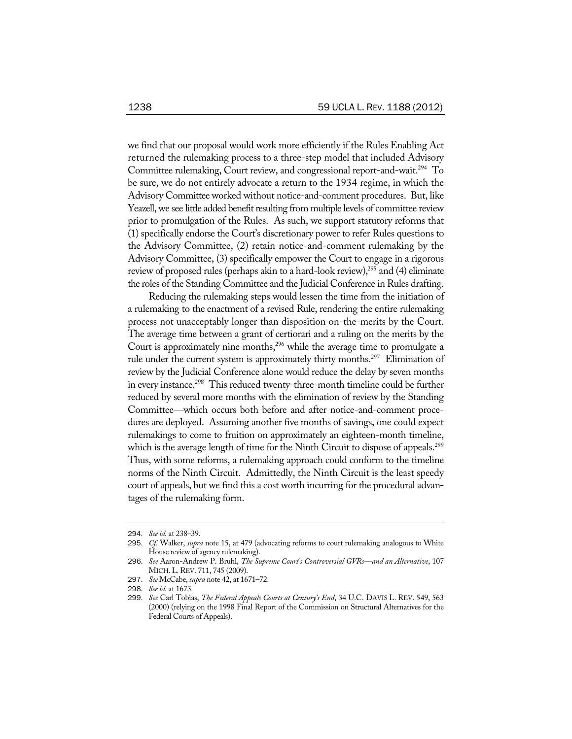we find that our proposal would work more efficiently if the Rules Enabling Act returned the rulemaking process to a three-step model that included Advisory Committee rulemaking, Court review, and congressional report-and-wait.[294] To be sure, we do not entirely advocate a return to the 1934 regime, in which the Advisory Committee worked without notice-and-comment procedures. But, like Yeazell, we see little added benefit resulting from multiple levels of committee review prior to promulgation of the Rules. As such, we support statutory reforms that (1) specifically endorse the Court's discretionary power to refer Rules questions to the Advisory Committee, (2) retain notice-and-comment rulemaking by the Advisory Committee, (3) specifically empower the Court to engage in a rigorous review of proposed rules (perhaps akin to a hard-look review),[295] and (4) eliminate the roles of the Standing Committee and the Judicial Conference in Rules drafting.

Reducing the rulemaking steps would lessen the time from the initiation of a rulemaking to the enactment of a revised Rule, rendering the entire rulemaking process not unacceptably longer than disposition on-the-merits by the Court. The average time between a grant of certiorari and a ruling on the merits by the Court is approximately nine months,[296] while the average time to promulgate a rule under the current system is approximately thirty months.[297] Elimination of review by the Judicial Conference alone would reduce the delay by seven months in every instance.[298] This reduced twenty-three-month timeline could be further reduced by several more months with the elimination of review by the Standing Committee—which occurs both before and after notice-and-comment procedures are deployed. Assuming another five months of savings, one could expect rulemakings to come to fruition on approximately an eighteen-month timeline, which is the average length of time for the Ninth Circuit to dispose of appeals.[299] Thus, with some reforms, a rulemaking approach could conform to the timeline norms of the Ninth Circuit. Admittedly, the Ninth Circuit is the least speedy court of appeals, but we find this a cost worth incurring for the procedural advantages of the rulemaking form.

---

294. *See id.* at 238–39.

295. *Cf.* Walker, *supra* note 15, at 479 (advocating reforms to court rulemaking analogous to White House review of agency rulemaking).

296. *See* Aaron-Andrew P. Bruhl, *The Supreme Court's Controversial GVRs—and an Alternative*, 107 MICH. L. REV. 711, 745 (2009).

297. *See* McCabe, *supra* note 42, at 1671–72.

298. *See id.* at 1673.

299. *See* Carl Tobias, *The Federal Appeals Courts at Century's End*, 34 U.C. DAVIS L. REV. 549, 563 (2000) (relying on the 1998 Final Report of the Commission on Structural Alternatives for the Federal Courts of Appeals).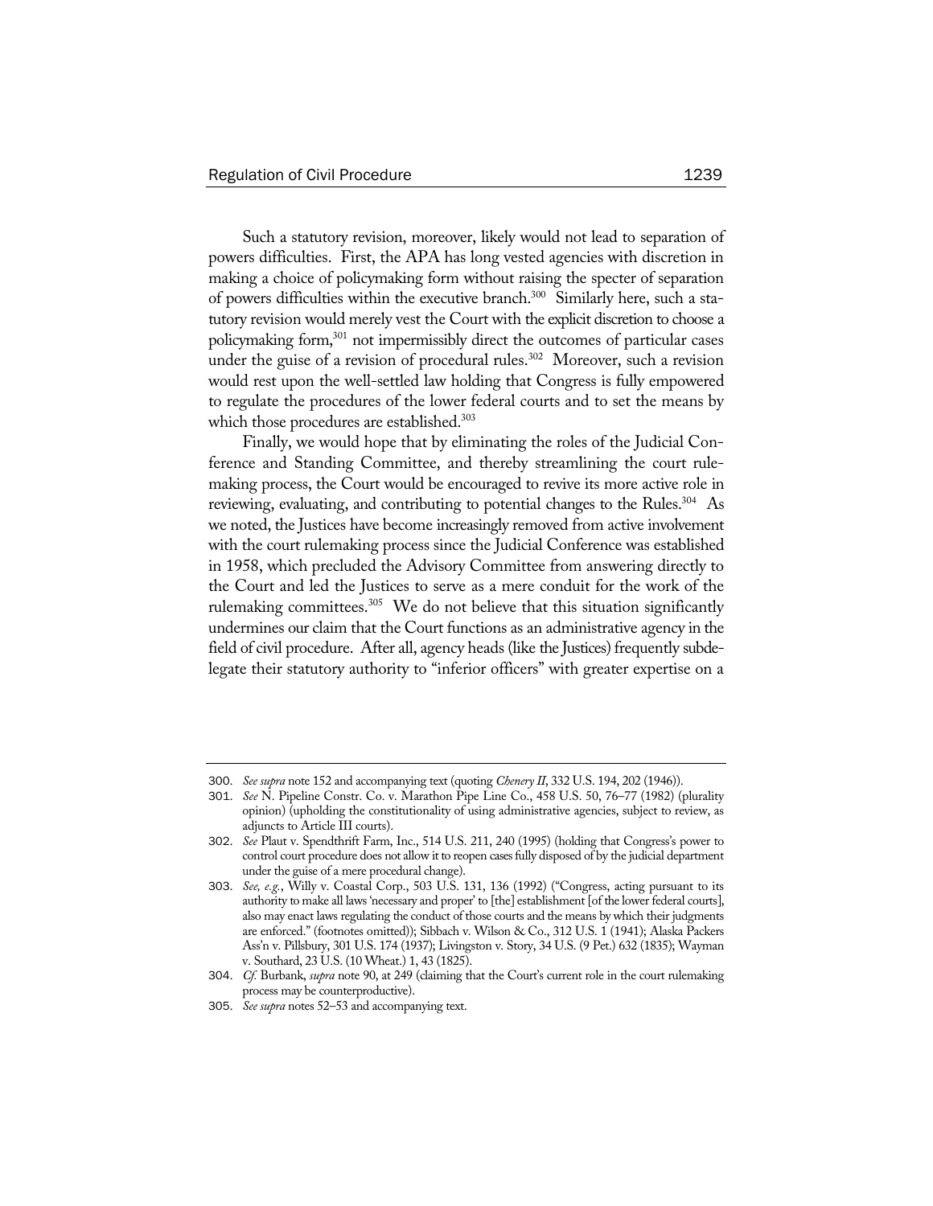Such a statutory revision, moreover, likely would not lead to separation of powers difficulties. First, the APA has long vested agencies with discretion in making a choice of policymaking form without raising the specter of separation of powers difficulties within the executive branch.[300] Similarly here, such a statutory revision would merely vest the Court with the explicit discretion to choose a policymaking form,[301] not impermissibly direct the outcomes of particular cases under the guise of a revision of procedural rules.[302] Moreover, such a revision would rest upon the well-settled law holding that Congress is fully empowered to regulate the procedures of the lower federal courts and to set the means by which those procedures are established.[303]

Finally, we would hope that by eliminating the roles of the Judicial Conference and Standing Committee, and thereby streamlining the court rulemaking process, the Court would be encouraged to revive its more active role in reviewing, evaluating, and contributing to potential changes to the Rules.[304] As we noted, the Justices have become increasingly removed from active involvement with the court rulemaking process since the Judicial Conference was established in 1958, which precluded the Advisory Committee from answering directly to the Court and led the Justices to serve as a mere conduit for the work of the rulemaking committees.[305] We do not believe that this situation significantly undermines our claim that the Court functions as an administrative agency in the field of civil procedure. After all, agency heads (like the Justices) frequently subdelegate their statutory authority to "inferior officers" with greater expertise on a

---

300. *See supra* note 152 and accompanying text (quoting *Chenery II*, 332 U.S. 194, 202 (1946)).

301. *See* N. Pipeline Constr. Co. v. Marathon Pipe Line Co., 458 U.S. 50, 76–77 (1982) (plurality opinion) (upholding the constitutionality of using administrative agencies, subject to review, as adjuncts to Article III courts).

302. *See* Plaut v. Spendthrift Farm, Inc., 514 U.S. 211, 240 (1995) (holding that Congress's power to control court procedure does not allow it to reopen cases fully disposed of by the judicial department under the guise of a mere procedural change).

303. *See, e.g.*, Willy v. Coastal Corp., 503 U.S. 131, 136 (1992) ("Congress, acting pursuant to its authority to make all laws 'necessary and proper' to [the] establishment [of the lower federal courts], also may enact laws regulating the conduct of those courts and the means by which their judgments are enforced." (footnotes omitted)); Sibbach v. Wilson & Co., 312 U.S. 1 (1941); Alaska Packers Ass'n v. Pillsbury, 301 U.S. 174 (1937); Livingston v. Story, 34 U.S. (9 Pet.) 632 (1835); Wayman v. Southard, 23 U.S. (10 Wheat.) 1, 43 (1825).

304. *Cf.* Burbank, *supra* note 90, at 249 (claiming that the Court's current role in the court rulemaking process may be counterproductive).

305. *See supra* notes 52–53 and accompanying text.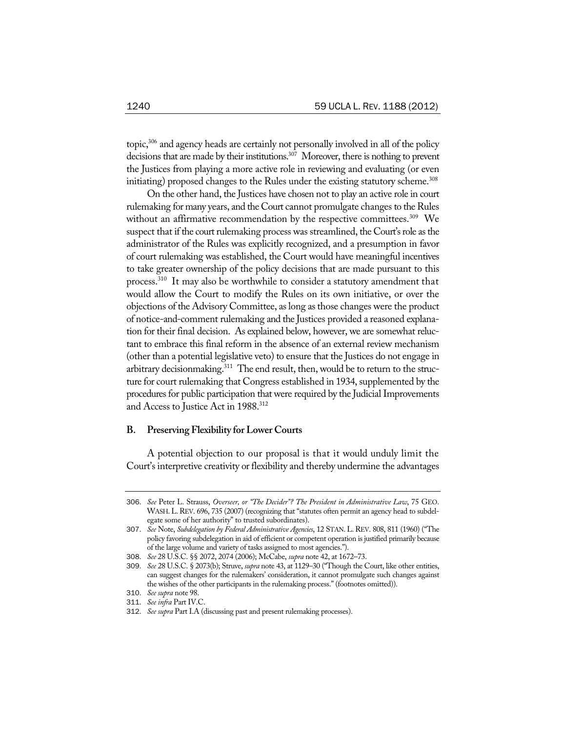topic,[306] and agency heads are certainly not personally involved in all of the policy decisions that are made by their institutions.[307] Moreover, there is nothing to prevent the Justices from playing a more active role in reviewing and evaluating (or even initiating) proposed changes to the Rules under the existing statutory scheme.[308]

On the other hand, the Justices have chosen not to play an active role in court rulemaking for many years, and the Court cannot promulgate changes to the Rules without an affirmative recommendation by the respective committees.[309] We suspect that if the court rulemaking process was streamlined, the Court's role as the administrator of the Rules was explicitly recognized, and a presumption in favor of court rulemaking was established, the Court would have meaningful incentives to take greater ownership of the policy decisions that are made pursuant to this process.[310] It may also be worthwhile to consider a statutory amendment that would allow the Court to modify the Rules on its own initiative, or over the objections of the Advisory Committee, as long as those changes were the product of notice-and-comment rulemaking and the Justices provided a reasoned explanation for their final decision. As explained below, however, we are somewhat reluctant to embrace this final reform in the absence of an external review mechanism (other than a potential legislative veto) to ensure that the Justices do not engage in arbitrary decisionmaking.[311] The end result, then, would be to return to the structure for court rulemaking that Congress established in 1934, supplemented by the procedures for public participation that were required by the Judicial Improvements and Access to Justice Act in 1988.[312]

### B. Preserving Flexibility for Lower Courts

A potential objection to our proposal is that it would unduly limit the Court's interpretive creativity or flexibility and thereby undermine the advantages

---

306. *See* Peter L. Strauss, *Overseer, or "The Decider"? The President in Administrative Law*, 75 GEO. WASH. L. REV. 696, 735 (2007) (recognizing that "statutes often permit an agency head to subdelegate some of her authority" to trusted subordinates).

307. *See* Note, *Subdelegation by Federal Administrative Agencies*, 12 STAN. L. REV. 808, 811 (1960) ("The policy favoring subdelegation in aid of efficient or competent operation is justified primarily because of the large volume and variety of tasks assigned to most agencies.").

308. *See* 28 U.S.C. §§ 2072, 2074 (2006); McCabe, *supra* note 42, at 1672–73.

309. *See* 28 U.S.C. § 2073(b); Struve, *supra* note 43, at 1129–30 ("Though the Court, like other entities, can suggest changes for the rulemakers' consideration, it cannot promulgate such changes against the wishes of the other participants in the rulemaking process." (footnotes omitted)).

310. *See supra* note 98.

311. *See infra* Part IV.C.

312. *See supra* Part I.A (discussing past and present rulemaking processes).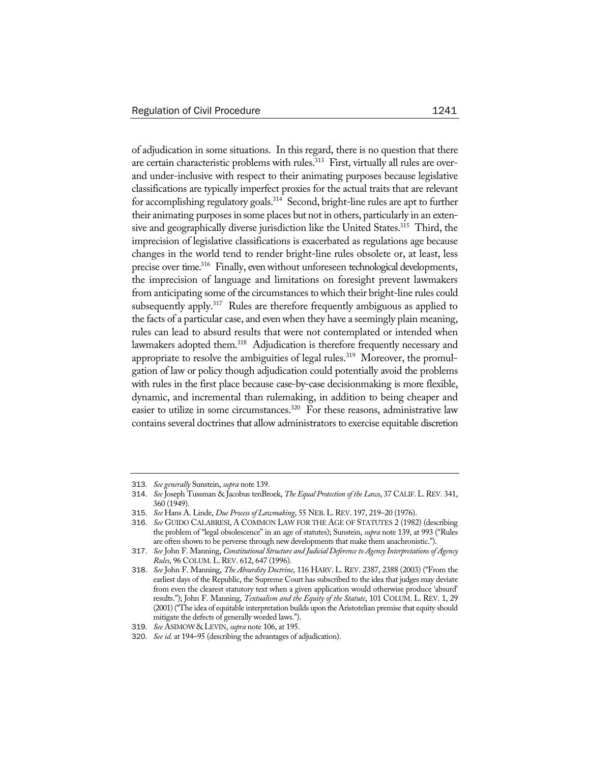of adjudication in some situations. In this regard, there is no question that there are certain characteristic problems with rules.[313] First, virtually all rules are over- and under-inclusive with respect to their animating purposes because legislative classifications are typically imperfect proxies for the actual traits that are relevant for accomplishing regulatory goals.[314] Second, bright-line rules are apt to further their animating purposes in some places but not in others, particularly in an extensive and geographically diverse jurisdiction like the United States.[315] Third, the imprecision of legislative classifications is exacerbated as regulations age because changes in the world tend to render bright-line rules obsolete or, at least, less precise over time.[316] Finally, even without unforeseen technological developments, the imprecision of language and limitations on foresight prevent lawmakers from anticipating some of the circumstances to which their bright-line rules could subsequently apply.[317] Rules are therefore frequently ambiguous as applied to the facts of a particular case, and even when they have a seemingly plain meaning, rules can lead to absurd results that were not contemplated or intended when lawmakers adopted them.[318] Adjudication is therefore frequently necessary and appropriate to resolve the ambiguities of legal rules.[319] Moreover, the promulgation of law or policy though adjudication could potentially avoid the problems with rules in the first place because case-by-case decisionmaking is more flexible, dynamic, and incremental than rulemaking, in addition to being cheaper and easier to utilize in some circumstances.[320] For these reasons, administrative law contains several doctrines that allow administrators to exercise equitable discretion

---

313. *See generally* Sunstein, *supra* note 139.

314. *See* Joseph Tussman & Jacobus tenBroek, *The Equal Protection of the Laws*, 37 CALIF. L. REV. 341, 360 (1949).

315. *See* Hans A. Linde, *Due Process of Lawmaking*, 55 NEB. L. REV. 197, 219–20 (1976).

316. *See* GUIDO CALABRESI, A COMMON LAW FOR THE AGE OF STATUTES 2 (1982) (describing the problem of "legal obsolescence" in an age of statutes); Sunstein, *supra* note 139, at 993 ("Rules are often shown to be perverse through new developments that make them anachronistic.").

317. *See* John F. Manning, *Constitutional Structure and Judicial Deference to Agency Interpretations of Agency Rules*, 96 COLUM. L. REV. 612, 647 (1996).

318. *See* John F. Manning, *The Absurdity Doctrine*, 116 HARV. L. REV. 2387, 2388 (2003) ("From the earliest days of the Republic, the Supreme Court has subscribed to the idea that judges may deviate from even the clearest statutory text when a given application would otherwise produce 'absurd' results."); John F. Manning, *Textualism and the Equity of the Statute*, 101 COLUM. L. REV. 1, 29 (2001) ("The idea of equitable interpretation builds upon the Aristotelian premise that equity should mitigate the defects of generally worded laws.").

319. *See* ASIMOW & LEVIN, *supra* note 106, at 195.

320. *See id.* at 194–95 (describing the advantages of adjudication).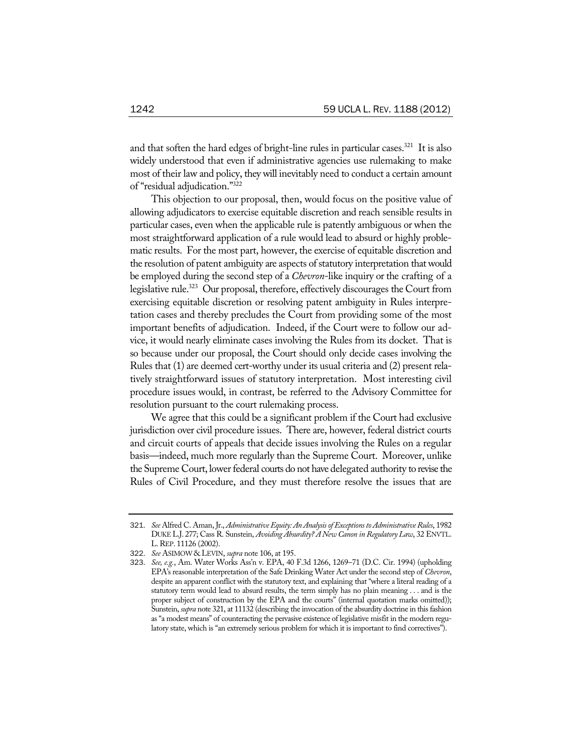and that soften the hard edges of bright-line rules in particular cases.[321] It is also widely understood that even if administrative agencies use rulemaking to make most of their law and policy, they will inevitably need to conduct a certain amount of "residual adjudication."[322]

This objection to our proposal, then, would focus on the positive value of allowing adjudicators to exercise equitable discretion and reach sensible results in particular cases, even when the applicable rule is patently ambiguous or when the most straightforward application of a rule would lead to absurd or highly problematic results. For the most part, however, the exercise of equitable discretion and the resolution of patent ambiguity are aspects of statutory interpretation that would be employed during the second step of a *Chevron*-like inquiry or the crafting of a legislative rule.[323] Our proposal, therefore, effectively discourages the Court from exercising equitable discretion or resolving patent ambiguity in Rules interpretation cases and thereby precludes the Court from providing some of the most important benefits of adjudication. Indeed, if the Court were to follow our advice, it would nearly eliminate cases involving the Rules from its docket. That is so because under our proposal, the Court should only decide cases involving the Rules that (1) are deemed cert-worthy under its usual criteria and (2) present relatively straightforward issues of statutory interpretation. Most interesting civil procedure issues would, in contrast, be referred to the Advisory Committee for resolution pursuant to the court rulemaking process.

We agree that this could be a significant problem if the Court had exclusive jurisdiction over civil procedure issues. There are, however, federal district courts and circuit courts of appeals that decide issues involving the Rules on a regular basis—indeed, much more regularly than the Supreme Court. Moreover, unlike the Supreme Court, lower federal courts do not have delegated authority to revise the Rules of Civil Procedure, and they must therefore resolve the issues that are

---

321. *See* Alfred C. Aman, Jr., *Administrative Equity: An Analysis of Exceptions to Administrative Rules*, 1982 DUKE L.J. 277; Cass R. Sunstein, *Avoiding Absurdity? A New Canon in Regulatory Law*, 32 ENVTL. L. REP. 11126 (2002).

322. *See* ASIMOW & LEVIN, *supra* note 106, at 195.

323. *See, e.g.*, Am. Water Works Ass'n v. EPA, 40 F.3d 1266, 1269–71 (D.C. Cir. 1994) (upholding EPA's reasonable interpretation of the Safe Drinking Water Act under the second step of *Chevron*, despite an apparent conflict with the statutory text, and explaining that "where a literal reading of a statutory term would lead to absurd results, the term simply has no plain meaning . . . and is the proper subject of construction by the EPA and the courts" (internal quotation marks omitted)); Sunstein, *supra* note 321, at 11132 (describing the invocation of the absurdity doctrine in this fashion as "a modest means" of counteracting the pervasive existence of legislative misfit in the modern regulatory state, which is "an extremely serious problem for which it is important to find correctives").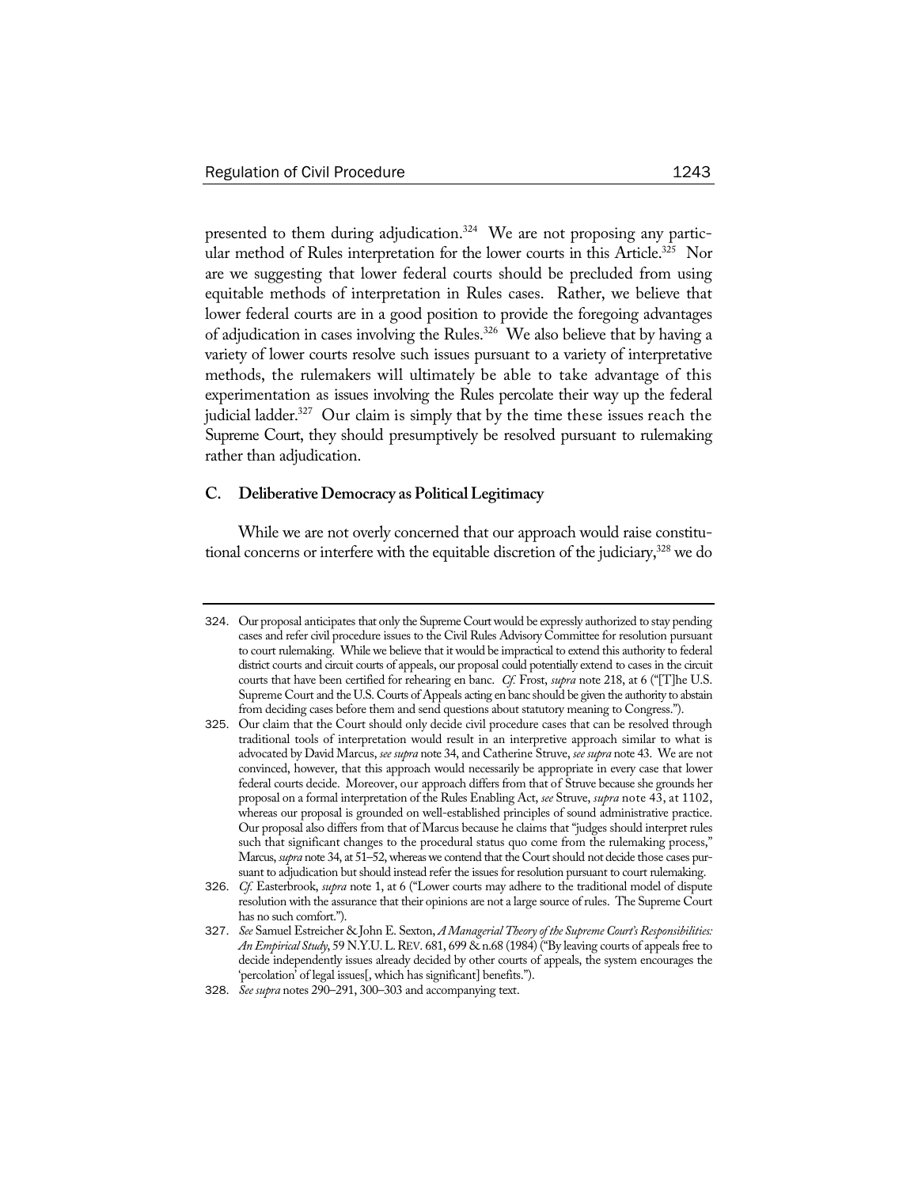presented to them during adjudication.[324] We are not proposing any particular method of Rules interpretation for the lower courts in this Article.[325] Nor are we suggesting that lower federal courts should be precluded from using equitable methods of interpretation in Rules cases. Rather, we believe that lower federal courts are in a good position to provide the foregoing advantages of adjudication in cases involving the Rules.[326] We also believe that by having a variety of lower courts resolve such issues pursuant to a variety of interpretative methods, the rulemakers will ultimately be able to take advantage of this experimentation as issues involving the Rules percolate their way up the federal judicial ladder.[327] Our claim is simply that by the time these issues reach the Supreme Court, they should presumptively be resolved pursuant to rulemaking rather than adjudication.

### C. Deliberative Democracy as Political Legitimacy

While we are not overly concerned that our approach would raise constitutional concerns or interfere with the equitable discretion of the judiciary,[328] we do

---

324. Our proposal anticipates that only the Supreme Court would be expressly authorized to stay pending cases and refer civil procedure issues to the Civil Rules Advisory Committee for resolution pursuant to court rulemaking. While we believe that it would be impractical to extend this authority to federal district courts and circuit courts of appeals, our proposal could potentially extend to cases in the circuit courts that have been certified for rehearing en banc. *Cf.* Frost, *supra* note 218, at 6 ("[T]he U.S. Supreme Court and the U.S. Courts of Appeals acting en banc should be given the authority to abstain from deciding cases before them and send questions about statutory meaning to Congress.").

325. Our claim that the Court should only decide civil procedure cases that can be resolved through traditional tools of interpretation would result in an interpretive approach similar to what is advocated by David Marcus, *see supra* note 34, and Catherine Struve, *see supra* note 43. We are not convinced, however, that this approach would necessarily be appropriate in every case that lower federal courts decide. Moreover, our approach differs from that of Struve because she grounds her proposal on a formal interpretation of the Rules Enabling Act, *see* Struve, *supra* note 43, at 1102, whereas our proposal is grounded on well-established principles of sound administrative practice. Our proposal also differs from that of Marcus because he claims that "judges should interpret rules such that significant changes to the procedural status quo come from the rulemaking process," Marcus, *supra* note 34, at 51–52, whereas we contend that the Court should not decide those cases pursuant to adjudication but should instead refer the issues for resolution pursuant to court rulemaking.

326. *Cf.* Easterbrook, *supra* note 1, at 6 ("Lower courts may adhere to the traditional model of dispute resolution with the assurance that their opinions are not a large source of rules. The Supreme Court has no such comfort.").

327. *See* Samuel Estreicher & John E. Sexton, *A Managerial Theory of the Supreme Court's Responsibilities: An Empirical Study*, 59 N.Y.U. L. REV. 681, 699 & n.68 (1984) ("By leaving courts of appeals free to decide independently issues already decided by other courts of appeals, the system encourages the 'percolation' of legal issues[, which has significant] benefits.").

328. *See supra* notes 290–291, 300–303 and accompanying text.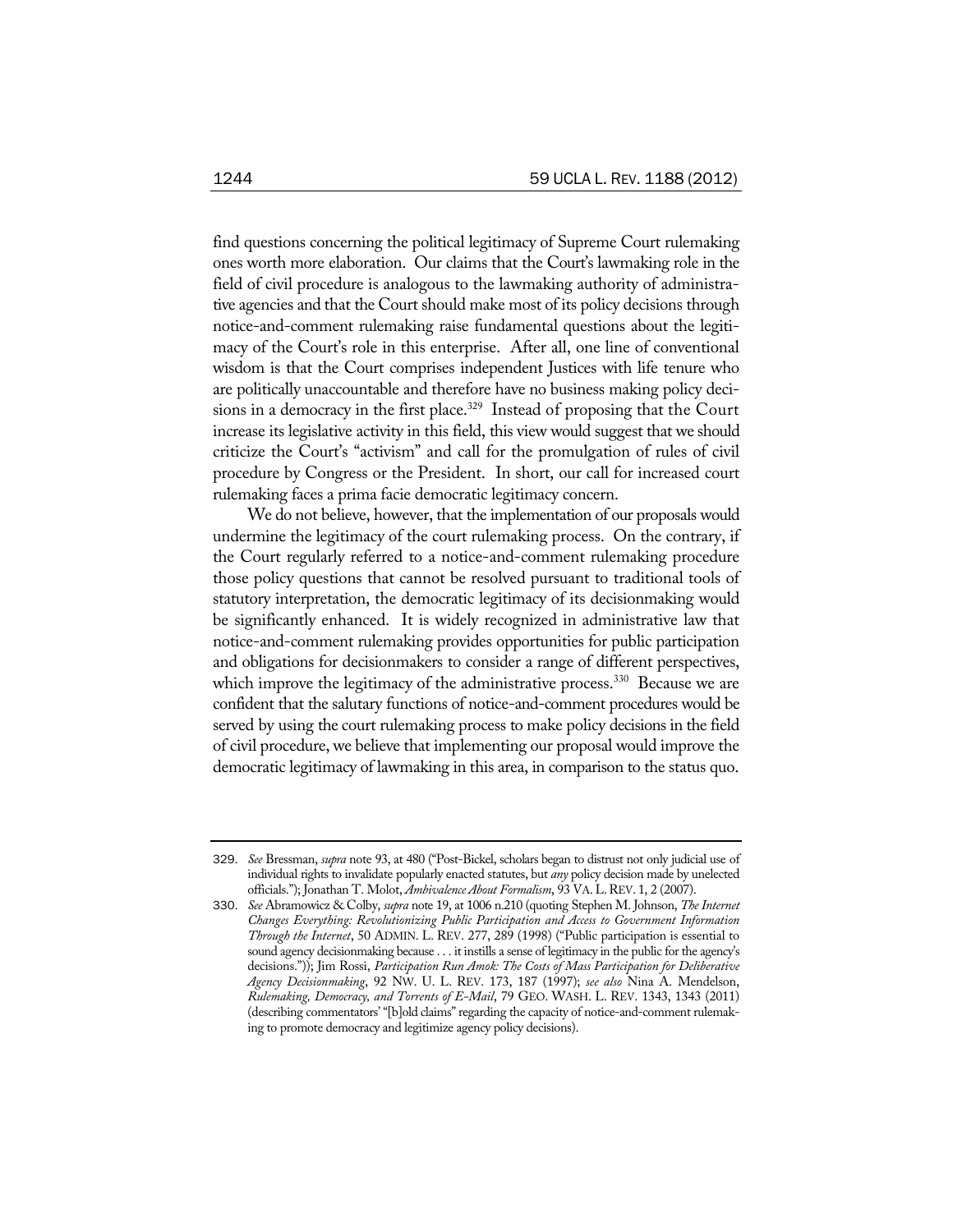find questions concerning the political legitimacy of Supreme Court rulemaking ones worth more elaboration. Our claims that the Court's lawmaking role in the field of civil procedure is analogous to the lawmaking authority of administrative agencies and that the Court should make most of its policy decisions through notice-and-comment rulemaking raise fundamental questions about the legitimacy of the Court's role in this enterprise. After all, one line of conventional wisdom is that the Court comprises independent Justices with life tenure who are politically unaccountable and therefore have no business making policy decisions in a democracy in the first place.[329] Instead of proposing that the Court increase its legislative activity in this field, this view would suggest that we should criticize the Court's "activism" and call for the promulgation of rules of civil procedure by Congress or the President. In short, our call for increased court rulemaking faces a prima facie democratic legitimacy concern.

We do not believe, however, that the implementation of our proposals would undermine the legitimacy of the court rulemaking process. On the contrary, if the Court regularly referred to a notice-and-comment rulemaking procedure those policy questions that cannot be resolved pursuant to traditional tools of statutory interpretation, the democratic legitimacy of its decisionmaking would be significantly enhanced. It is widely recognized in administrative law that notice-and-comment rulemaking provides opportunities for public participation and obligations for decisionmakers to consider a range of different perspectives, which improve the legitimacy of the administrative process.[330] Because we are confident that the salutary functions of notice-and-comment procedures would be served by using the court rulemaking process to make policy decisions in the field of civil procedure, we believe that implementing our proposal would improve the democratic legitimacy of lawmaking in this area, in comparison to the status quo.

---

329. *See* Bressman, *supra* note 93, at 480 ("Post-Bickel, scholars began to distrust not only judicial use of individual rights to invalidate popularly enacted statutes, but *any* policy decision made by unelected officials."); Jonathan T. Molot, *Ambivalence About Formalism*, 93 VA. L. REV. 1, 2 (2007).

330. *See* Abramowicz & Colby, *supra* note 19, at 1006 n.210 (quoting Stephen M. Johnson, *The Internet Changes Everything: Revolutionizing Public Participation and Access to Government Information Through the Internet*, 50 ADMIN. L. REV. 277, 289 (1998) ("Public participation is essential to sound agency decisionmaking because . . . it instills a sense of legitimacy in the public for the agency's decisions.")); Jim Rossi, *Participation Run Amok: The Costs of Mass Participation for Deliberative Agency Decisionmaking*, 92 NW. U. L. REV. 173, 187 (1997); *see also* Nina A. Mendelson, *Rulemaking, Democracy, and Torrents of E-Mail*, 79 GEO. WASH. L. REV. 1343, 1343 (2011) (describing commentators' "[b]old claims" regarding the capacity of notice-and-comment rulemaking to promote democracy and legitimize agency policy decisions).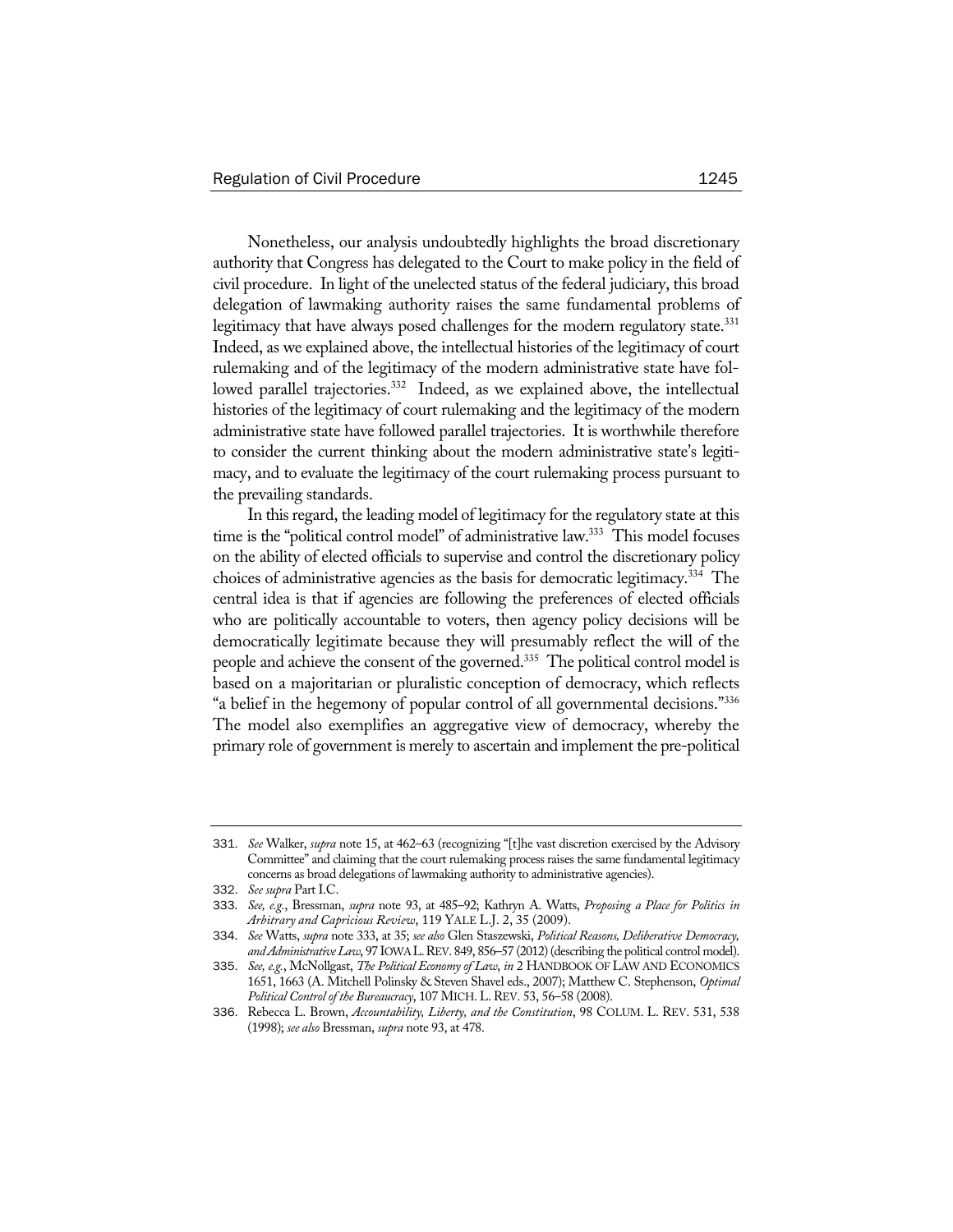Nonetheless, our analysis undoubtedly highlights the broad discretionary authority that Congress has delegated to the Court to make policy in the field of civil procedure. In light of the unelected status of the federal judiciary, this broad delegation of lawmaking authority raises the same fundamental problems of legitimacy that have always posed challenges for the modern regulatory state.[331] Indeed, as we explained above, the intellectual histories of the legitimacy of court rulemaking and of the legitimacy of the modern administrative state have followed parallel trajectories.[332] Indeed, as we explained above, the intellectual histories of the legitimacy of court rulemaking and the legitimacy of the modern administrative state have followed parallel trajectories. It is worthwhile therefore to consider the current thinking about the modern administrative state's legitimacy, and to evaluate the legitimacy of the court rulemaking process pursuant to the prevailing standards.

In this regard, the leading model of legitimacy for the regulatory state at this time is the "political control model" of administrative law.[333] This model focuses on the ability of elected officials to supervise and control the discretionary policy choices of administrative agencies as the basis for democratic legitimacy.[334] The central idea is that if agencies are following the preferences of elected officials who are politically accountable to voters, then agency policy decisions will be democratically legitimate because they will presumably reflect the will of the people and achieve the consent of the governed.[335] The political control model is based on a majoritarian or pluralistic conception of democracy, which reflects "a belief in the hegemony of popular control of all governmental decisions."[336] The model also exemplifies an aggregative view of democracy, whereby the primary role of government is merely to ascertain and implement the pre-political

---

331. *See* Walker, *supra* note 15, at 462–63 (recognizing "[t]he vast discretion exercised by the Advisory Committee" and claiming that the court rulemaking process raises the same fundamental legitimacy concerns as broad delegations of lawmaking authority to administrative agencies).

332. *See supra* Part I.C.

333. *See, e.g.*, Bressman, *supra* note 93, at 485–92; Kathryn A. Watts, *Proposing a Place for Politics in Arbitrary and Capricious Review*, 119 YALE L.J. 2, 35 (2009).

334. *See* Watts, *supra* note 333, at 35; *see also* Glen Staszewski, *Political Reasons, Deliberative Democracy, and Administrative Law*, 97 IOWA L. REV. 849, 856–57 (2012) (describing the political control model).

335. *See, e.g.*, McNollgast, *The Political Economy of Law*, *in* 2 HANDBOOK OF LAW AND ECONOMICS 1651, 1663 (A. Mitchell Polinsky & Steven Shavel eds., 2007); Matthew C. Stephenson, *Optimal Political Control of the Bureaucracy*, 107 MICH. L. REV. 53, 56–58 (2008).

336. Rebecca L. Brown, *Accountability, Liberty, and the Constitution*, 98 COLUM. L. REV. 531, 538 (1998); *see also* Bressman, *supra* note 93, at 478.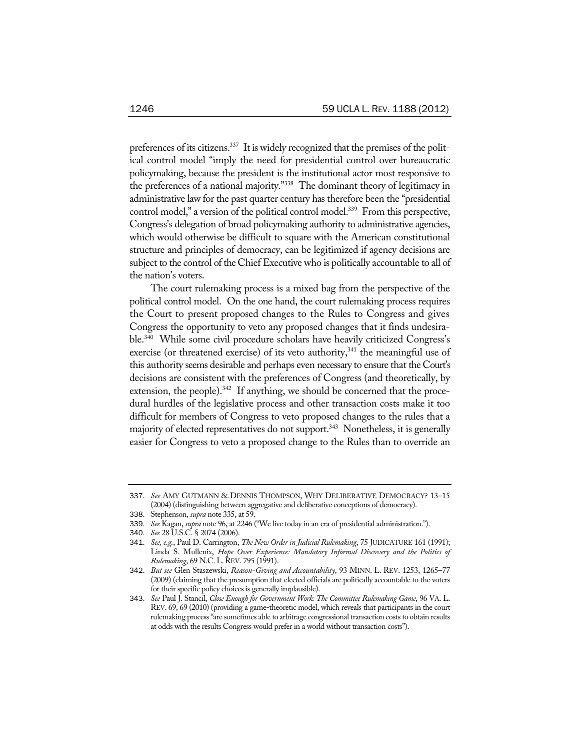preferences of its citizens.[337] It is widely recognized that the premises of the political control model "imply the need for presidential control over bureaucratic policymaking, because the president is the institutional actor most responsive to the preferences of a national majority."[338] The dominant theory of legitimacy in administrative law for the past quarter century has therefore been the "presidential control model," a version of the political control model.[339] From this perspective, Congress's delegation of broad policymaking authority to administrative agencies, which would otherwise be difficult to square with the American constitutional structure and principles of democracy, can be legitimized if agency decisions are subject to the control of the Chief Executive who is politically accountable to all of the nation's voters.

The court rulemaking process is a mixed bag from the perspective of the political control model. On the one hand, the court rulemaking process requires the Court to present proposed changes to the Rules to Congress and gives Congress the opportunity to veto any proposed changes that it finds undesirable.[340] While some civil procedure scholars have heavily criticized Congress's exercise (or threatened exercise) of its veto authority,[341] the meaningful use of this authority seems desirable and perhaps even necessary to ensure that the Court's decisions are consistent with the preferences of Congress (and theoretically, by extension, the people).[342] If anything, we should be concerned that the procedural hurdles of the legislative process and other transaction costs make it too difficult for members of Congress to veto proposed changes to the rules that a majority of elected representatives do not support.[343] Nonetheless, it is generally easier for Congress to veto a proposed change to the Rules than to override an

---

337. *See* AMY GUTMANN & DENNIS THOMPSON, WHY DELIBERATIVE DEMOCRACY? 13–15 (2004) (distinguishing between aggregative and deliberative conceptions of democracy).

338. Stephenson, *supra* note 335, at 59.

339. *See* Kagan, *supra* note 96, at 2246 ("We live today in an era of presidential administration.").

340. *See* 28 U.S.C. § 2074 (2006).

341. *See, e.g.*, Paul D. Carrington, *The New Order in Judicial Rulemaking*, 75 JUDICATURE 161 (1991); Linda S. Mullenix, *Hope Over Experience: Mandatory Informal Discovery and the Politics of Rulemaking*, 69 N.C. L. REV. 795 (1991).

342. *But see* Glen Staszewski, *Reason-Giving and Accountability*, 93 MINN. L. REV. 1253, 1265–77 (2009) (claiming that the presumption that elected officials are politically accountable to the voters for their specific policy choices is generally implausible).

343. *See* Paul J. Stancil, *Close Enough for Government Work: The Committee Rulemaking Game*, 96 VA. L. REV. 69, 69 (2010) (providing a game-theoretic model, which reveals that participants in the court rulemaking process "are sometimes able to arbitrage congressional transaction costs to obtain results at odds with the results Congress would prefer in a world without transaction costs").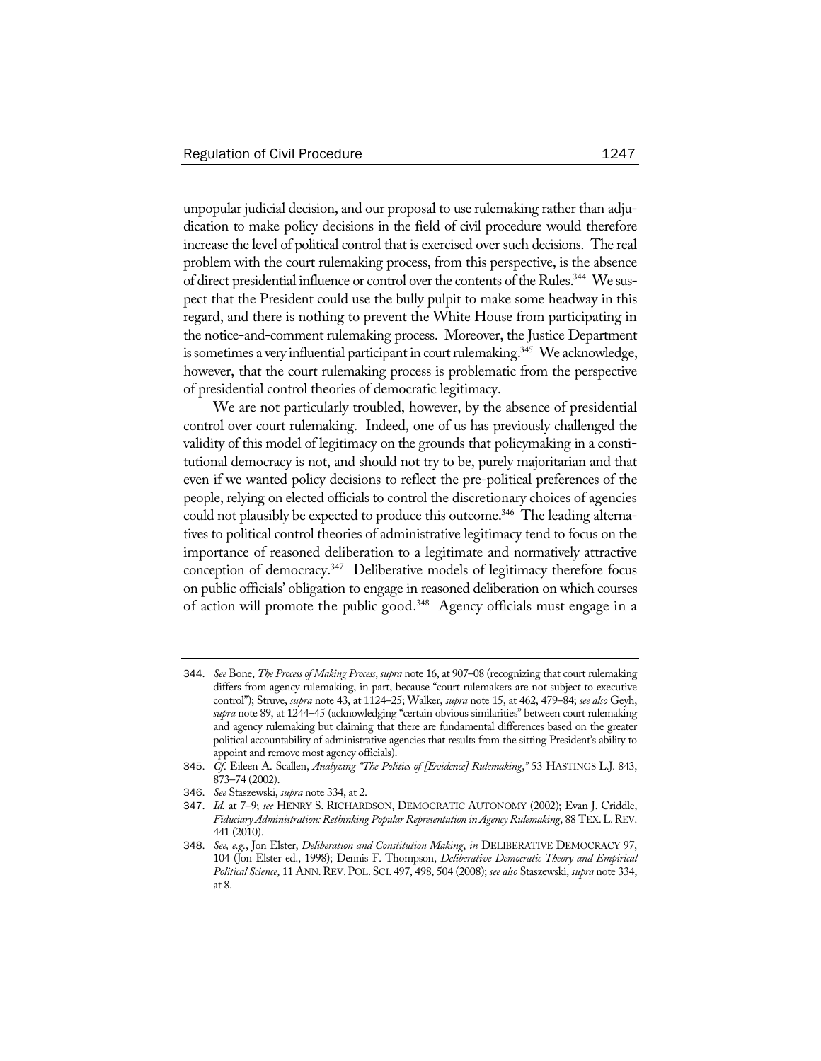unpopular judicial decision, and our proposal to use rulemaking rather than adjudication to make policy decisions in the field of civil procedure would therefore increase the level of political control that is exercised over such decisions. The real problem with the court rulemaking process, from this perspective, is the absence of direct presidential influence or control over the contents of the Rules.[344] We suspect that the President could use the bully pulpit to make some headway in this regard, and there is nothing to prevent the White House from participating in the notice-and-comment rulemaking process. Moreover, the Justice Department is sometimes a very influential participant in court rulemaking.[345] We acknowledge, however, that the court rulemaking process is problematic from the perspective of presidential control theories of democratic legitimacy.

We are not particularly troubled, however, by the absence of presidential control over court rulemaking. Indeed, one of us has previously challenged the validity of this model of legitimacy on the grounds that policymaking in a constitutional democracy is not, and should not try to be, purely majoritarian and that even if we wanted policy decisions to reflect the pre-political preferences of the people, relying on elected officials to control the discretionary choices of agencies could not plausibly be expected to produce this outcome.[346] The leading alternatives to political control theories of administrative legitimacy tend to focus on the importance of reasoned deliberation to a legitimate and normatively attractive conception of democracy.[347] Deliberative models of legitimacy therefore focus on public officials' obligation to engage in reasoned deliberation on which courses of action will promote the public good.[348] Agency officials must engage in a

---

344. *See* Bone, *The Process of Making Process*, *supra* note 16, at 907–08 (recognizing that court rulemaking differs from agency rulemaking, in part, because "court rulemakers are not subject to executive control"); Struve, *supra* note 43, at 1124–25; Walker, *supra* note 15, at 462, 479–84; *see also* Geyh, *supra* note 89, at 1244–45 (acknowledging "certain obvious similarities" between court rulemaking and agency rulemaking but claiming that there are fundamental differences based on the greater political accountability of administrative agencies that results from the sitting President's ability to appoint and remove most agency officials).

345. *Cf.* Eileen A. Scallen, *Analyzing "The Politics of [Evidence] Rulemaking*,*"* 53 HASTINGS L.J. 843, 873–74 (2002).

346. *See* Staszewski, *supra* note 334, at 2.

347. *Id.* at 7–9; *see* HENRY S. RICHARDSON, DEMOCRATIC AUTONOMY (2002); Evan J. Criddle, *Fiduciary Administration: Rethinking Popular Representation in Agency Rulemaking*, 88 TEX. L. REV. 441 (2010).

348. *See, e.g.*, Jon Elster, *Deliberation and Constitution Making*, *in* DELIBERATIVE DEMOCRACY 97, 104 (Jon Elster ed., 1998); Dennis F. Thompson, *Deliberative Democratic Theory and Empirical Political Science*, 11 ANN. REV. POL. SCI. 497, 498, 504 (2008); *see also* Staszewski, *supra* note 334, at 8.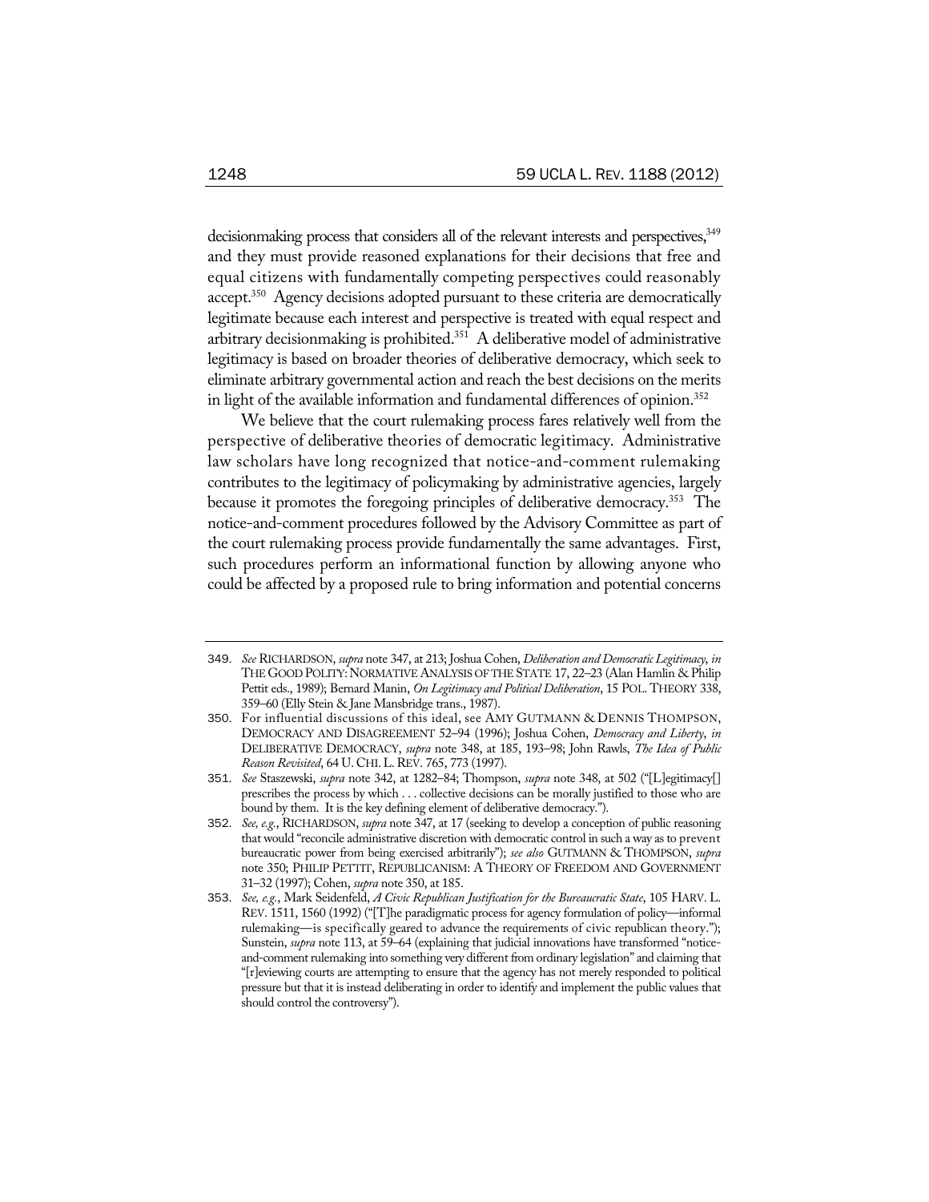decisionmaking process that considers all of the relevant interests and perspectives,[349] and they must provide reasoned explanations for their decisions that free and equal citizens with fundamentally competing perspectives could reasonably accept.[350] Agency decisions adopted pursuant to these criteria are democratically legitimate because each interest and perspective is treated with equal respect and arbitrary decisionmaking is prohibited.[351] A deliberative model of administrative legitimacy is based on broader theories of deliberative democracy, which seek to eliminate arbitrary governmental action and reach the best decisions on the merits in light of the available information and fundamental differences of opinion.[352]

We believe that the court rulemaking process fares relatively well from the perspective of deliberative theories of democratic legitimacy. Administrative law scholars have long recognized that notice-and-comment rulemaking contributes to the legitimacy of policymaking by administrative agencies, largely because it promotes the foregoing principles of deliberative democracy.[353] The notice-and-comment procedures followed by the Advisory Committee as part of the court rulemaking process provide fundamentally the same advantages. First, such procedures perform an informational function by allowing anyone who could be affected by a proposed rule to bring information and potential concerns

---

349. *See* RICHARDSON, *supra* note 347, at 213; Joshua Cohen, *Deliberation and Democratic Legitimacy*, *in* THE GOOD POLITY: NORMATIVE ANALYSIS OF THE STATE 17, 22–23 (Alan Hamlin & Philip Pettit eds., 1989); Bernard Manin, *On Legitimacy and Political Deliberation*, 15 POL. THEORY 338, 359–60 (Elly Stein & Jane Mansbridge trans., 1987).

350. For influential discussions of this ideal, see AMY GUTMANN & DENNIS THOMPSON, DEMOCRACY AND DISAGREEMENT 52–94 (1996); Joshua Cohen, *Democracy and Liberty*, *in* DELIBERATIVE DEMOCRACY, *supra* note 348, at 185, 193–98; John Rawls, *The Idea of Public Reason Revisited*, 64 U. CHI. L. REV. 765, 773 (1997).

351. *See* Staszewski, *supra* note 342, at 1282–84; Thompson, *supra* note 348, at 502 ("[L]egitimacy[] prescribes the process by which . . . collective decisions can be morally justified to those who are bound by them. It is the key defining element of deliberative democracy.").

352. *See, e.g.*, RICHARDSON, *supra* note 347, at 17 (seeking to develop a conception of public reasoning that would "reconcile administrative discretion with democratic control in such a way as to prevent bureaucratic power from being exercised arbitrarily"); *see also* GUTMANN & THOMPSON, *supra* note 350; PHILIP PETTIT, REPUBLICANISM: A THEORY OF FREEDOM AND GOVERNMENT 31–32 (1997); Cohen, *supra* note 350, at 185.

353. *See, e.g.*, Mark Seidenfeld, *A Civic Republican Justification for the Bureaucratic State*, 105 HARV. L. REV. 1511, 1560 (1992) ("[T]he paradigmatic process for agency formulation of policy—informal rulemaking—is specifically geared to advance the requirements of civic republican theory."); Sunstein, *supra* note 113, at 59–64 (explaining that judicial innovations have transformed "notice-and-comment rulemaking into something very different from ordinary legislation" and claiming that "[r]eviewing courts are attempting to ensure that the agency has not merely responded to political pressure but that it is instead deliberating in order to identify and implement the public values that should control the controversy").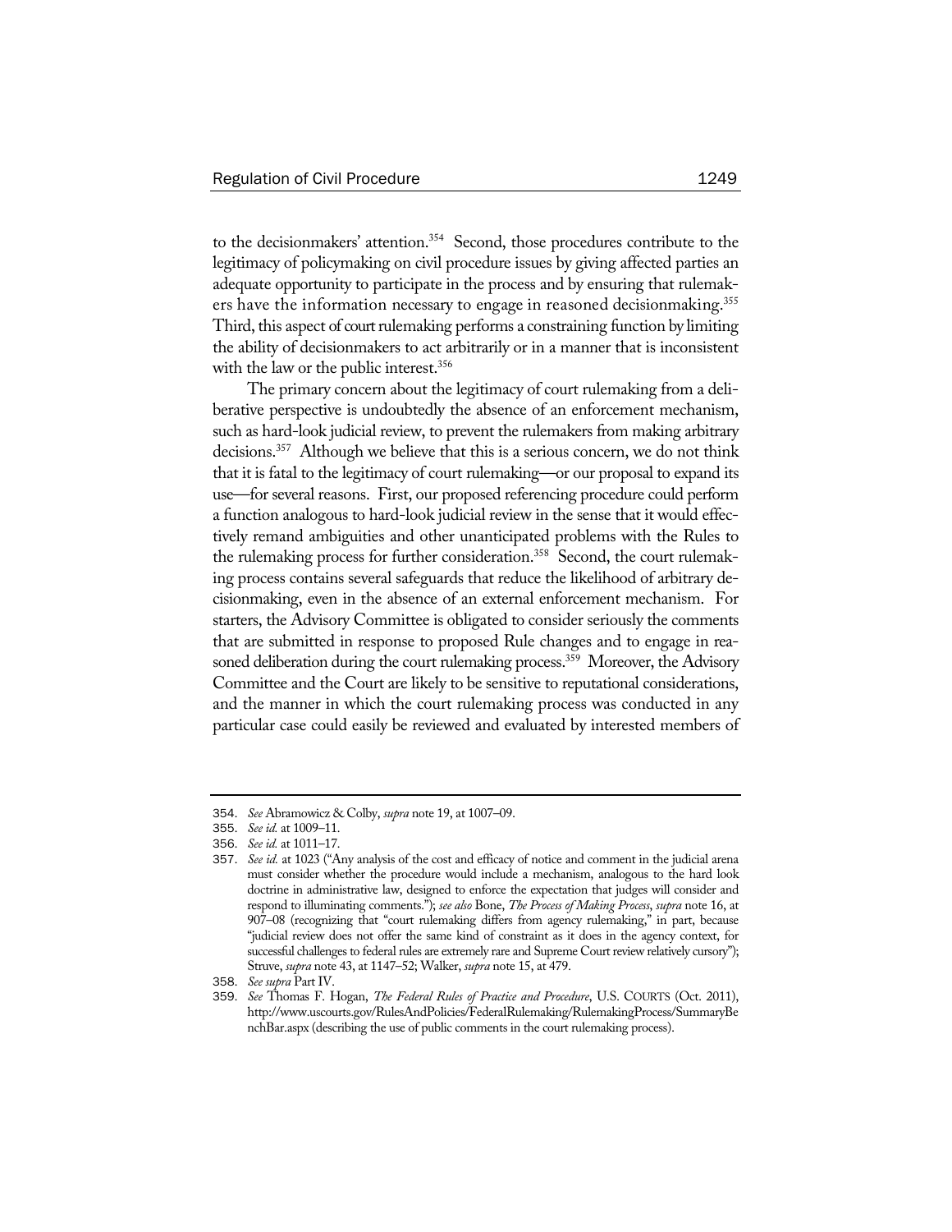to the decisionmakers' attention.[354] Second, those procedures contribute to the legitimacy of policymaking on civil procedure issues by giving affected parties an adequate opportunity to participate in the process and by ensuring that rulemakers have the information necessary to engage in reasoned decisionmaking.[355] Third, this aspect of court rulemaking performs a constraining function by limiting the ability of decisionmakers to act arbitrarily or in a manner that is inconsistent with the law or the public interest.[356]

The primary concern about the legitimacy of court rulemaking from a deliberative perspective is undoubtedly the absence of an enforcement mechanism, such as hard-look judicial review, to prevent the rulemakers from making arbitrary decisions.[357] Although we believe that this is a serious concern, we do not think that it is fatal to the legitimacy of court rulemaking—or our proposal to expand its use—for several reasons. First, our proposed referencing procedure could perform a function analogous to hard-look judicial review in the sense that it would effectively remand ambiguities and other unanticipated problems with the Rules to the rulemaking process for further consideration.[358] Second, the court rulemaking process contains several safeguards that reduce the likelihood of arbitrary decisionmaking, even in the absence of an external enforcement mechanism. For starters, the Advisory Committee is obligated to consider seriously the comments that are submitted in response to proposed Rule changes and to engage in reasoned deliberation during the court rulemaking process.[359] Moreover, the Advisory Committee and the Court are likely to be sensitive to reputational considerations, and the manner in which the court rulemaking process was conducted in any particular case could easily be reviewed and evaluated by interested members of

---

354. *See* Abramowicz & Colby, *supra* note 19, at 1007–09.

355. *See id.* at 1009–11.

356. *See id.* at 1011–17.

357. *See id.* at 1023 ("Any analysis of the cost and efficacy of notice and comment in the judicial arena must consider whether the procedure would include a mechanism, analogous to the hard look doctrine in administrative law, designed to enforce the expectation that judges will consider and respond to illuminating comments."); *see also* Bone, *The Process of Making Process*, *supra* note 16, at 907–08 (recognizing that "court rulemaking differs from agency rulemaking," in part, because "judicial review does not offer the same kind of constraint as it does in the agency context, for successful challenges to federal rules are extremely rare and Supreme Court review relatively cursory"); Struve, *supra* note 43, at 1147–52; Walker, *supra* note 15, at 479.

358. *See supra* Part IV.

359. *See* Thomas F. Hogan, *The Federal Rules of Practice and Procedure*, U.S. COURTS (Oct. 2011), http://www.uscourts.gov/RulesAndPolicies/FederalRulemaking/RulemakingProcess/SummaryBenchBar.aspx (describing the use of public comments in the court rulemaking process).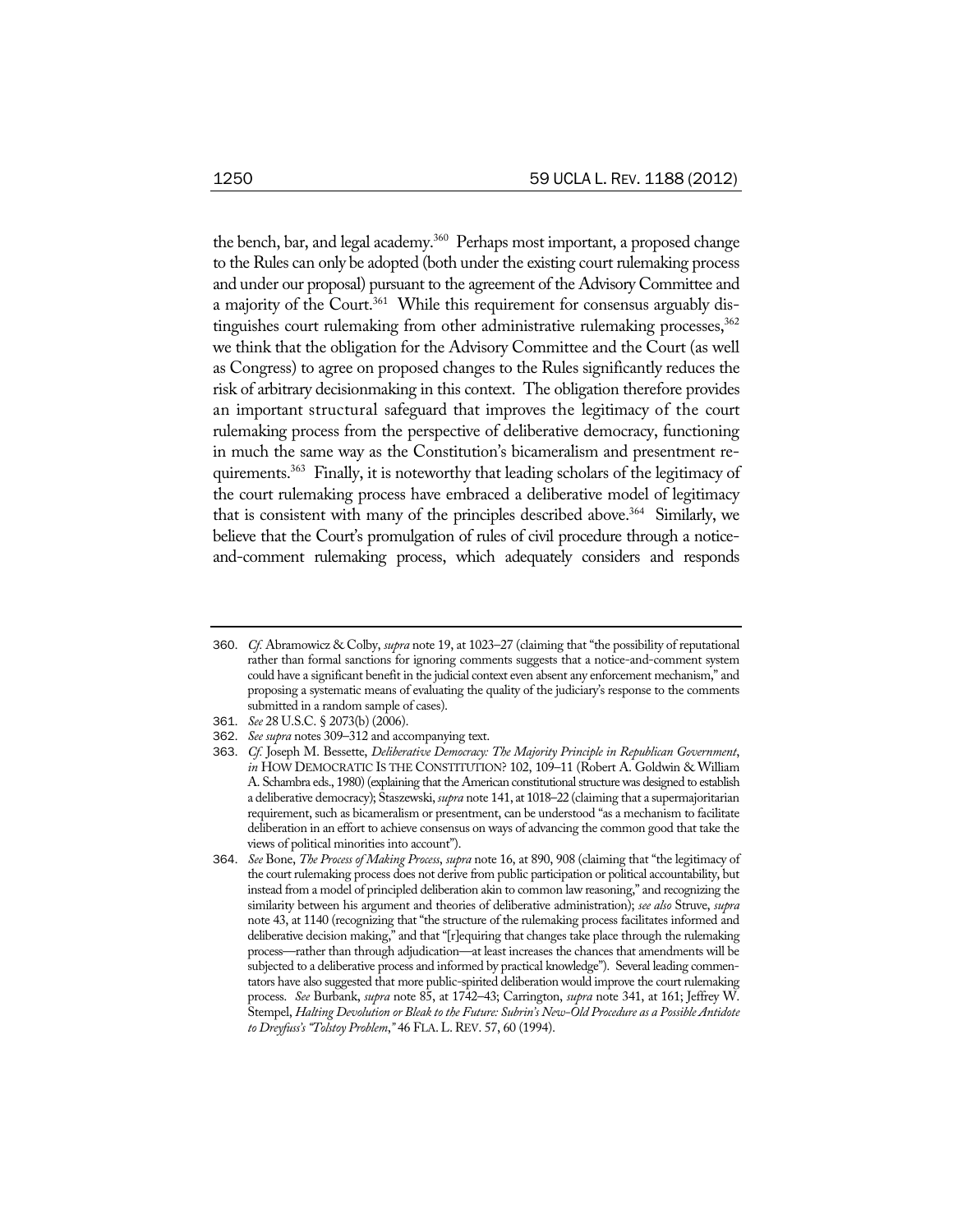the bench, bar, and legal academy.[360] Perhaps most important, a proposed change to the Rules can only be adopted (both under the existing court rulemaking process and under our proposal) pursuant to the agreement of the Advisory Committee and a majority of the Court.[361] While this requirement for consensus arguably distinguishes court rulemaking from other administrative rulemaking processes,[362] we think that the obligation for the Advisory Committee and the Court (as well as Congress) to agree on proposed changes to the Rules significantly reduces the risk of arbitrary decisionmaking in this context. The obligation therefore provides an important structural safeguard that improves the legitimacy of the court rulemaking process from the perspective of deliberative democracy, functioning in much the same way as the Constitution's bicameralism and presentment requirements.[363] Finally, it is noteworthy that leading scholars of the legitimacy of the court rulemaking process have embraced a deliberative model of legitimacy that is consistent with many of the principles described above.[364] Similarly, we believe that the Court's promulgation of rules of civil procedure through a notice-and-comment rulemaking process, which adequately considers and responds

---

360. *Cf.* Abramowicz & Colby, *supra* note 19, at 1023–27 (claiming that "the possibility of reputational rather than formal sanctions for ignoring comments suggests that a notice-and-comment system could have a significant benefit in the judicial context even absent any enforcement mechanism," and proposing a systematic means of evaluating the quality of the judiciary's response to the comments submitted in a random sample of cases).

361. *See* 28 U.S.C. § 2073(b) (2006).

362. *See supra* notes 309–312 and accompanying text.

363. *Cf.* Joseph M. Bessette, *Deliberative Democracy: The Majority Principle in Republican Government*, *in* HOW DEMOCRATIC IS THE CONSTITUTION? 102, 109–11 (Robert A. Goldwin & William A. Schambra eds., 1980) (explaining that the American constitutional structure was designed to establish a deliberative democracy); Staszewski, *supra* note 141, at 1018–22 (claiming that a supermajoritarian requirement, such as bicameralism or presentment, can be understood "as a mechanism to facilitate deliberation in an effort to achieve consensus on ways of advancing the common good that take the views of political minorities into account").

364. *See* Bone, *The Process of Making Process*, *supra* note 16, at 890, 908 (claiming that "the legitimacy of the court rulemaking process does not derive from public participation or political accountability, but instead from a model of principled deliberation akin to common law reasoning," and recognizing the similarity between his argument and theories of deliberative administration); *see also* Struve, *supra* note 43, at 1140 (recognizing that "the structure of the rulemaking process facilitates informed and deliberative decision making," and that "[r]equiring that changes take place through the rulemaking process—rather than through adjudication—at least increases the chances that amendments will be subjected to a deliberative process and informed by practical knowledge"). Several leading commentators have also suggested that more public-spirited deliberation would improve the court rulemaking process. *See* Burbank, *supra* note 85, at 1742–43; Carrington, *supra* note 341, at 161; Jeffrey W. Stempel, *Halting Devolution or Bleak to the Future: Subrin's New-Old Procedure as a Possible Antidote to Dreyfuss's "Tolstoy Problem*,*"* 46 FLA. L. REV. 57, 60 (1994).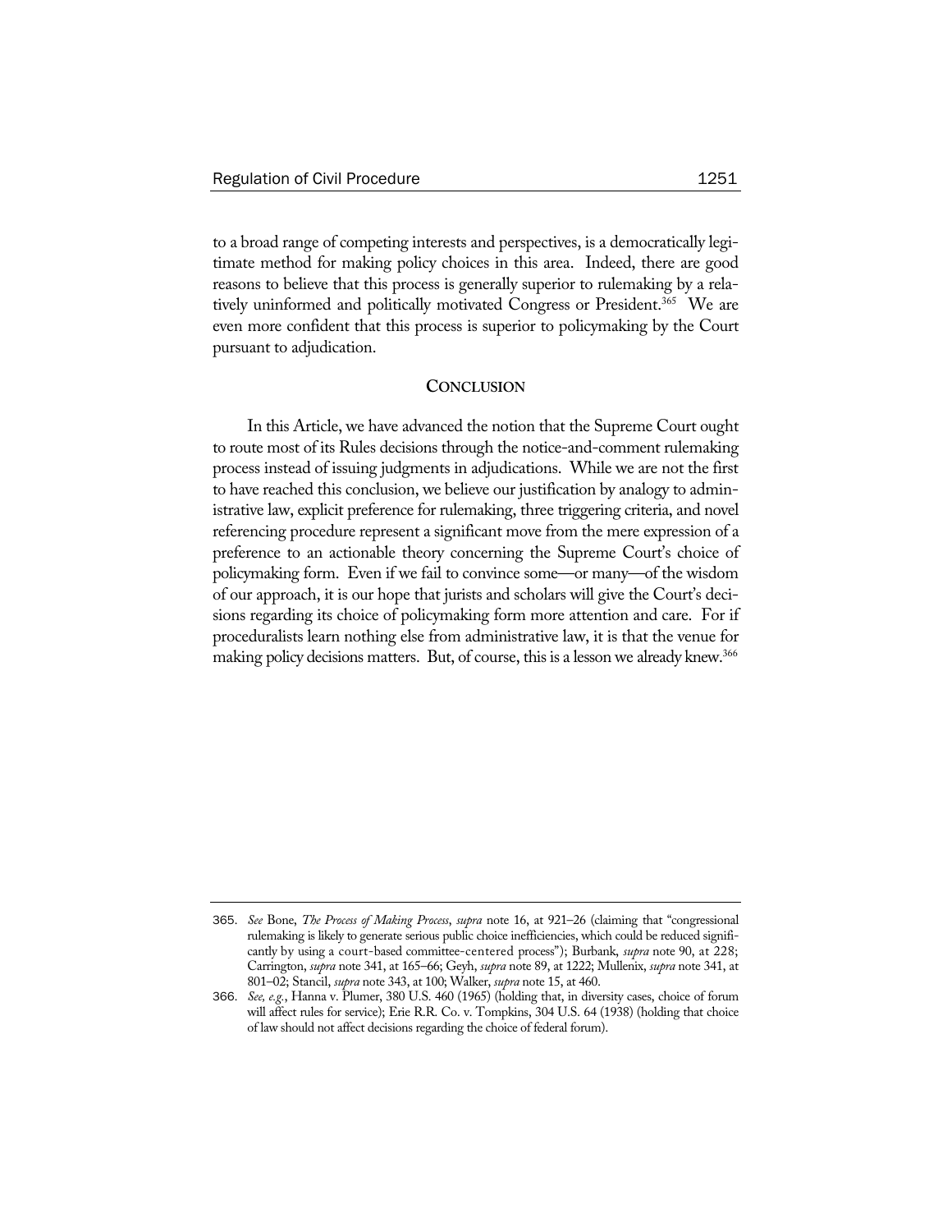to a broad range of competing interests and perspectives, is a democratically legitimate method for making policy choices in this area. Indeed, there are good reasons to believe that this process is generally superior to rulemaking by a relatively uninformed and politically motivated Congress or President.[365] We are even more confident that this process is superior to policymaking by the Court pursuant to adjudication.

## CONCLUSION

In this Article, we have advanced the notion that the Supreme Court ought to route most of its Rules decisions through the notice-and-comment rulemaking process instead of issuing judgments in adjudications. While we are not the first to have reached this conclusion, we believe our justification by analogy to administrative law, explicit preference for rulemaking, three triggering criteria, and novel referencing procedure represent a significant move from the mere expression of a preference to an actionable theory concerning the Supreme Court's choice of policymaking form. Even if we fail to convince some—or many—of the wisdom of our approach, it is our hope that jurists and scholars will give the Court's decisions regarding its choice of policymaking form more attention and care. For if proceduralists learn nothing else from administrative law, it is that the venue for making policy decisions matters. But, of course, this is a lesson we already knew.[366]

---

365. *See* Bone, *The Process of Making Process*, *supra* note 16, at 921–26 (claiming that "congressional rulemaking is likely to generate serious public choice inefficiencies, which could be reduced significantly by using a court-based committee-centered process"); Burbank, *supra* note 90, at 228; Carrington, *supra* note 341, at 165–66; Geyh, *supra* note 89, at 1222; Mullenix, *supra* note 341, at 801–02; Stancil, *supra* note 343, at 100; Walker, *supra* note 15, at 460.

366. *See, e.g.*, Hanna v. Plumer, 380 U.S. 460 (1965) (holding that, in diversity cases, choice of forum will affect rules for service); Erie R.R. Co. v. Tompkins, 304 U.S. 64 (1938) (holding that choice of law should not affect decisions regarding the choice of federal forum).